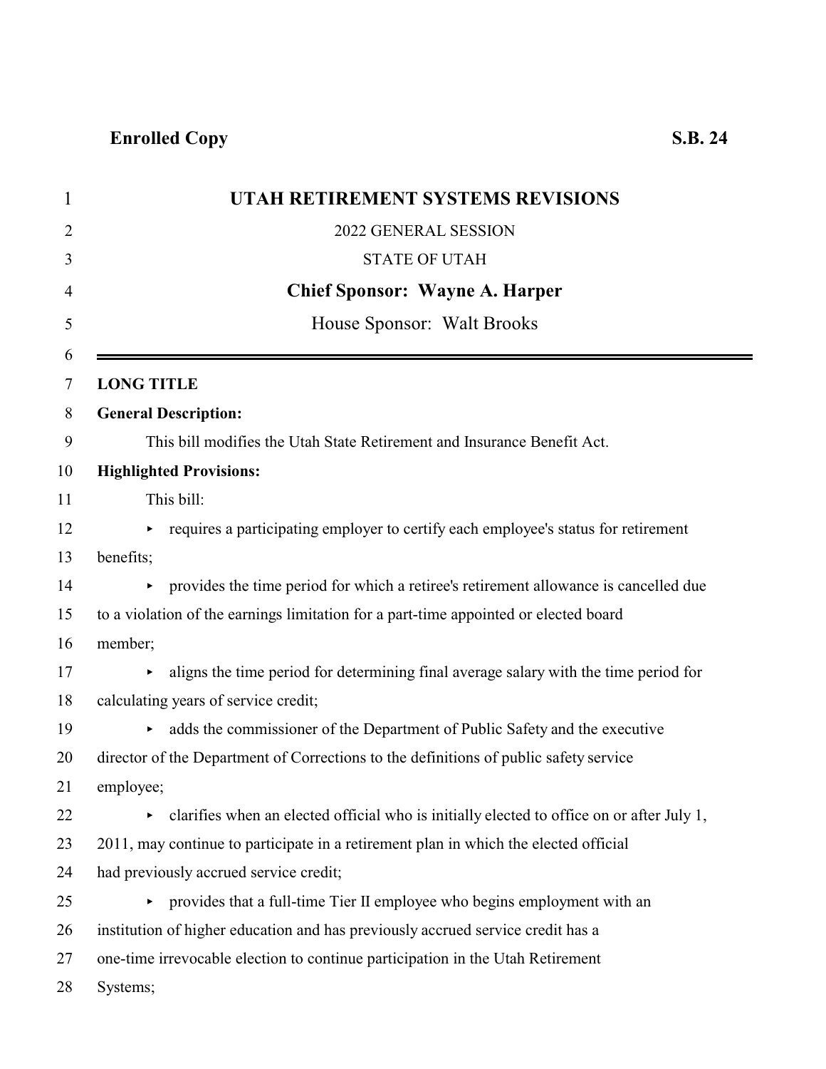**Enrolled Copy** **S.B. 24**

# UTAH RETIREMENT SYSTEMS REVISIONS

2022 GENERAL SESSION

STATE OF UTAH

**Chief Sponsor: Wayne A. Harper**

House Sponsor: Walt Brooks

---

**LONG TITLE**

**General Description:**

This bill modifies the Utah State Retirement and Insurance Benefit Act.

**Highlighted Provisions:**

This bill:

- requires a participating employer to certify each employee's status for retirement benefits;
- provides the time period for which a retiree's retirement allowance is cancelled due to a violation of the earnings limitation for a part-time appointed or elected board member;
- aligns the time period for determining final average salary with the time period for calculating years of service credit;
- adds the commissioner of the Department of Public Safety and the executive director of the Department of Corrections to the definitions of public safety service employee;
- clarifies when an elected official who is initially elected to office on or after July 1, 2011, may continue to participate in a retirement plan in which the elected official had previously accrued service credit;
- provides that a full-time Tier II employee who begins employment with an institution of higher education and has previously accrued service credit has a one-time irrevocable election to continue participation in the Utah Retirement Systems;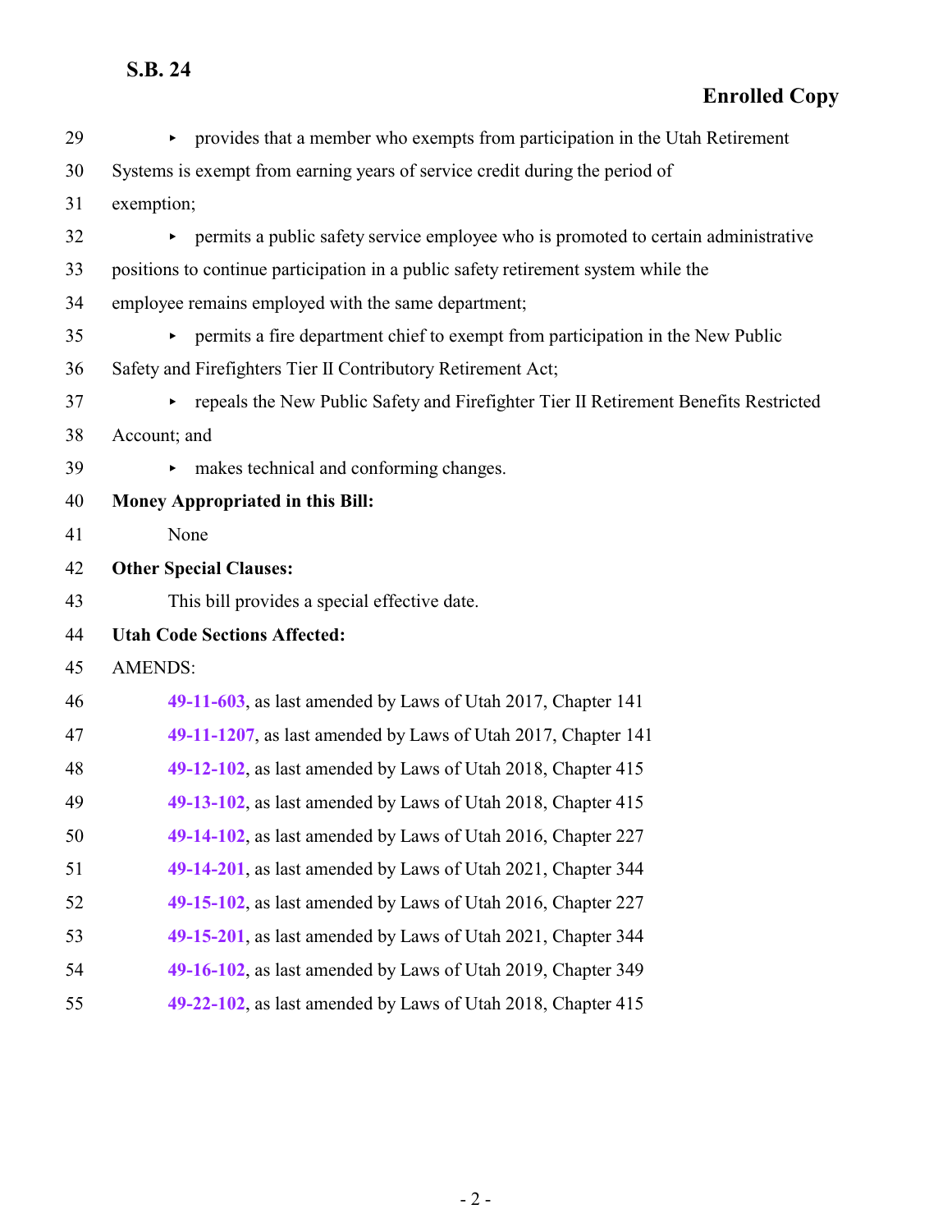- provides that a member who exempts from participation in the Utah Retirement Systems is exempt from earning years of service credit during the period of exemption;
- permits a public safety service employee who is promoted to certain administrative positions to continue participation in a public safety retirement system while the employee remains employed with the same department;
- permits a fire department chief to exempt from participation in the New Public Safety and Firefighters Tier II Contributory Retirement Act;
- repeals the New Public Safety and Firefighter Tier II Retirement Benefits Restricted Account; and
- makes technical and conforming changes.

**Money Appropriated in this Bill:**

None

**Other Special Clauses:**

This bill provides a special effective date.

**Utah Code Sections Affected:**

AMENDS:

**49-11-603**, as last amended by Laws of Utah 2017, Chapter 141

**49-11-1207**, as last amended by Laws of Utah 2017, Chapter 141

**49-12-102**, as last amended by Laws of Utah 2018, Chapter 415

**49-13-102**, as last amended by Laws of Utah 2018, Chapter 415

**49-14-102**, as last amended by Laws of Utah 2016, Chapter 227

**49-14-201**, as last amended by Laws of Utah 2021, Chapter 344

**49-15-102**, as last amended by Laws of Utah 2016, Chapter 227

**49-15-201**, as last amended by Laws of Utah 2021, Chapter 344

**49-16-102**, as last amended by Laws of Utah 2019, Chapter 349

**49-22-102**, as last amended by Laws of Utah 2018, Chapter 415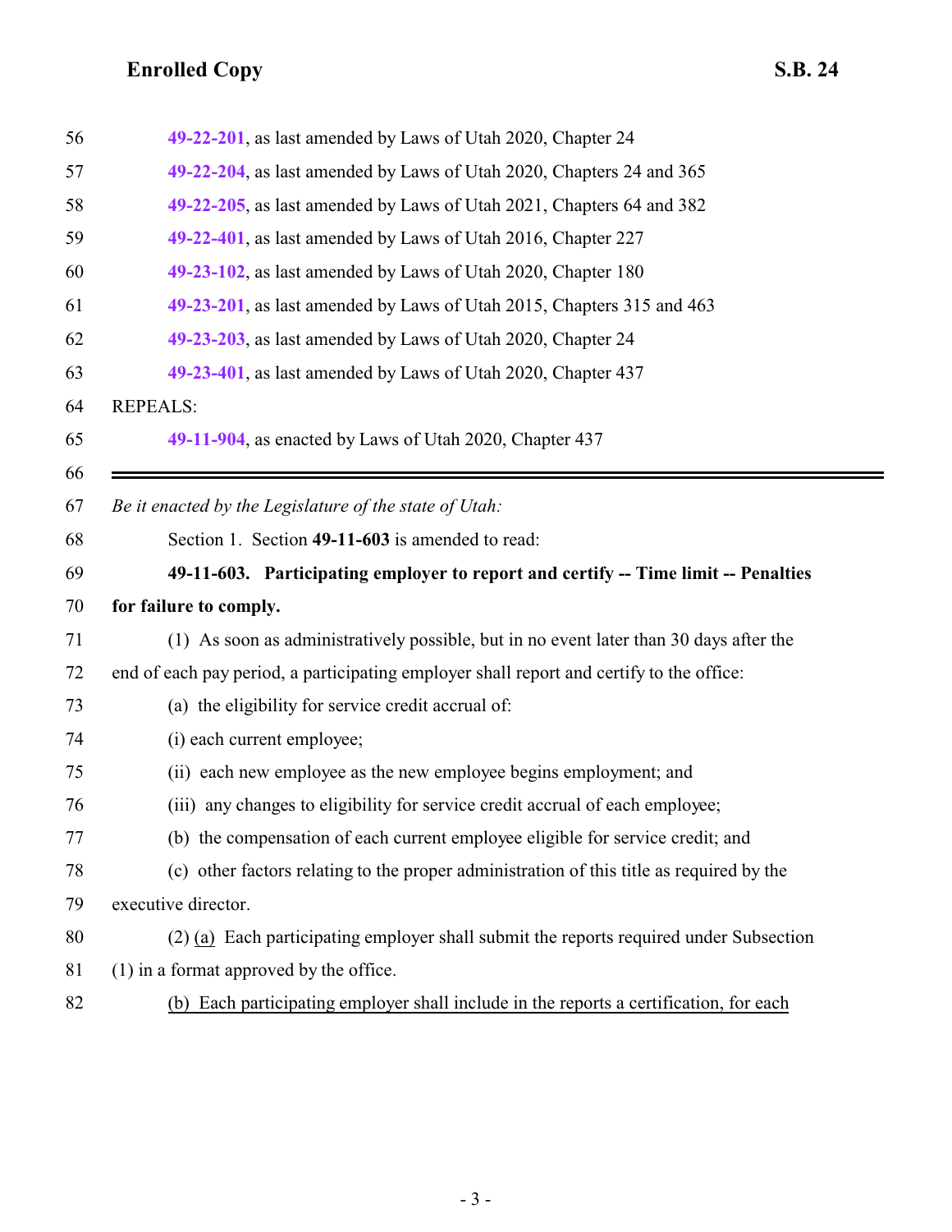49-22-201, as last amended by Laws of Utah 2020, Chapter 24

49-22-204, as last amended by Laws of Utah 2020, Chapters 24 and 365

49-22-205, as last amended by Laws of Utah 2021, Chapters 64 and 382

49-22-401, as last amended by Laws of Utah 2016, Chapter 227

49-23-102, as last amended by Laws of Utah 2020, Chapter 180

49-23-201, as last amended by Laws of Utah 2015, Chapters 315 and 463

49-23-203, as last amended by Laws of Utah 2020, Chapter 24

49-23-401, as last amended by Laws of Utah 2020, Chapter 437

REPEALS:

49-11-904, as enacted by Laws of Utah 2020, Chapter 437

---

*Be it enacted by the Legislature of the state of Utah:*

Section 1. Section **49-11-603** is amended to read:

**49-11-603. Participating employer to report and certify -- Time limit -- Penalties for failure to comply.**

(1) As soon as administratively possible, but in no event later than 30 days after the end of each pay period, a participating employer shall report and certify to the office:

(a) the eligibility for service credit accrual of:

(i) each current employee;

(ii) each new employee as the new employee begins employment; and

(iii) any changes to eligibility for service credit accrual of each employee;

(b) the compensation of each current employee eligible for service credit; and

(c) other factors relating to the proper administration of this title as required by the executive director.

(2) <u>(a)</u> Each participating employer shall submit the reports required under Subsection (1) in a format approved by the office.

<u>(b) Each participating employer shall include in the reports a certification, for each</u>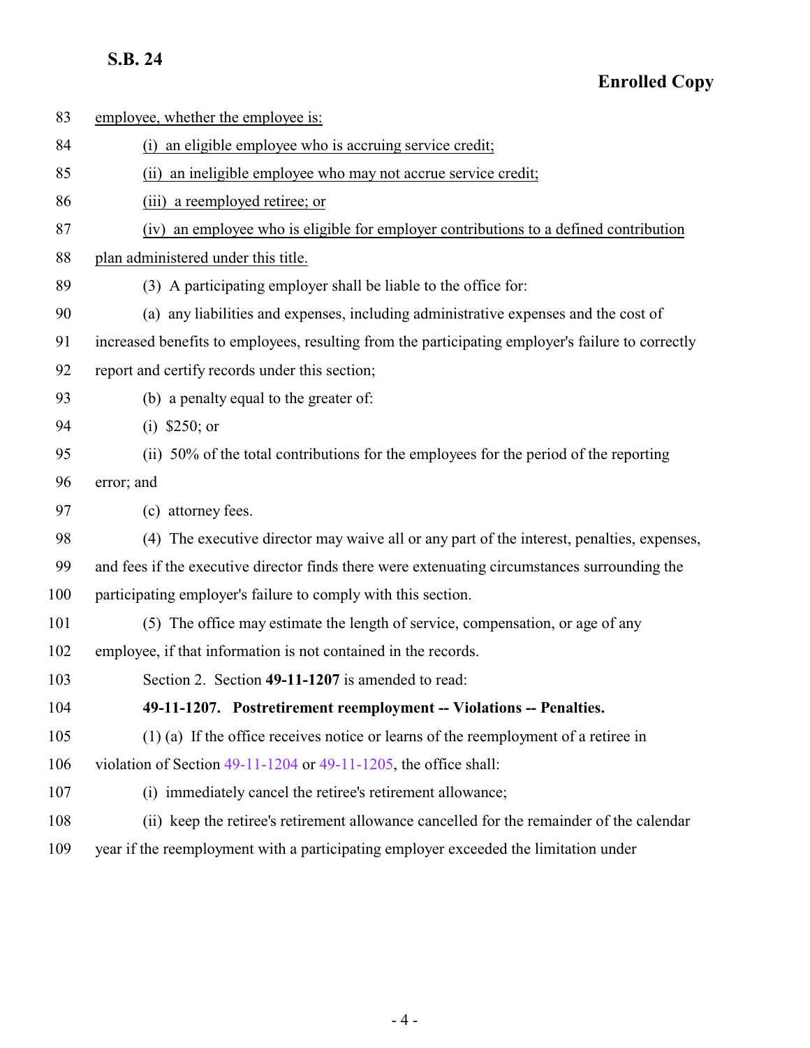83 employee, whether the employee is:

84 (i) an eligible employee who is accruing service credit;

85 (ii) an ineligible employee who may not accrue service credit;

86 (iii) a reemployed retiree; or

87 (iv) an employee who is eligible for employer contributions to a defined contribution

88 plan administered under this title.

89 (3) A participating employer shall be liable to the office for:

90 (a) any liabilities and expenses, including administrative expenses and the cost of

91 increased benefits to employees, resulting from the participating employer's failure to correctly

92 report and certify records under this section;

93 (b) a penalty equal to the greater of:

94 (i) $250; or

95 (ii) 50% of the total contributions for the employees for the period of the reporting

96 error; and

97 (c) attorney fees.

98 (4) The executive director may waive all or any part of the interest, penalties, expenses,

99 and fees if the executive director finds there were extenuating circumstances surrounding the

100 participating employer's failure to comply with this section.

101 (5) The office may estimate the length of service, compensation, or age of any

102 employee, if that information is not contained in the records.

103 Section 2. Section **49-11-1207** is amended to read:

104 **49-11-1207. Postretirement reemployment -- Violations -- Penalties.**

105 (1) (a) If the office receives notice or learns of the reemployment of a retiree in

106 violation of Section 49-11-1204 or 49-11-1205, the office shall:

107 (i) immediately cancel the retiree's retirement allowance;

108 (ii) keep the retiree's retirement allowance cancelled for the remainder of the calendar

109 year if the reemployment with a participating employer exceeded the limitation under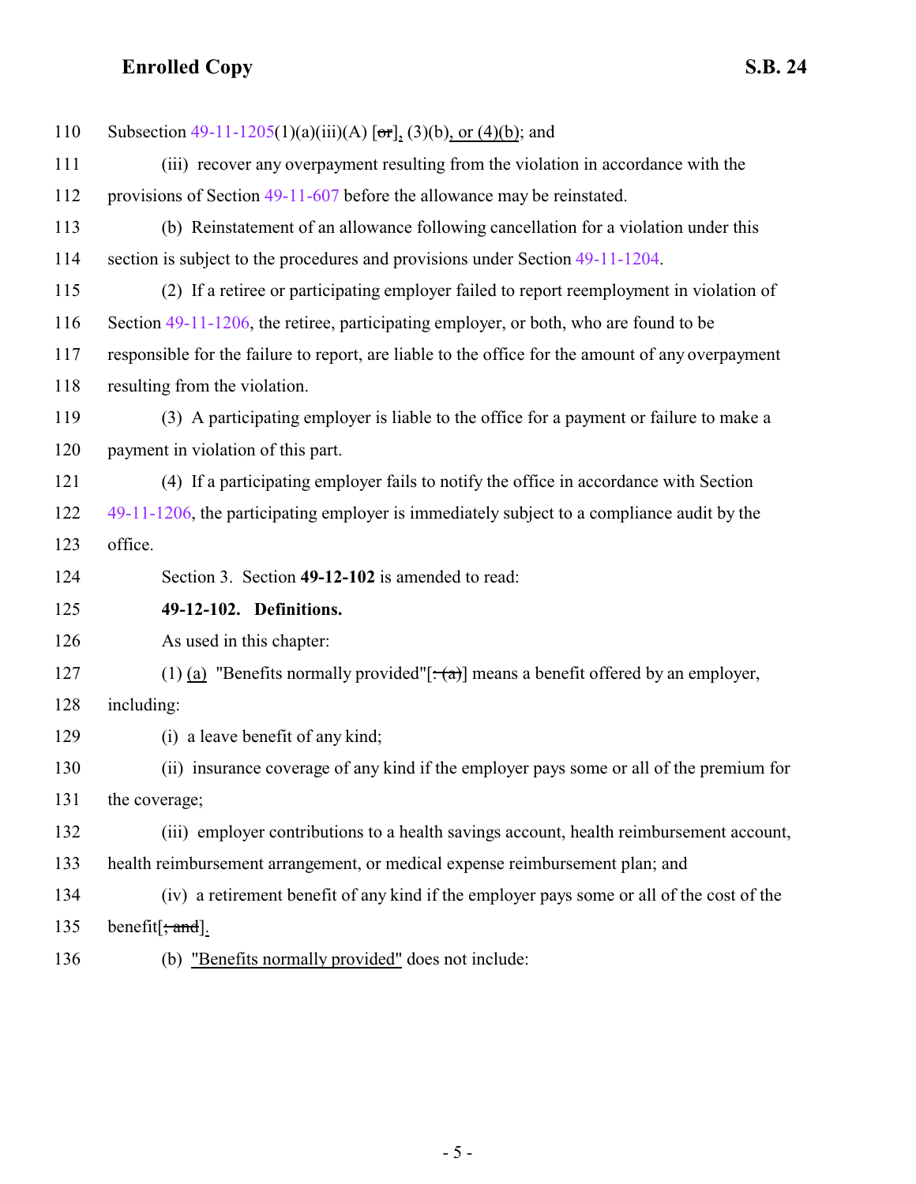110 Subsection 49-11-1205(1)(a)(iii)(A) [~~or~~], (3)(b), or (4)(b); and

111 (iii) recover any overpayment resulting from the violation in accordance with the

112 provisions of Section 49-11-607 before the allowance may be reinstated.

113 (b) Reinstatement of an allowance following cancellation for a violation under this

114 section is subject to the procedures and provisions under Section 49-11-1204.

115 (2) If a retiree or participating employer failed to report reemployment in violation of

116 Section 49-11-1206, the retiree, participating employer, or both, who are found to be

117 responsible for the failure to report, are liable to the office for the amount of any overpayment

118 resulting from the violation.

119 (3) A participating employer is liable to the office for a payment or failure to make a

120 payment in violation of this part.

121 (4) If a participating employer fails to notify the office in accordance with Section

122 49-11-1206, the participating employer is immediately subject to a compliance audit by the

123 office.

124 Section 3. Section **49-12-102** is amended to read:

125 **49-12-102. Definitions.**

126 As used in this chapter:

127 (1) (a) "Benefits normally provided"[~~: (a)~~] means a benefit offered by an employer,

128 including:

129 (i) a leave benefit of any kind;

130 (ii) insurance coverage of any kind if the employer pays some or all of the premium for

131 the coverage;

132 (iii) employer contributions to a health savings account, health reimbursement account,

133 health reimbursement arrangement, or medical expense reimbursement plan; and

134 (iv) a retirement benefit of any kind if the employer pays some or all of the cost of the

135 benefit[~~; and~~].

136 (b) "Benefits normally provided" does not include: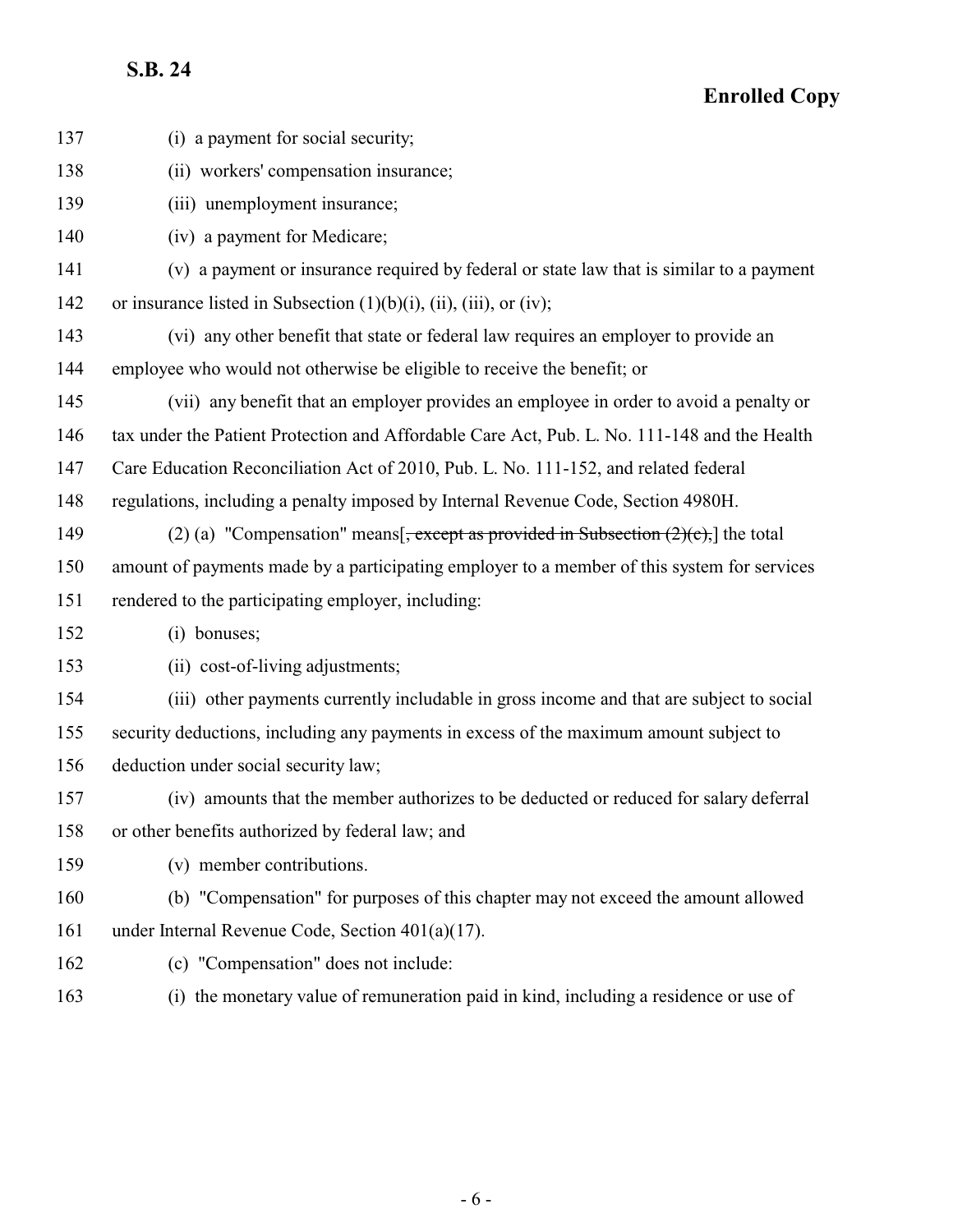137 (i) a payment for social security;

138 (ii) workers' compensation insurance;

139 (iii) unemployment insurance;

140 (iv) a payment for Medicare;

141 (v) a payment or insurance required by federal or state law that is similar to a payment

142 or insurance listed in Subsection (1)(b)(i), (ii), (iii), or (iv);

143 (vi) any other benefit that state or federal law requires an employer to provide an

144 employee who would not otherwise be eligible to receive the benefit; or

145 (vii) any benefit that an employer provides an employee in order to avoid a penalty or

146 tax under the Patient Protection and Affordable Care Act, Pub. L. No. 111-148 and the Health

147 Care Education Reconciliation Act of 2010, Pub. L. No. 111-152, and related federal

148 regulations, including a penalty imposed by Internal Revenue Code, Section 4980H.

149 (2) (a) "Compensation" means[~~, except as provided in Subsection (2)(c),~~] the total

150 amount of payments made by a participating employer to a member of this system for services

151 rendered to the participating employer, including:

152 (i) bonuses;

153 (ii) cost-of-living adjustments;

154 (iii) other payments currently includable in gross income and that are subject to social

155 security deductions, including any payments in excess of the maximum amount subject to

156 deduction under social security law;

157 (iv) amounts that the member authorizes to be deducted or reduced for salary deferral

158 or other benefits authorized by federal law; and

159 (v) member contributions.

160 (b) "Compensation" for purposes of this chapter may not exceed the amount allowed

161 under Internal Revenue Code, Section 401(a)(17).

162 (c) "Compensation" does not include:

163 (i) the monetary value of remuneration paid in kind, including a residence or use of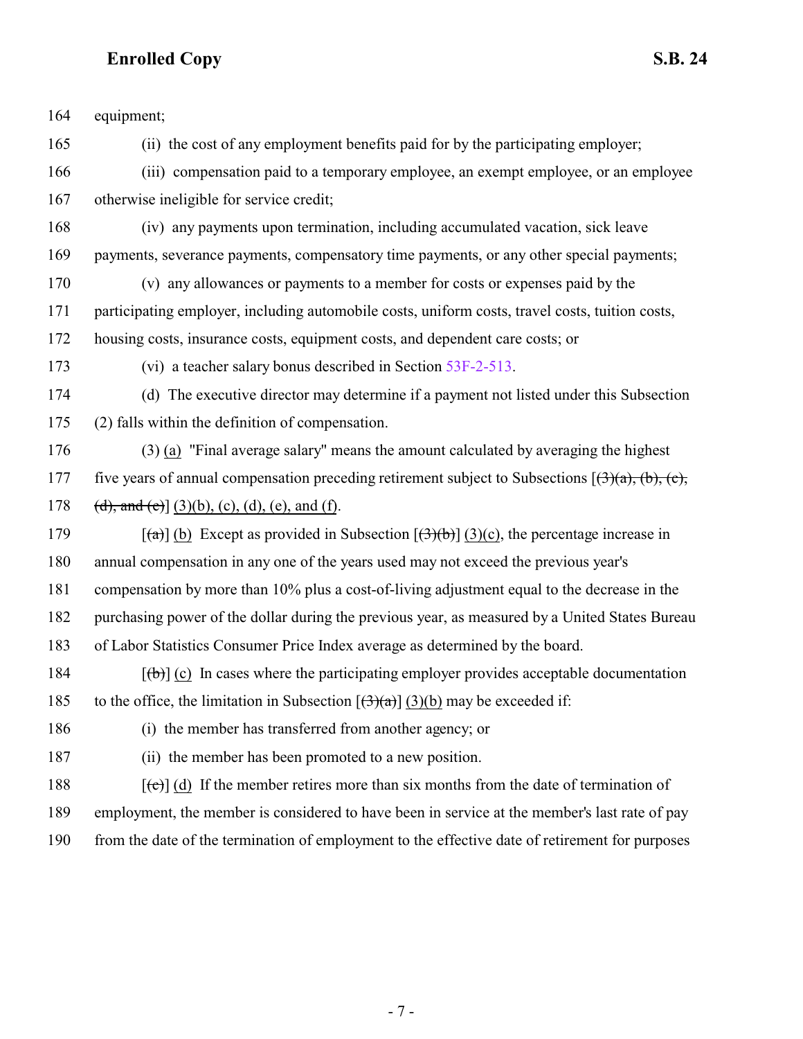164 equipment;

165 (ii) the cost of any employment benefits paid for by the participating employer;

166 (iii) compensation paid to a temporary employee, an exempt employee, or an employee

167 otherwise ineligible for service credit;

168 (iv) any payments upon termination, including accumulated vacation, sick leave

169 payments, severance payments, compensatory time payments, or any other special payments;

170 (v) any allowances or payments to a member for costs or expenses paid by the

171 participating employer, including automobile costs, uniform costs, travel costs, tuition costs,

172 housing costs, insurance costs, equipment costs, and dependent care costs; or

173 (vi) a teacher salary bonus described in Section 53F-2-513.

174 (d) The executive director may determine if a payment not listed under this Subsection

175 (2) falls within the definition of compensation.

176 (3) (a) "Final average salary" means the amount calculated by averaging the highest

177 five years of annual compensation preceding retirement subject to Subsections [~~(3)(a), (b), (c),~~

178 ~~(d), and (e)~~] (3)(b), (c), (d), (e), and (f).

179 [~~(a)~~] (b) Except as provided in Subsection [~~(3)(b)~~] (3)(c), the percentage increase in

180 annual compensation in any one of the years used may not exceed the previous year's

181 compensation by more than 10% plus a cost-of-living adjustment equal to the decrease in the

182 purchasing power of the dollar during the previous year, as measured by a United States Bureau

183 of Labor Statistics Consumer Price Index average as determined by the board.

184 [~~(b)~~] (c) In cases where the participating employer provides acceptable documentation

185 to the office, the limitation in Subsection [~~(3)(a)~~] (3)(b) may be exceeded if:

186 (i) the member has transferred from another agency; or

187 (ii) the member has been promoted to a new position.

188 [~~(c)~~] (d) If the member retires more than six months from the date of termination of

189 employment, the member is considered to have been in service at the member's last rate of pay

190 from the date of the termination of employment to the effective date of retirement for purposes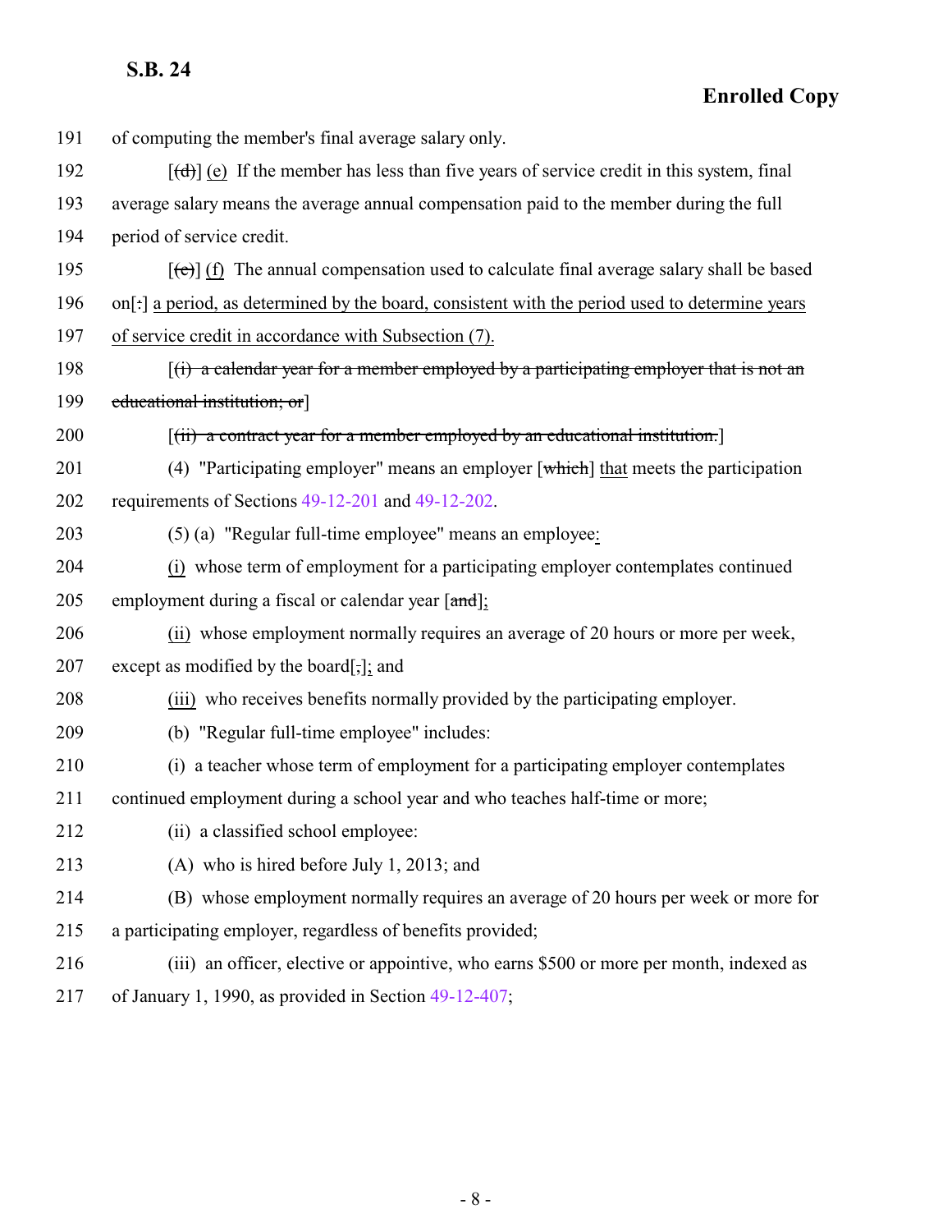191 of computing the member's final average salary only.

192 [(d)] (e) If the member has less than five years of service credit in this system, final

193 average salary means the average annual compensation paid to the member during the full

194 period of service credit.

195 [(e)] (f) The annual compensation used to calculate final average salary shall be based

196 on[:] a period, as determined by the board, consistent with the period used to determine years

197 of service credit in accordance with Subsection (7).

198 [(i) a calendar year for a member employed by a participating employer that is not an

199 educational institution; or]

200 [(ii) a contract year for a member employed by an educational institution.]

201 (4) "Participating employer" means an employer [which] that meets the participation

202 requirements of Sections 49-12-201 and 49-12-202.

203 (5) (a) "Regular full-time employee" means an employee:

204 (i) whose term of employment for a participating employer contemplates continued

205 employment during a fiscal or calendar year [and];

206 (ii) whose employment normally requires an average of 20 hours or more per week,

207 except as modified by the board[,]; and

208 (iii) who receives benefits normally provided by the participating employer.

209 (b) "Regular full-time employee" includes:

210 (i) a teacher whose term of employment for a participating employer contemplates

211 continued employment during a school year and who teaches half-time or more;

212 (ii) a classified school employee:

213 (A) who is hired before July 1, 2013; and

214 (B) whose employment normally requires an average of 20 hours per week or more for

215 a participating employer, regardless of benefits provided;

216 (iii) an officer, elective or appointive, who earns $500 or more per month, indexed as

217 of January 1, 1990, as provided in Section 49-12-407;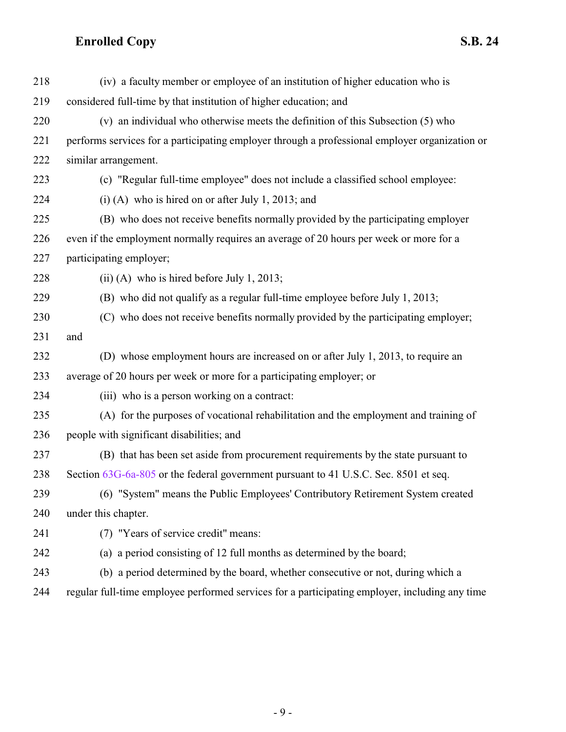(iv) a faculty member or employee of an institution of higher education who is considered full-time by that institution of higher education; and

(v) an individual who otherwise meets the definition of this Subsection (5) who performs services for a participating employer through a professional employer organization or similar arrangement.

(c) "Regular full-time employee" does not include a classified school employee:

(i) (A) who is hired on or after July 1, 2013; and

(B) who does not receive benefits normally provided by the participating employer even if the employment normally requires an average of 20 hours per week or more for a participating employer;

(ii) (A) who is hired before July 1, 2013;

(B) who did not qualify as a regular full-time employee before July 1, 2013;

(C) who does not receive benefits normally provided by the participating employer; and

(D) whose employment hours are increased on or after July 1, 2013, to require an average of 20 hours per week or more for a participating employer; or

(iii) who is a person working on a contract:

(A) for the purposes of vocational rehabilitation and the employment and training of people with significant disabilities; and

(B) that has been set aside from procurement requirements by the state pursuant to Section 63G-6a-805 or the federal government pursuant to 41 U.S.C. Sec. 8501 et seq.

(6) "System" means the Public Employees' Contributory Retirement System created under this chapter.

(7) "Years of service credit" means:

(a) a period consisting of 12 full months as determined by the board;

(b) a period determined by the board, whether consecutive or not, during which a regular full-time employee performed services for a participating employer, including any time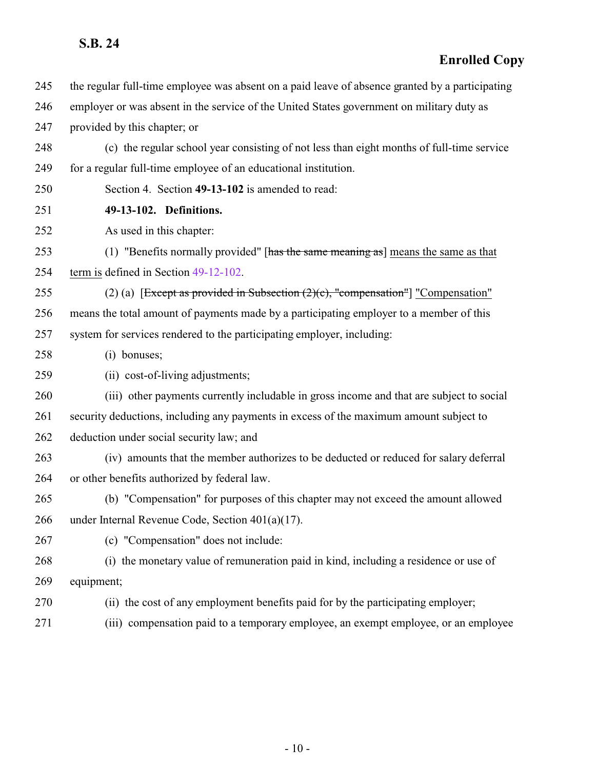245 the regular full-time employee was absent on a paid leave of absence granted by a participating
246 employer or was absent in the service of the United States government on military duty as
247 provided by this chapter; or

248 (c) the regular school year consisting of not less than eight months of full-time service
249 for a regular full-time employee of an educational institution.

250 Section 4. Section **49-13-102** is amended to read:

251 **49-13-102. Definitions.**

252 As used in this chapter:

253 (1) "Benefits normally provided" [~~has the same meaning as~~] <u>means the same as that</u>
254 <u>term is</u> defined in Section 49-12-102.

255 (2) (a) [~~Except as provided in Subsection (2)(c), "compensation"~~] <u>"Compensation"</u>
256 means the total amount of payments made by a participating employer to a member of this
257 system for services rendered to the participating employer, including:

258 (i) bonuses;

259 (ii) cost-of-living adjustments;

260 (iii) other payments currently includable in gross income and that are subject to social
261 security deductions, including any payments in excess of the maximum amount subject to
262 deduction under social security law; and

263 (iv) amounts that the member authorizes to be deducted or reduced for salary deferral
264 or other benefits authorized by federal law.

265 (b) "Compensation" for purposes of this chapter may not exceed the amount allowed
266 under Internal Revenue Code, Section 401(a)(17).

267 (c) "Compensation" does not include:

268 (i) the monetary value of remuneration paid in kind, including a residence or use of
269 equipment;

270 (ii) the cost of any employment benefits paid for by the participating employer;

271 (iii) compensation paid to a temporary employee, an exempt employee, or an employee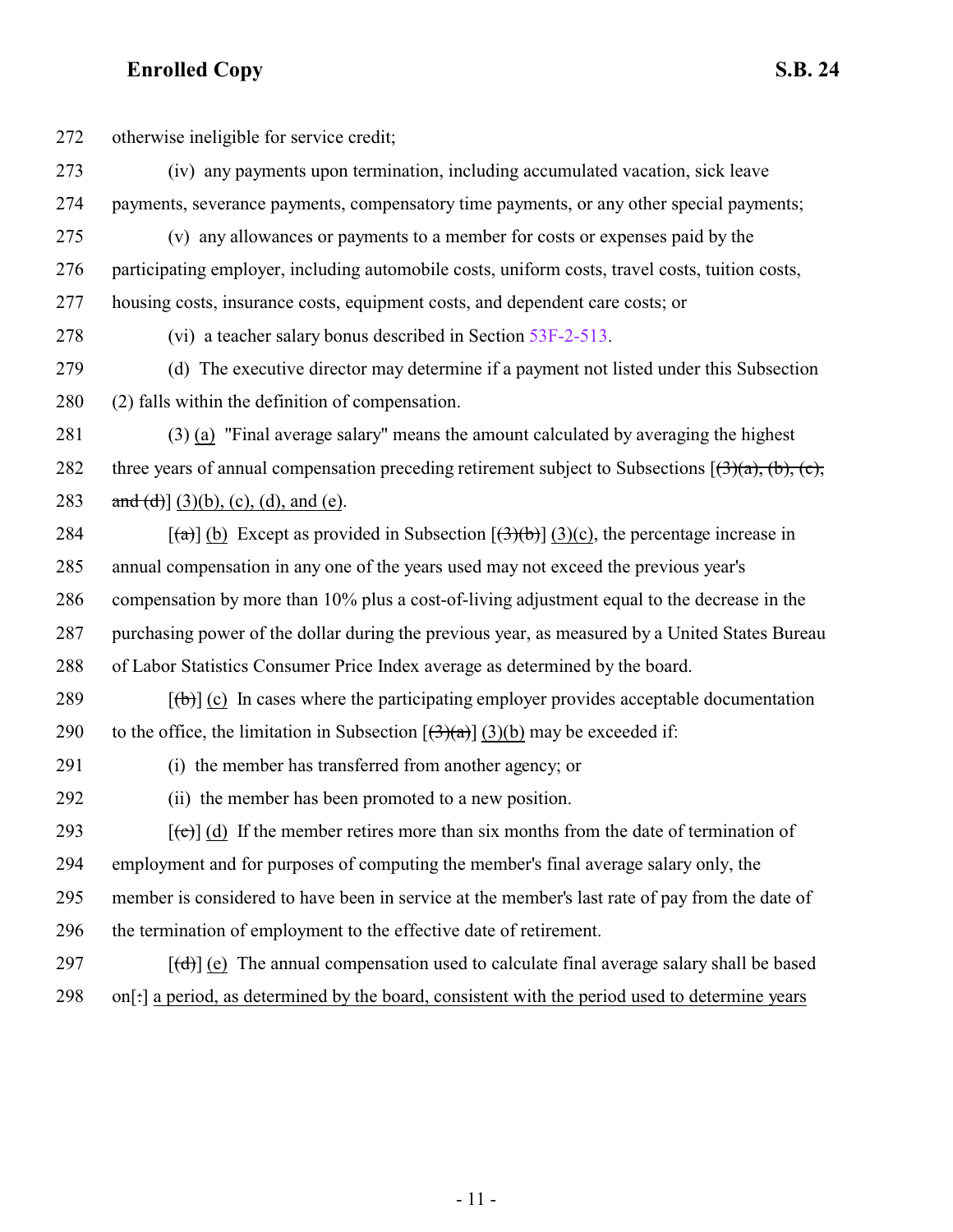272 otherwise ineligible for service credit;

273 (iv) any payments upon termination, including accumulated vacation, sick leave

274 payments, severance payments, compensatory time payments, or any other special payments;

275 (v) any allowances or payments to a member for costs or expenses paid by the

276 participating employer, including automobile costs, uniform costs, travel costs, tuition costs,

277 housing costs, insurance costs, equipment costs, and dependent care costs; or

278 (vi) a teacher salary bonus described in Section 53F-2-513.

279 (d) The executive director may determine if a payment not listed under this Subsection

280 (2) falls within the definition of compensation.

281 (3) (a) "Final average salary" means the amount calculated by averaging the highest

282 three years of annual compensation preceding retirement subject to Subsections [~~(3)(a), (b), (c),~~

283 ~~and (d)~~] (3)(b), (c), (d), and (e).

284 [~~(a)~~] (b) Except as provided in Subsection [~~(3)(b)~~] (3)(c), the percentage increase in

285 annual compensation in any one of the years used may not exceed the previous year's

286 compensation by more than 10% plus a cost-of-living adjustment equal to the decrease in the

287 purchasing power of the dollar during the previous year, as measured by a United States Bureau

288 of Labor Statistics Consumer Price Index average as determined by the board.

289 [~~(b)~~] (c) In cases where the participating employer provides acceptable documentation

290 to the office, the limitation in Subsection [~~(3)(a)~~] (3)(b) may be exceeded if:

291 (i) the member has transferred from another agency; or

292 (ii) the member has been promoted to a new position.

293 [~~(c)~~] (d) If the member retires more than six months from the date of termination of

294 employment and for purposes of computing the member's final average salary only, the

295 member is considered to have been in service at the member's last rate of pay from the date of

296 the termination of employment to the effective date of retirement.

297 [~~(d)~~] (e) The annual compensation used to calculate final average salary shall be based

298 on[~~:~~] a period, as determined by the board, consistent with the period used to determine years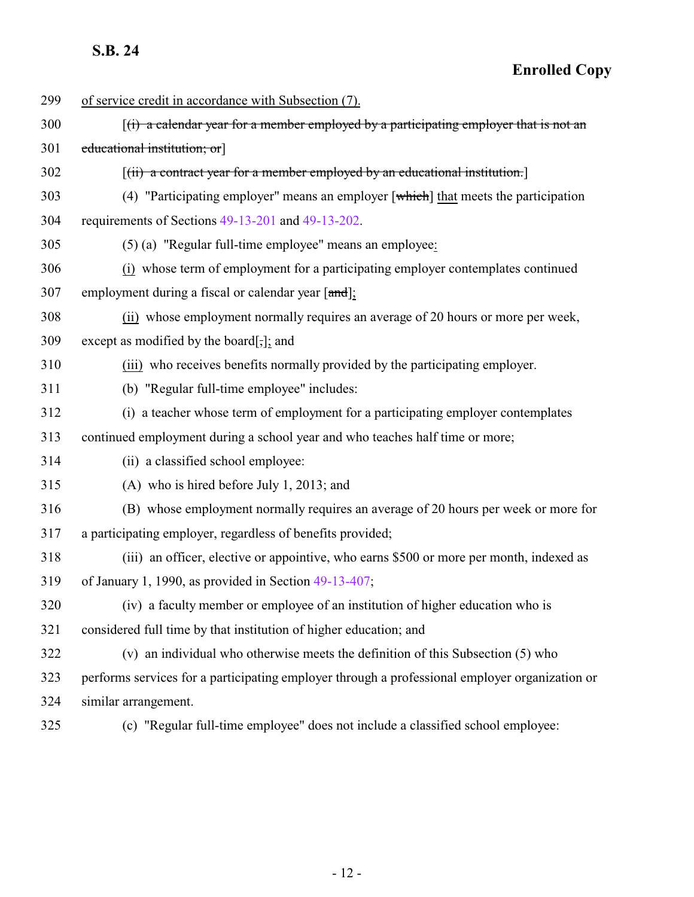of service credit in accordance with Subsection (7).

[(i) a calendar year for a member employed by a participating employer that is not an educational institution; or]

[(ii) a contract year for a member employed by an educational institution.]

(4) "Participating employer" means an employer [which] that meets the participation requirements of Sections 49-13-201 and 49-13-202.

(5) (a) "Regular full-time employee" means an employee:

(i) whose term of employment for a participating employer contemplates continued employment during a fiscal or calendar year [and];

(ii) whose employment normally requires an average of 20 hours or more per week, except as modified by the board[,]; and

(iii) who receives benefits normally provided by the participating employer.

(b) "Regular full-time employee" includes:

(i) a teacher whose term of employment for a participating employer contemplates continued employment during a school year and who teaches half time or more;

(ii) a classified school employee:

(A) who is hired before July 1, 2013; and

(B) whose employment normally requires an average of 20 hours per week or more for a participating employer, regardless of benefits provided;

(iii) an officer, elective or appointive, who earns $500 or more per month, indexed as of January 1, 1990, as provided in Section 49-13-407;

(iv) a faculty member or employee of an institution of higher education who is considered full time by that institution of higher education; and

(v) an individual who otherwise meets the definition of this Subsection (5) who performs services for a participating employer through a professional employer organization or similar arrangement.

(c) "Regular full-time employee" does not include a classified school employee: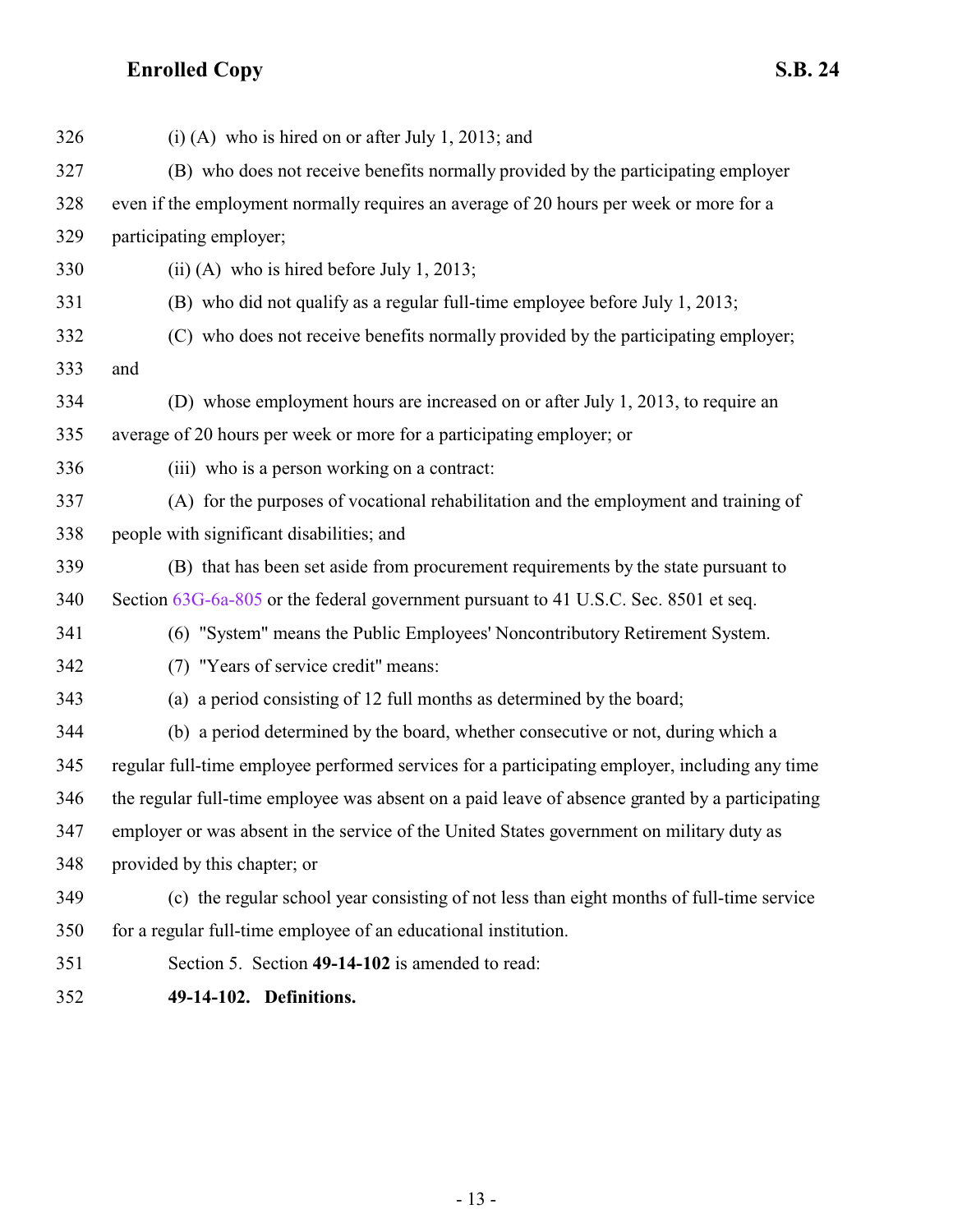(i) (A) who is hired on or after July 1, 2013; and

(B) who does not receive benefits normally provided by the participating employer even if the employment normally requires an average of 20 hours per week or more for a participating employer;

(ii) (A) who is hired before July 1, 2013;

(B) who did not qualify as a regular full-time employee before July 1, 2013;

(C) who does not receive benefits normally provided by the participating employer; and

(D) whose employment hours are increased on or after July 1, 2013, to require an average of 20 hours per week or more for a participating employer; or

(iii) who is a person working on a contract:

(A) for the purposes of vocational rehabilitation and the employment and training of people with significant disabilities; and

(B) that has been set aside from procurement requirements by the state pursuant to Section 63G-6a-805 or the federal government pursuant to 41 U.S.C. Sec. 8501 et seq.

(6) "System" means the Public Employees' Noncontributory Retirement System.

(7) "Years of service credit" means:

(a) a period consisting of 12 full months as determined by the board;

(b) a period determined by the board, whether consecutive or not, during which a regular full-time employee performed services for a participating employer, including any time the regular full-time employee was absent on a paid leave of absence granted by a participating employer or was absent in the service of the United States government on military duty as provided by this chapter; or

(c) the regular school year consisting of not less than eight months of full-time service for a regular full-time employee of an educational institution.

Section 5. Section **49-14-102** is amended to read:

**49-14-102. Definitions.**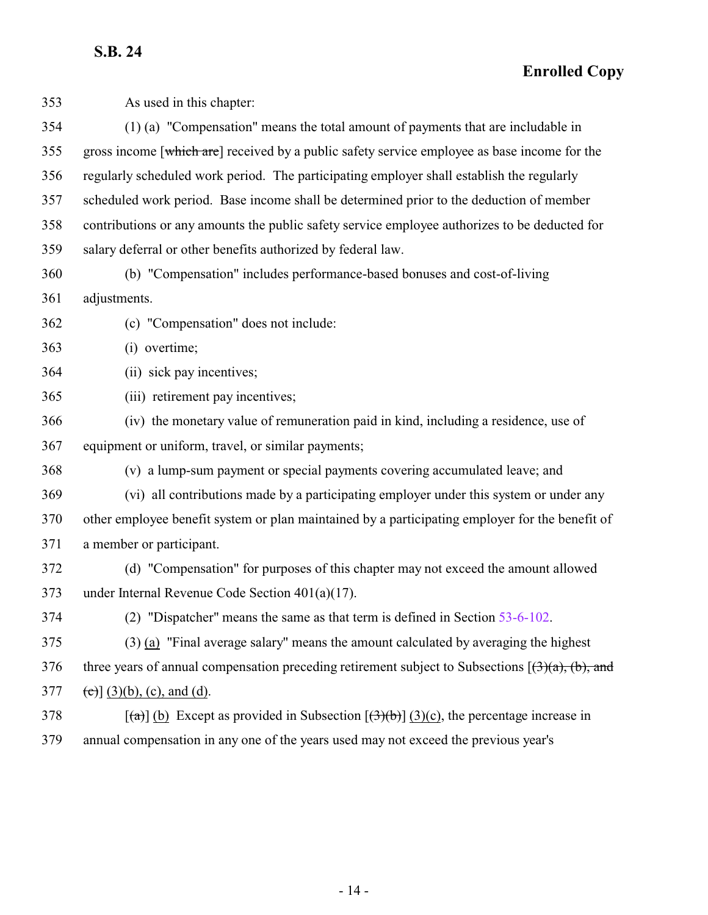353 As used in this chapter:

354 (1) (a) "Compensation" means the total amount of payments that are includable in
355 gross income [~~which are~~] received by a public safety service employee as base income for the
356 regularly scheduled work period. The participating employer shall establish the regularly
357 scheduled work period. Base income shall be determined prior to the deduction of member
358 contributions or any amounts the public safety service employee authorizes to be deducted for
359 salary deferral or other benefits authorized by federal law.

360 (b) "Compensation" includes performance-based bonuses and cost-of-living
361 adjustments.

362 (c) "Compensation" does not include:

363 (i) overtime;

364 (ii) sick pay incentives;

365 (iii) retirement pay incentives;

366 (iv) the monetary value of remuneration paid in kind, including a residence, use of
367 equipment or uniform, travel, or similar payments;

368 (v) a lump-sum payment or special payments covering accumulated leave; and

369 (vi) all contributions made by a participating employer under this system or under any
370 other employee benefit system or plan maintained by a participating employer for the benefit of
371 a member or participant.

372 (d) "Compensation" for purposes of this chapter may not exceed the amount allowed
373 under Internal Revenue Code Section 401(a)(17).

374 (2) "Dispatcher" means the same as that term is defined in Section 53-6-102.

375 (3) <u>(a)</u> "Final average salary" means the amount calculated by averaging the highest
376 three years of annual compensation preceding retirement subject to Subsections [~~(3)(a), (b), and~~
377 ~~(c)~~] <u>(3)(b), (c), and (d)</u>.

378 [~~(a)~~] <u>(b)</u> Except as provided in Subsection [~~(3)(b)~~] <u>(3)(c)</u>, the percentage increase in
379 annual compensation in any one of the years used may not exceed the previous year's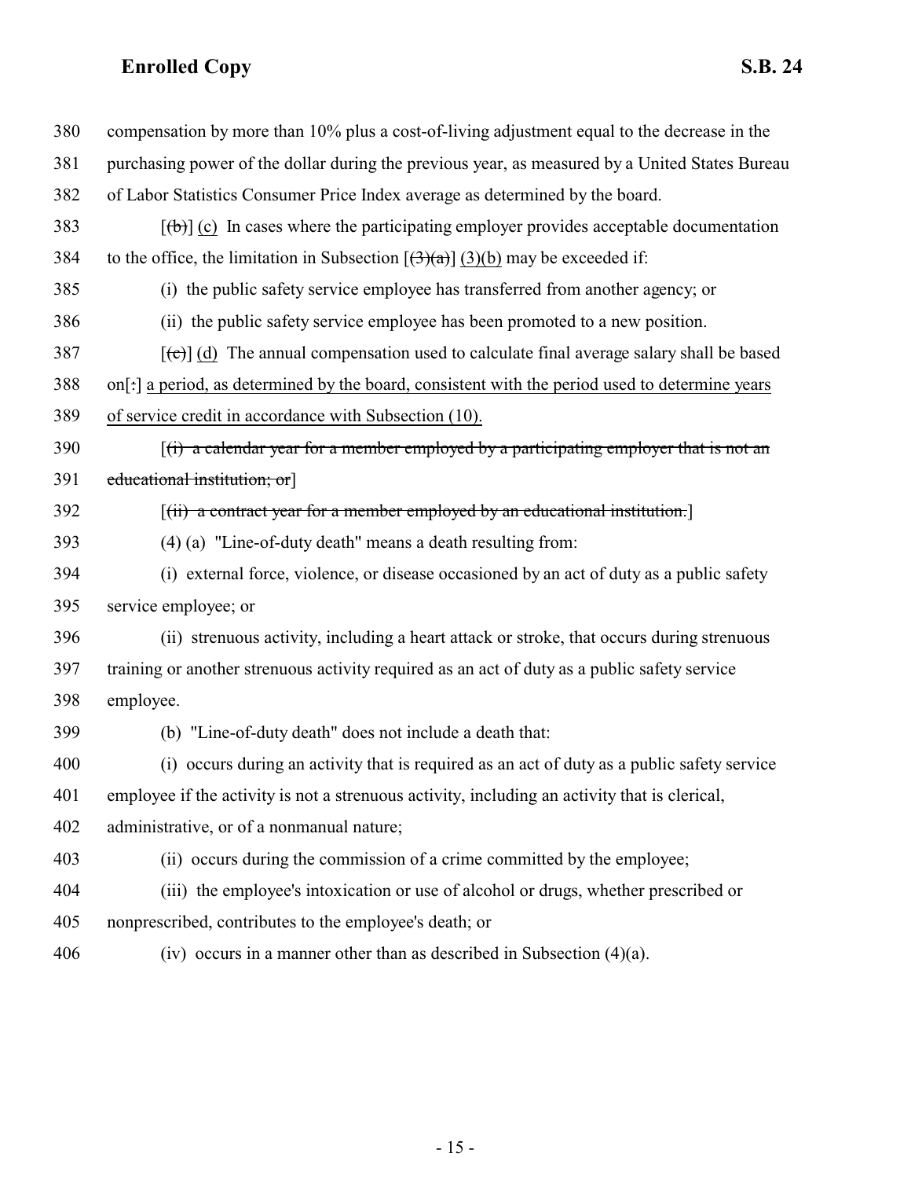380 compensation by more than 10% plus a cost-of-living adjustment equal to the decrease in the
381 purchasing power of the dollar during the previous year, as measured by a United States Bureau
382 of Labor Statistics Consumer Price Index average as determined by the board.

383 [~~(b)~~] (c) In cases where the participating employer provides acceptable documentation
384 to the office, the limitation in Subsection [~~(3)(a)~~] (3)(b) may be exceeded if:

385 (i) the public safety service employee has transferred from another agency; or

386 (ii) the public safety service employee has been promoted to a new position.

387 [~~(c)~~] (d) The annual compensation used to calculate final average salary shall be based
388 on[~~:~~] a period, as determined by the board, consistent with the period used to determine years
389 of service credit in accordance with Subsection (10).

390 [~~(i) a calendar year for a member employed by a participating employer that is not an~~
391 ~~educational institution; or~~]

392 [~~(ii) a contract year for a member employed by an educational institution.~~]

393 (4) (a) "Line-of-duty death" means a death resulting from:

394 (i) external force, violence, or disease occasioned by an act of duty as a public safety
395 service employee; or

396 (ii) strenuous activity, including a heart attack or stroke, that occurs during strenuous
397 training or another strenuous activity required as an act of duty as a public safety service
398 employee.

399 (b) "Line-of-duty death" does not include a death that:

400 (i) occurs during an activity that is required as an act of duty as a public safety service
401 employee if the activity is not a strenuous activity, including an activity that is clerical,
402 administrative, or of a nonmanual nature;

403 (ii) occurs during the commission of a crime committed by the employee;

404 (iii) the employee's intoxication or use of alcohol or drugs, whether prescribed or
405 nonprescribed, contributes to the employee's death; or

406 (iv) occurs in a manner other than as described in Subsection (4)(a).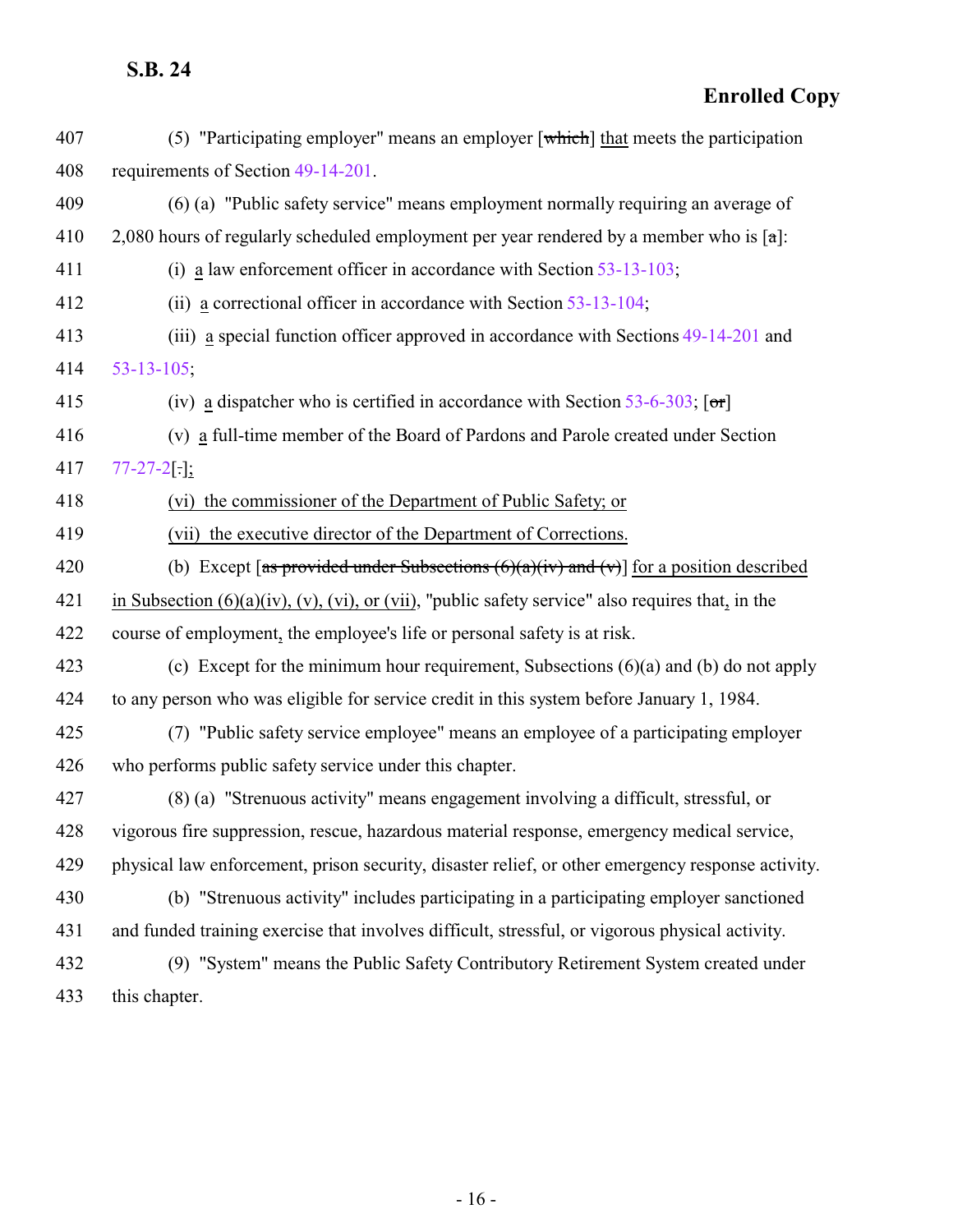(5) "Participating employer" means an employer [which] that meets the participation requirements of Section 49-14-201.

(6) (a) "Public safety service" means employment normally requiring an average of 2,080 hours of regularly scheduled employment per year rendered by a member who is [a]:

(i) a law enforcement officer in accordance with Section 53-13-103;

(ii) a correctional officer in accordance with Section 53-13-104;

(iii) a special function officer approved in accordance with Sections 49-14-201 and 53-13-105;

(iv) a dispatcher who is certified in accordance with Section 53-6-303; [or]

(v) a full-time member of the Board of Pardons and Parole created under Section 77-27-2[.];

(vi) the commissioner of the Department of Public Safety; or

(vii) the executive director of the Department of Corrections.

(b) Except [as provided under Subsections (6)(a)(iv) and (v)] for a position described in Subsection (6)(a)(iv), (v), (vi), or (vii), "public safety service" also requires that, in the course of employment, the employee's life or personal safety is at risk.

(c) Except for the minimum hour requirement, Subsections (6)(a) and (b) do not apply to any person who was eligible for service credit in this system before January 1, 1984.

(7) "Public safety service employee" means an employee of a participating employer who performs public safety service under this chapter.

(8) (a) "Strenuous activity" means engagement involving a difficult, stressful, or vigorous fire suppression, rescue, hazardous material response, emergency medical service, physical law enforcement, prison security, disaster relief, or other emergency response activity.

(b) "Strenuous activity" includes participating in a participating employer sanctioned and funded training exercise that involves difficult, stressful, or vigorous physical activity.

(9) "System" means the Public Safety Contributory Retirement System created under this chapter.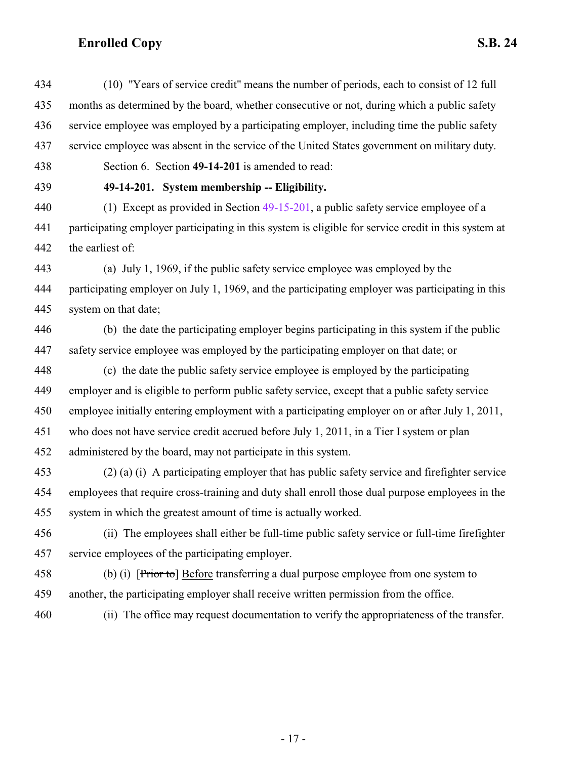(10) "Years of service credit" means the number of periods, each to consist of 12 full months as determined by the board, whether consecutive or not, during which a public safety service employee was employed by a participating employer, including time the public safety service employee was absent in the service of the United States government on military duty.

Section 6. Section **49-14-201** is amended to read:

**49-14-201. System membership -- Eligibility.**

(1) Except as provided in Section 49-15-201, a public safety service employee of a participating employer participating in this system is eligible for service credit in this system at the earliest of:

(a) July 1, 1969, if the public safety service employee was employed by the participating employer on July 1, 1969, and the participating employer was participating in this system on that date;

(b) the date the participating employer begins participating in this system if the public safety service employee was employed by the participating employer on that date; or

(c) the date the public safety service employee is employed by the participating employer and is eligible to perform public safety service, except that a public safety service employee initially entering employment with a participating employer on or after July 1, 2011, who does not have service credit accrued before July 1, 2011, in a Tier I system or plan administered by the board, may not participate in this system.

(2) (a) (i) A participating employer that has public safety service and firefighter service employees that require cross-training and duty shall enroll those dual purpose employees in the system in which the greatest amount of time is actually worked.

(ii) The employees shall either be full-time public safety service or full-time firefighter service employees of the participating employer.

(b) (i) [~~Prior to~~] Before transferring a dual purpose employee from one system to another, the participating employer shall receive written permission from the office.

(ii) The office may request documentation to verify the appropriateness of the transfer.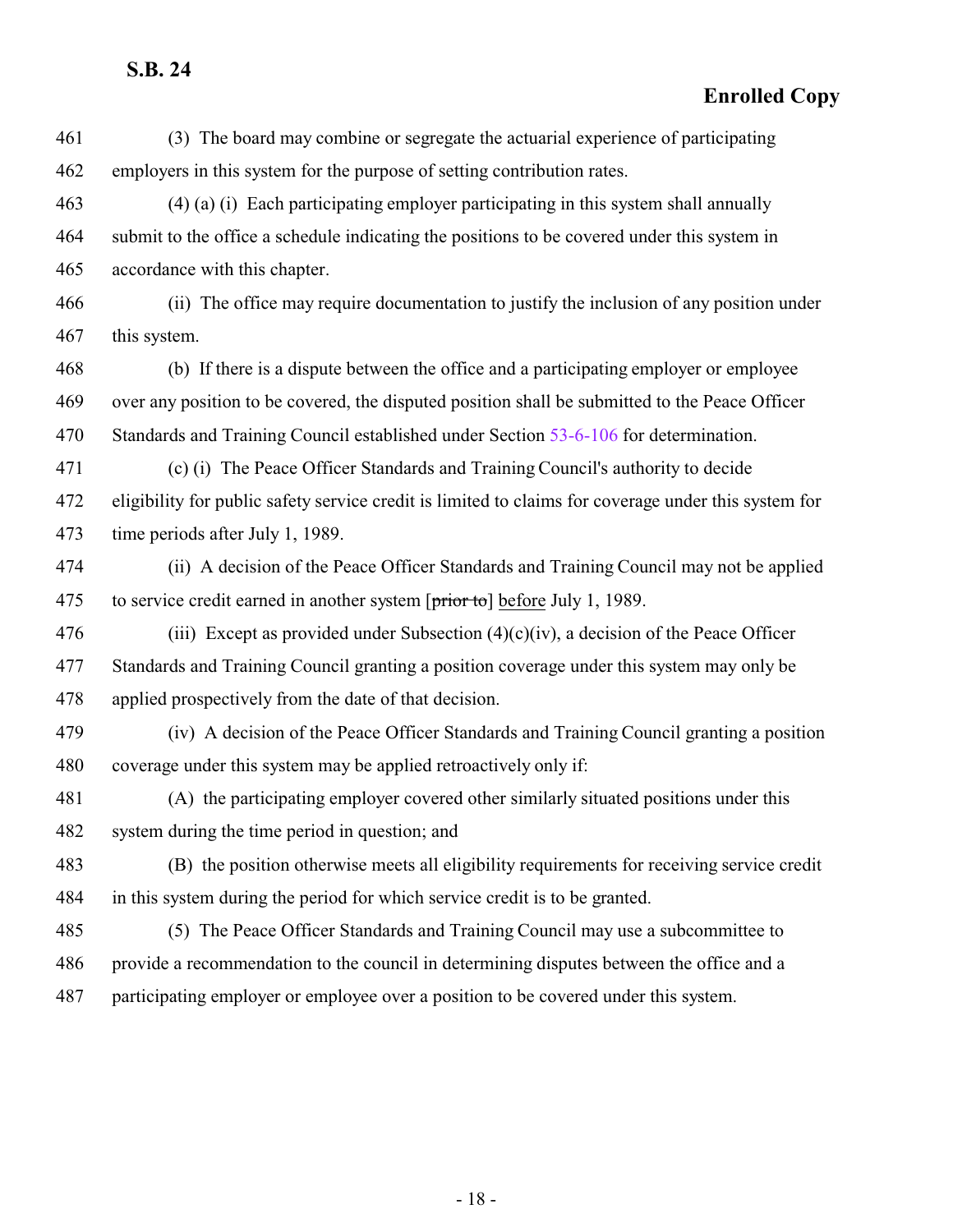(3) The board may combine or segregate the actuarial experience of participating employers in this system for the purpose of setting contribution rates.

(4) (a) (i) Each participating employer participating in this system shall annually submit to the office a schedule indicating the positions to be covered under this system in accordance with this chapter.

(ii) The office may require documentation to justify the inclusion of any position under this system.

(b) If there is a dispute between the office and a participating employer or employee over any position to be covered, the disputed position shall be submitted to the Peace Officer Standards and Training Council established under Section 53-6-106 for determination.

(c) (i) The Peace Officer Standards and Training Council's authority to decide eligibility for public safety service credit is limited to claims for coverage under this system for time periods after July 1, 1989.

(ii) A decision of the Peace Officer Standards and Training Council may not be applied to service credit earned in another system [~~prior to~~] before July 1, 1989.

(iii) Except as provided under Subsection (4)(c)(iv), a decision of the Peace Officer Standards and Training Council granting a position coverage under this system may only be applied prospectively from the date of that decision.

(iv) A decision of the Peace Officer Standards and Training Council granting a position coverage under this system may be applied retroactively only if:

(A) the participating employer covered other similarly situated positions under this system during the time period in question; and

(B) the position otherwise meets all eligibility requirements for receiving service credit in this system during the period for which service credit is to be granted.

(5) The Peace Officer Standards and Training Council may use a subcommittee to provide a recommendation to the council in determining disputes between the office and a participating employer or employee over a position to be covered under this system.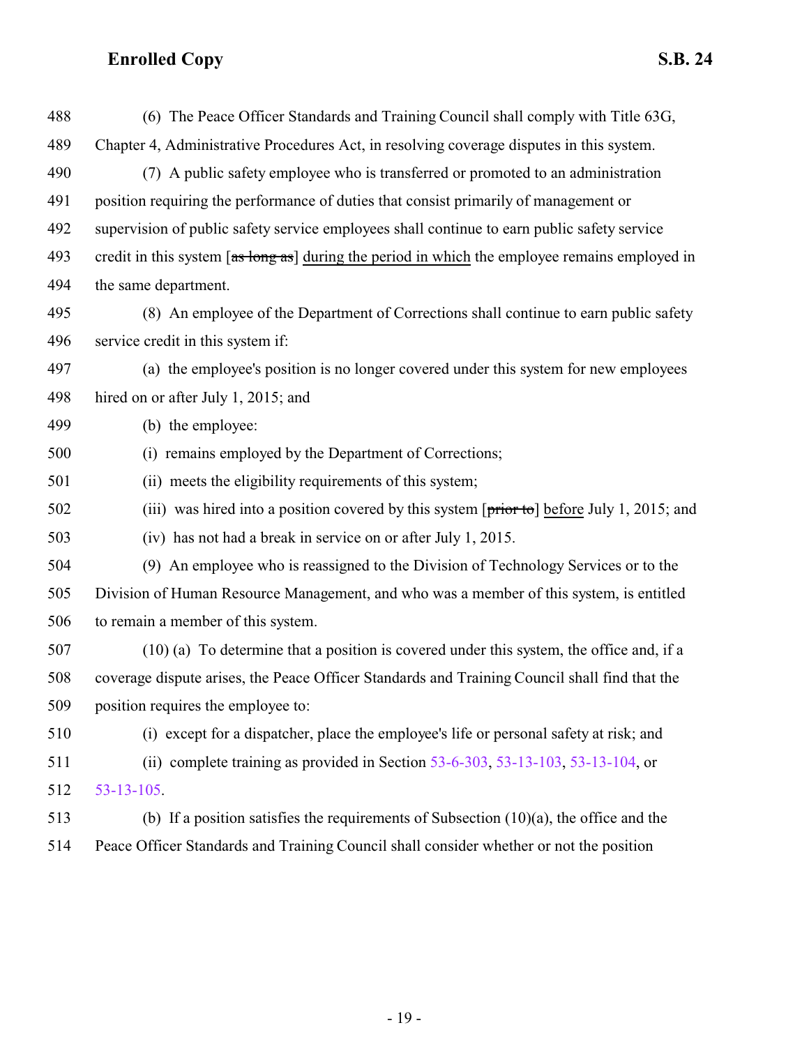(6) The Peace Officer Standards and Training Council shall comply with Title 63G, Chapter 4, Administrative Procedures Act, in resolving coverage disputes in this system.

(7) A public safety employee who is transferred or promoted to an administration position requiring the performance of duties that consist primarily of management or supervision of public safety service employees shall continue to earn public safety service credit in this system [~~as long as~~] <u>during the period in which</u> the employee remains employed in the same department.

(8) An employee of the Department of Corrections shall continue to earn public safety service credit in this system if:

(a) the employee's position is no longer covered under this system for new employees hired on or after July 1, 2015; and

(b) the employee:

(i) remains employed by the Department of Corrections;

(ii) meets the eligibility requirements of this system;

(iii) was hired into a position covered by this system [~~prior to~~] <u>before</u> July 1, 2015; and

(iv) has not had a break in service on or after July 1, 2015.

(9) An employee who is reassigned to the Division of Technology Services or to the Division of Human Resource Management, and who was a member of this system, is entitled to remain a member of this system.

(10) (a) To determine that a position is covered under this system, the office and, if a coverage dispute arises, the Peace Officer Standards and Training Council shall find that the position requires the employee to:

(i) except for a dispatcher, place the employee's life or personal safety at risk; and

(ii) complete training as provided in Section 53-6-303, 53-13-103, 53-13-104, or 53-13-105.

(b) If a position satisfies the requirements of Subsection (10)(a), the office and the Peace Officer Standards and Training Council shall consider whether or not the position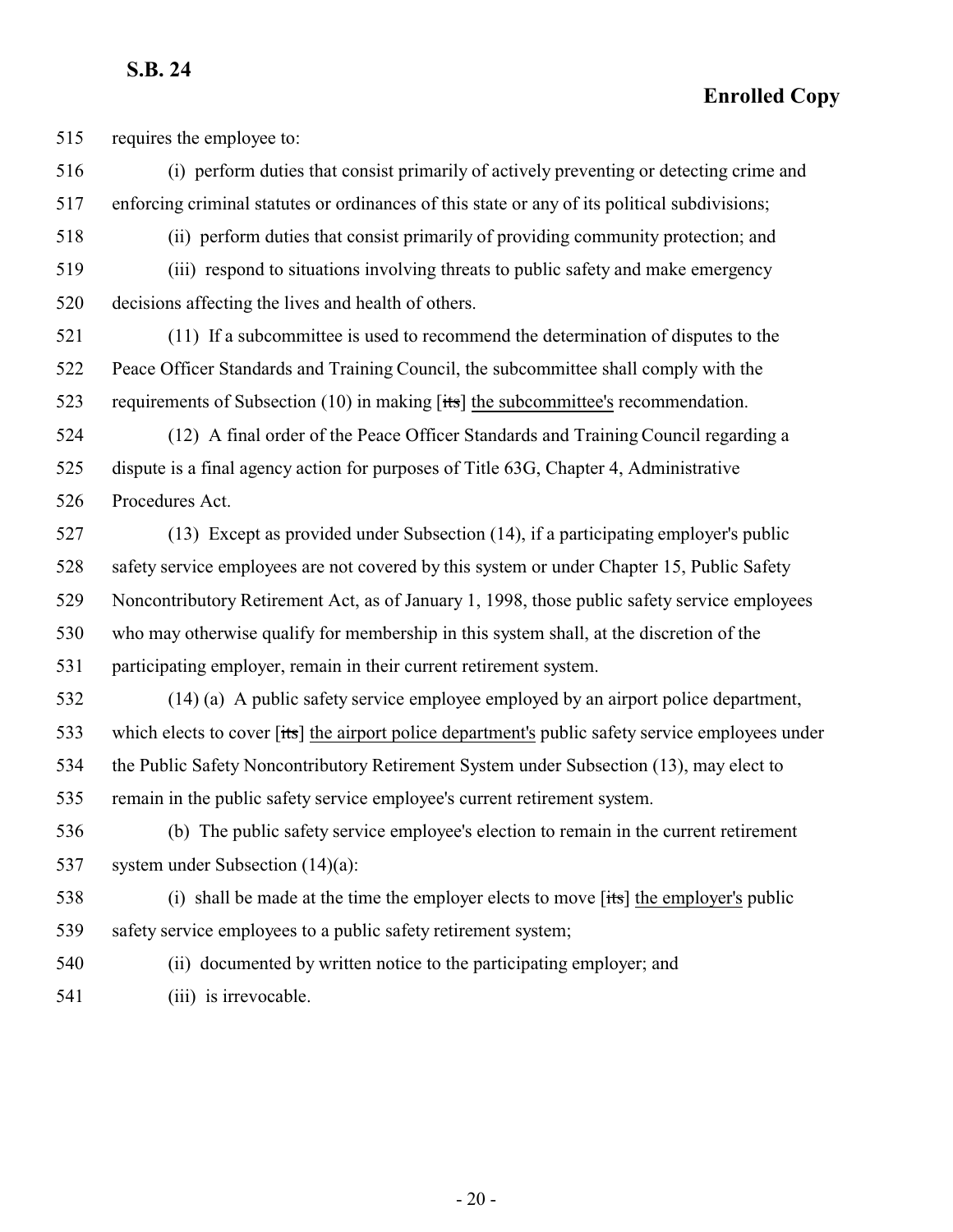requires the employee to:

(i) perform duties that consist primarily of actively preventing or detecting crime and enforcing criminal statutes or ordinances of this state or any of its political subdivisions;

(ii) perform duties that consist primarily of providing community protection; and

(iii) respond to situations involving threats to public safety and make emergency decisions affecting the lives and health of others.

(11) If a subcommittee is used to recommend the determination of disputes to the Peace Officer Standards and Training Council, the subcommittee shall comply with the requirements of Subsection (10) in making [~~its~~] the subcommittee's recommendation.

(12) A final order of the Peace Officer Standards and Training Council regarding a dispute is a final agency action for purposes of Title 63G, Chapter 4, Administrative Procedures Act.

(13) Except as provided under Subsection (14), if a participating employer's public safety service employees are not covered by this system or under Chapter 15, Public Safety Noncontributory Retirement Act, as of January 1, 1998, those public safety service employees who may otherwise qualify for membership in this system shall, at the discretion of the participating employer, remain in their current retirement system.

(14) (a) A public safety service employee employed by an airport police department, which elects to cover [~~its~~] the airport police department's public safety service employees under the Public Safety Noncontributory Retirement System under Subsection (13), may elect to remain in the public safety service employee's current retirement system.

(b) The public safety service employee's election to remain in the current retirement system under Subsection (14)(a):

(i) shall be made at the time the employer elects to move [~~its~~] the employer's public safety service employees to a public safety retirement system;

(ii) documented by written notice to the participating employer; and

(iii) is irrevocable.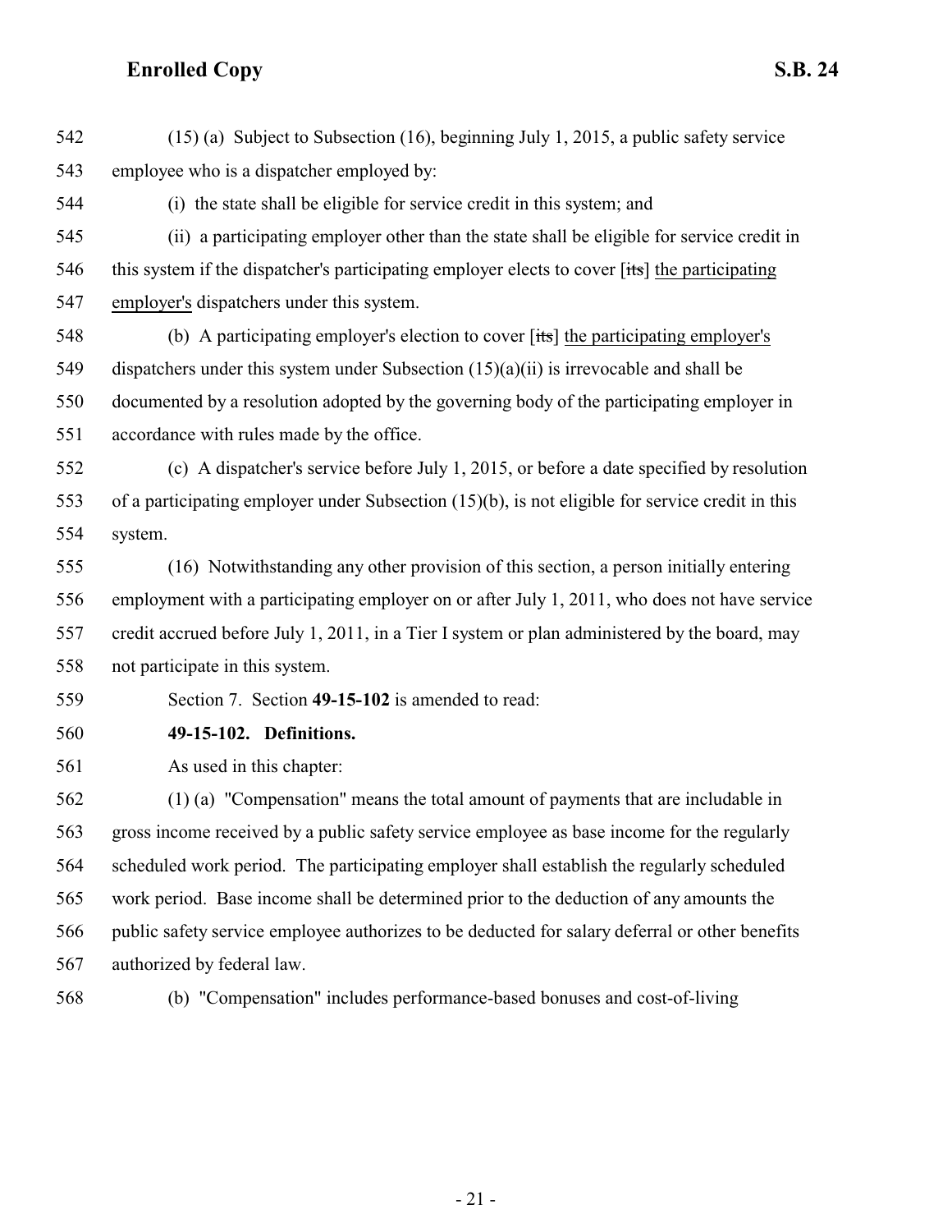(15) (a) Subject to Subsection (16), beginning July 1, 2015, a public safety service employee who is a dispatcher employed by:

(i) the state shall be eligible for service credit in this system; and

(ii) a participating employer other than the state shall be eligible for service credit in this system if the dispatcher's participating employer elects to cover [~~its~~] <u>the participating employer's</u> dispatchers under this system.

(b) A participating employer's election to cover [~~its~~] <u>the participating employer's</u> dispatchers under this system under Subsection (15)(a)(ii) is irrevocable and shall be documented by a resolution adopted by the governing body of the participating employer in accordance with rules made by the office.

(c) A dispatcher's service before July 1, 2015, or before a date specified by resolution of a participating employer under Subsection (15)(b), is not eligible for service credit in this system.

(16) Notwithstanding any other provision of this section, a person initially entering employment with a participating employer on or after July 1, 2011, who does not have service credit accrued before July 1, 2011, in a Tier I system or plan administered by the board, may not participate in this system.

Section 7. Section **49-15-102** is amended to read:

**49-15-102. Definitions.**

As used in this chapter:

(1) (a) "Compensation" means the total amount of payments that are includable in gross income received by a public safety service employee as base income for the regularly scheduled work period. The participating employer shall establish the regularly scheduled work period. Base income shall be determined prior to the deduction of any amounts the public safety service employee authorizes to be deducted for salary deferral or other benefits authorized by federal law.

(b) "Compensation" includes performance-based bonuses and cost-of-living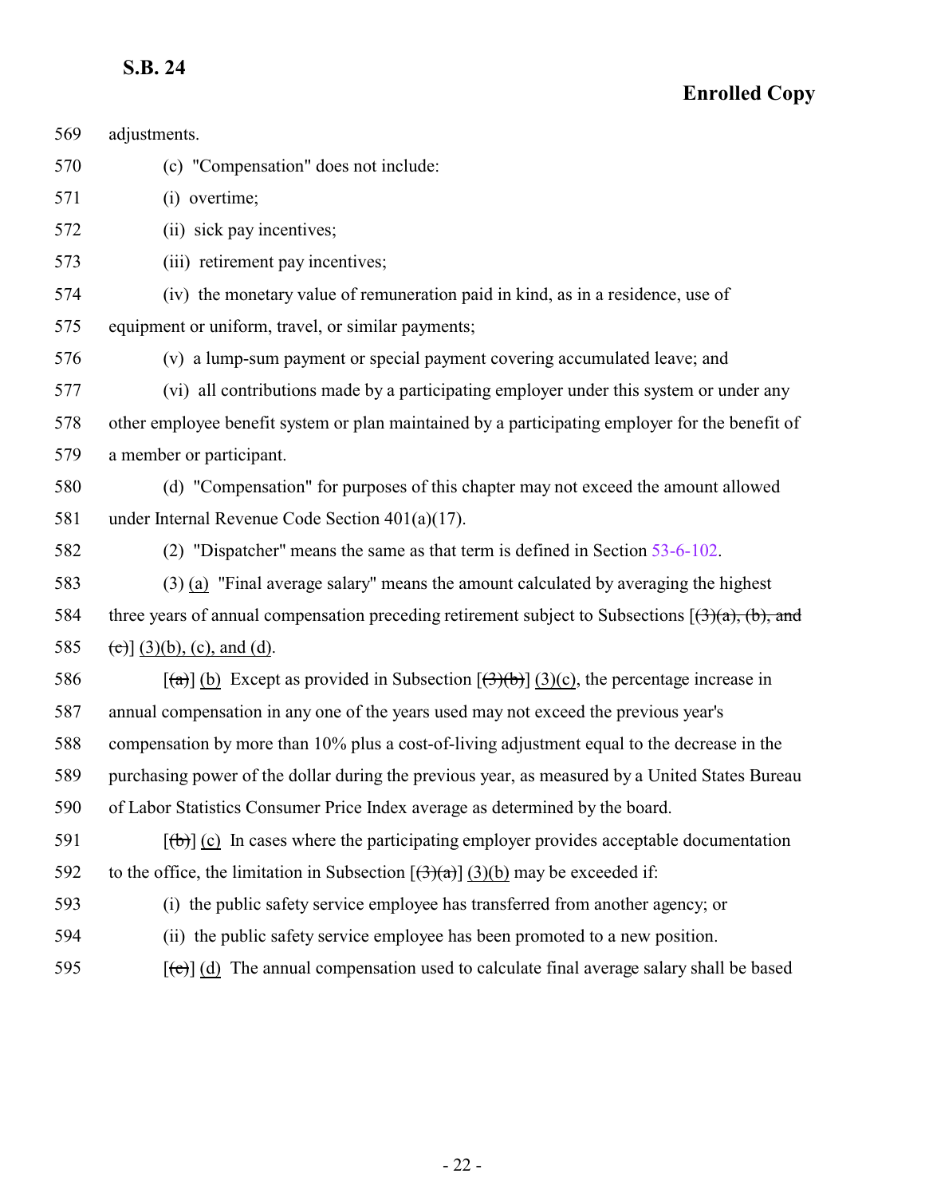adjustments.

(c) "Compensation" does not include:

(i) overtime;

(ii) sick pay incentives;

(iii) retirement pay incentives;

(iv) the monetary value of remuneration paid in kind, as in a residence, use of equipment or uniform, travel, or similar payments;

(v) a lump-sum payment or special payment covering accumulated leave; and

(vi) all contributions made by a participating employer under this system or under any other employee benefit system or plan maintained by a participating employer for the benefit of a member or participant.

(d) "Compensation" for purposes of this chapter may not exceed the amount allowed under Internal Revenue Code Section 401(a)(17).

(2) "Dispatcher" means the same as that term is defined in Section 53-6-102.

(3) (a) "Final average salary" means the amount calculated by averaging the highest three years of annual compensation preceding retirement subject to Subsections [~~(3)(a), (b), and (c)~~] (3)(b), (c), and (d).

[~~(a)~~] (b) Except as provided in Subsection [~~(3)(b)~~] (3)(c), the percentage increase in annual compensation in any one of the years used may not exceed the previous year's compensation by more than 10% plus a cost-of-living adjustment equal to the decrease in the purchasing power of the dollar during the previous year, as measured by a United States Bureau of Labor Statistics Consumer Price Index average as determined by the board.

[~~(b)~~] (c) In cases where the participating employer provides acceptable documentation to the office, the limitation in Subsection [~~(3)(a)~~] (3)(b) may be exceeded if:

(i) the public safety service employee has transferred from another agency; or

(ii) the public safety service employee has been promoted to a new position.

[~~(c)~~] (d) The annual compensation used to calculate final average salary shall be based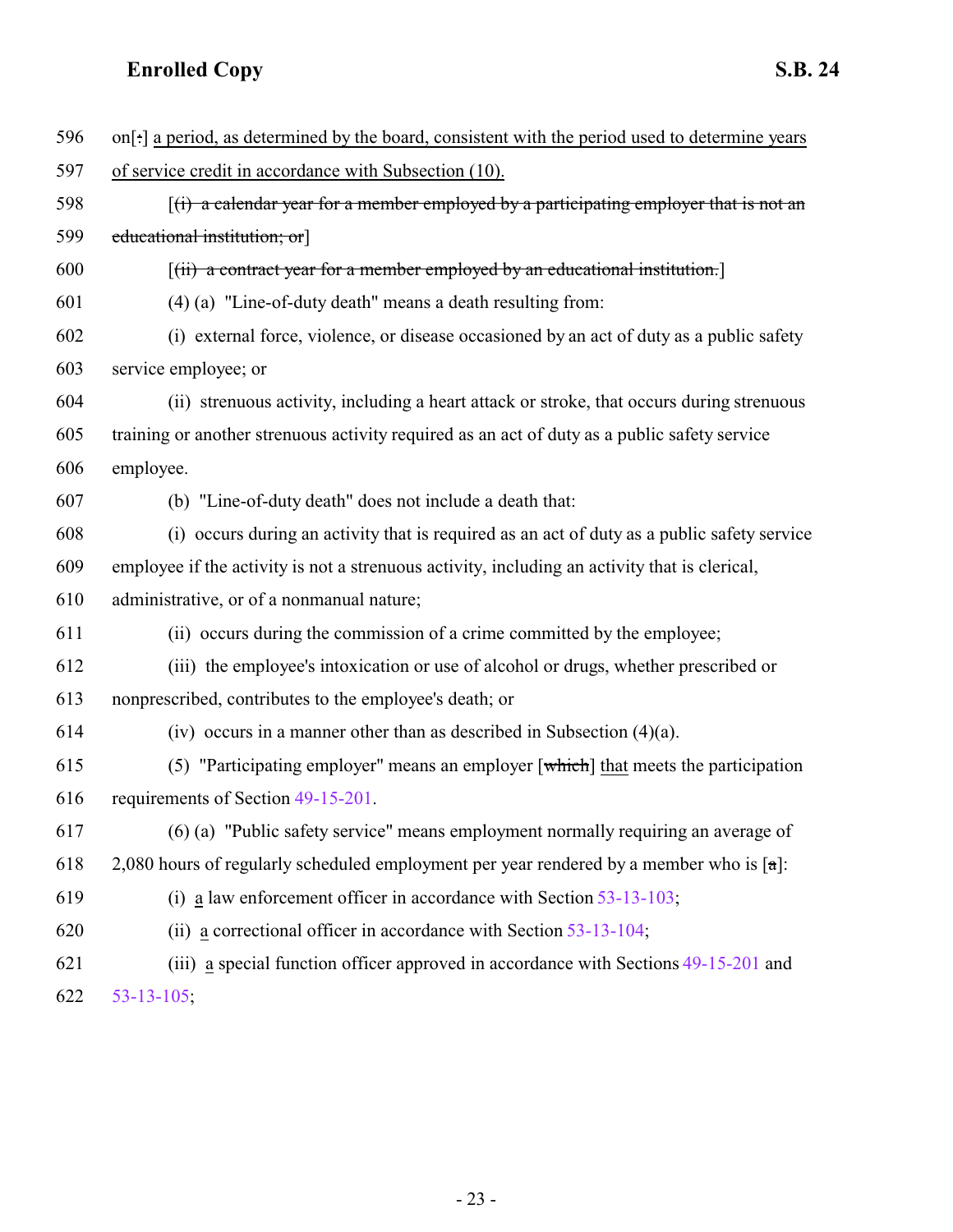596 on[:] a period, as determined by the board, consistent with the period used to determine years

597 of service credit in accordance with Subsection (10).

598 [~~(i) a calendar year for a member employed by a participating employer that is not an~~

599 ~~educational institution; or~~]

600 [~~(ii) a contract year for a member employed by an educational institution.~~]

601 (4) (a) "Line-of-duty death" means a death resulting from:

602 (i) external force, violence, or disease occasioned by an act of duty as a public safety

603 service employee; or

604 (ii) strenuous activity, including a heart attack or stroke, that occurs during strenuous

605 training or another strenuous activity required as an act of duty as a public safety service

606 employee.

607 (b) "Line-of-duty death" does not include a death that:

608 (i) occurs during an activity that is required as an act of duty as a public safety service

609 employee if the activity is not a strenuous activity, including an activity that is clerical,

610 administrative, or of a nonmanual nature;

611 (ii) occurs during the commission of a crime committed by the employee;

612 (iii) the employee's intoxication or use of alcohol or drugs, whether prescribed or

613 nonprescribed, contributes to the employee's death; or

614 (iv) occurs in a manner other than as described in Subsection (4)(a).

615 (5) "Participating employer" means an employer [~~which~~] that meets the participation

616 requirements of Section 49-15-201.

617 (6) (a) "Public safety service" means employment normally requiring an average of

618 2,080 hours of regularly scheduled employment per year rendered by a member who is [~~a~~]:

619 (i) a law enforcement officer in accordance with Section 53-13-103;

620 (ii) a correctional officer in accordance with Section 53-13-104;

621 (iii) a special function officer approved in accordance with Sections 49-15-201 and

622 53-13-105;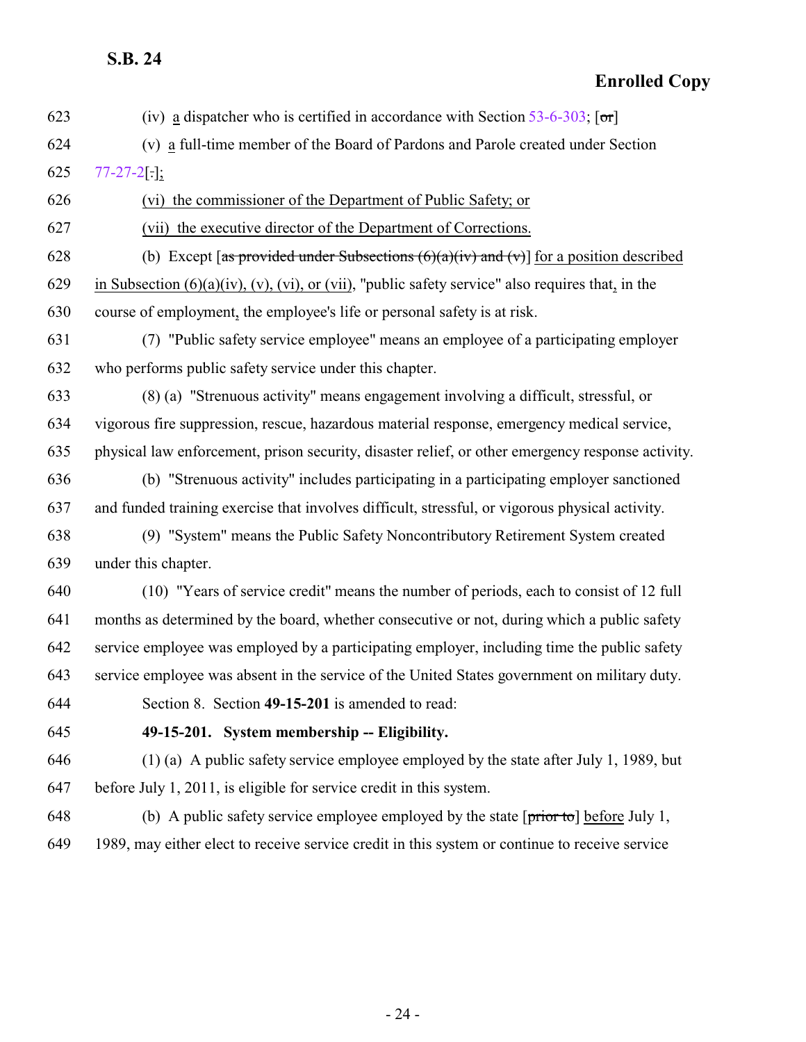623 (iv) a dispatcher who is certified in accordance with Section 53-6-303; [~~or~~]

624 (v) a full-time member of the Board of Pardons and Parole created under Section

625 77-27-2[~~.~~];

626 (vi) the commissioner of the Department of Public Safety; or

627 (vii) the executive director of the Department of Corrections.

628 (b) Except [~~as provided under Subsections (6)(a)(iv) and (v)~~] for a position described

629 in Subsection (6)(a)(iv), (v), (vi), or (vii), "public safety service" also requires that, in the

630 course of employment, the employee's life or personal safety is at risk.

631 (7) "Public safety service employee" means an employee of a participating employer

632 who performs public safety service under this chapter.

633 (8) (a) "Strenuous activity" means engagement involving a difficult, stressful, or

634 vigorous fire suppression, rescue, hazardous material response, emergency medical service,

635 physical law enforcement, prison security, disaster relief, or other emergency response activity.

636 (b) "Strenuous activity" includes participating in a participating employer sanctioned

637 and funded training exercise that involves difficult, stressful, or vigorous physical activity.

638 (9) "System" means the Public Safety Noncontributory Retirement System created

639 under this chapter.

640 (10) "Years of service credit" means the number of periods, each to consist of 12 full

641 months as determined by the board, whether consecutive or not, during which a public safety

642 service employee was employed by a participating employer, including time the public safety

643 service employee was absent in the service of the United States government on military duty.

644 Section 8. Section **49-15-201** is amended to read:

645 **49-15-201. System membership -- Eligibility.**

646 (1) (a) A public safety service employee employed by the state after July 1, 1989, but

647 before July 1, 2011, is eligible for service credit in this system.

648 (b) A public safety service employee employed by the state [~~prior to~~] before July 1,

649 1989, may either elect to receive service credit in this system or continue to receive service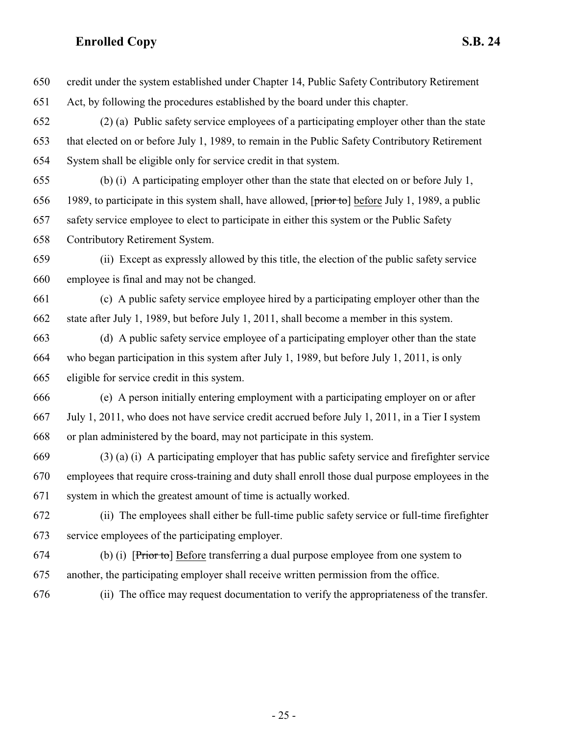650 credit under the system established under Chapter 14, Public Safety Contributory Retirement
651 Act, by following the procedures established by the board under this chapter.

652 (2) (a) Public safety service employees of a participating employer other than the state
653 that elected on or before July 1, 1989, to remain in the Public Safety Contributory Retirement
654 System shall be eligible only for service credit in that system.

655 (b) (i) A participating employer other than the state that elected on or before July 1,
656 1989, to participate in this system shall, have allowed, [~~prior to~~] <u>before</u> July 1, 1989, a public
657 safety service employee to elect to participate in either this system or the Public Safety
658 Contributory Retirement System.

659 (ii) Except as expressly allowed by this title, the election of the public safety service
660 employee is final and may not be changed.

661 (c) A public safety service employee hired by a participating employer other than the
662 state after July 1, 1989, but before July 1, 2011, shall become a member in this system.

663 (d) A public safety service employee of a participating employer other than the state
664 who began participation in this system after July 1, 1989, but before July 1, 2011, is only
665 eligible for service credit in this system.

666 (e) A person initially entering employment with a participating employer on or after
667 July 1, 2011, who does not have service credit accrued before July 1, 2011, in a Tier I system
668 or plan administered by the board, may not participate in this system.

669 (3) (a) (i) A participating employer that has public safety service and firefighter service
670 employees that require cross-training and duty shall enroll those dual purpose employees in the
671 system in which the greatest amount of time is actually worked.

672 (ii) The employees shall either be full-time public safety service or full-time firefighter
673 service employees of the participating employer.

674 (b) (i) [~~Prior to~~] <u>Before</u> transferring a dual purpose employee from one system to
675 another, the participating employer shall receive written permission from the office.

676 (ii) The office may request documentation to verify the appropriateness of the transfer.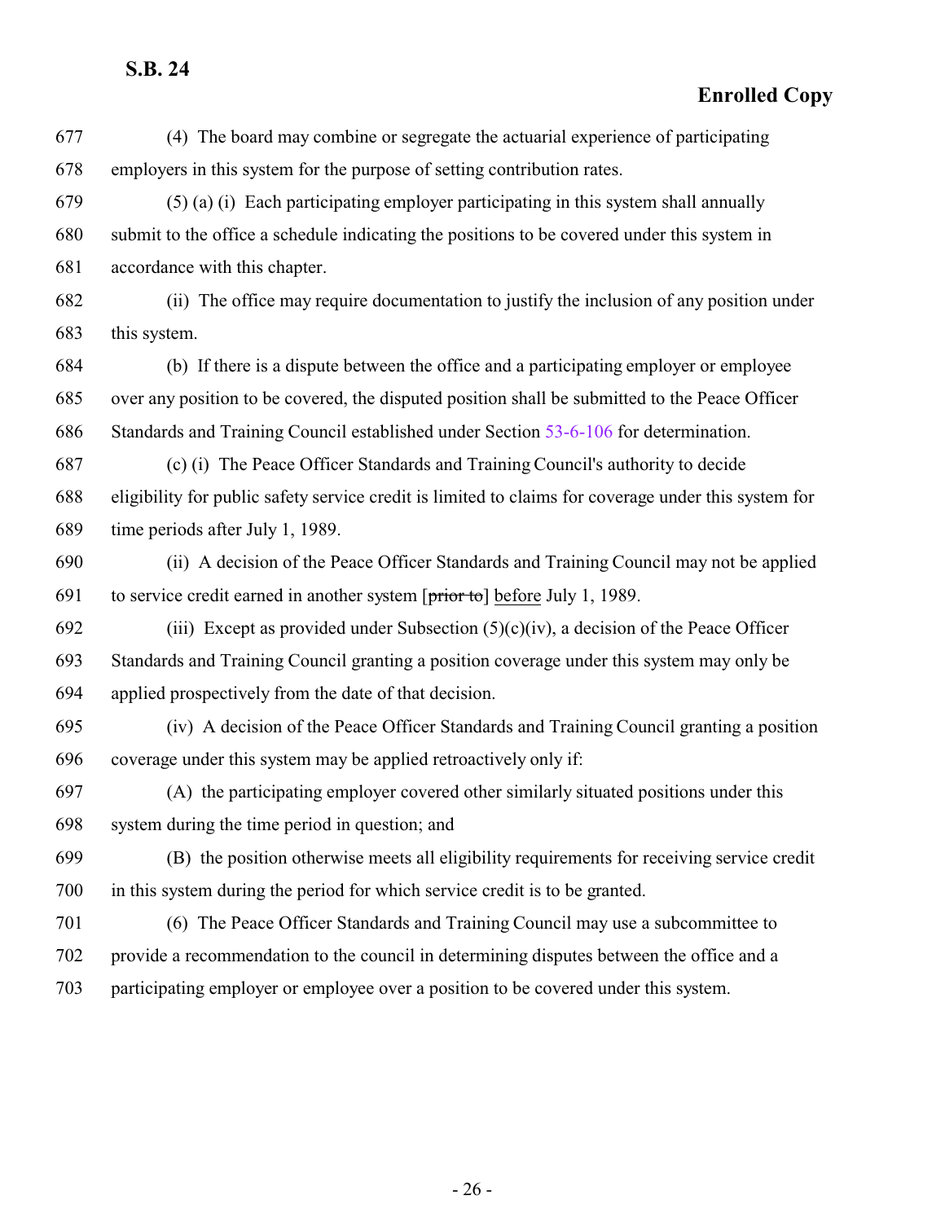677 (4) The board may combine or segregate the actuarial experience of participating
678 employers in this system for the purpose of setting contribution rates.

679 (5) (a) (i) Each participating employer participating in this system shall annually
680 submit to the office a schedule indicating the positions to be covered under this system in
681 accordance with this chapter.

682 (ii) The office may require documentation to justify the inclusion of any position under
683 this system.

684 (b) If there is a dispute between the office and a participating employer or employee
685 over any position to be covered, the disputed position shall be submitted to the Peace Officer
686 Standards and Training Council established under Section 53-6-106 for determination.

687 (c) (i) The Peace Officer Standards and Training Council's authority to decide
688 eligibility for public safety service credit is limited to claims for coverage under this system for
689 time periods after July 1, 1989.

690 (ii) A decision of the Peace Officer Standards and Training Council may not be applied
691 to service credit earned in another system [~~prior to~~] before July 1, 1989.

692 (iii) Except as provided under Subsection (5)(c)(iv), a decision of the Peace Officer
693 Standards and Training Council granting a position coverage under this system may only be
694 applied prospectively from the date of that decision.

695 (iv) A decision of the Peace Officer Standards and Training Council granting a position
696 coverage under this system may be applied retroactively only if:

697 (A) the participating employer covered other similarly situated positions under this
698 system during the time period in question; and

699 (B) the position otherwise meets all eligibility requirements for receiving service credit
700 in this system during the period for which service credit is to be granted.

701 (6) The Peace Officer Standards and Training Council may use a subcommittee to
702 provide a recommendation to the council in determining disputes between the office and a
703 participating employer or employee over a position to be covered under this system.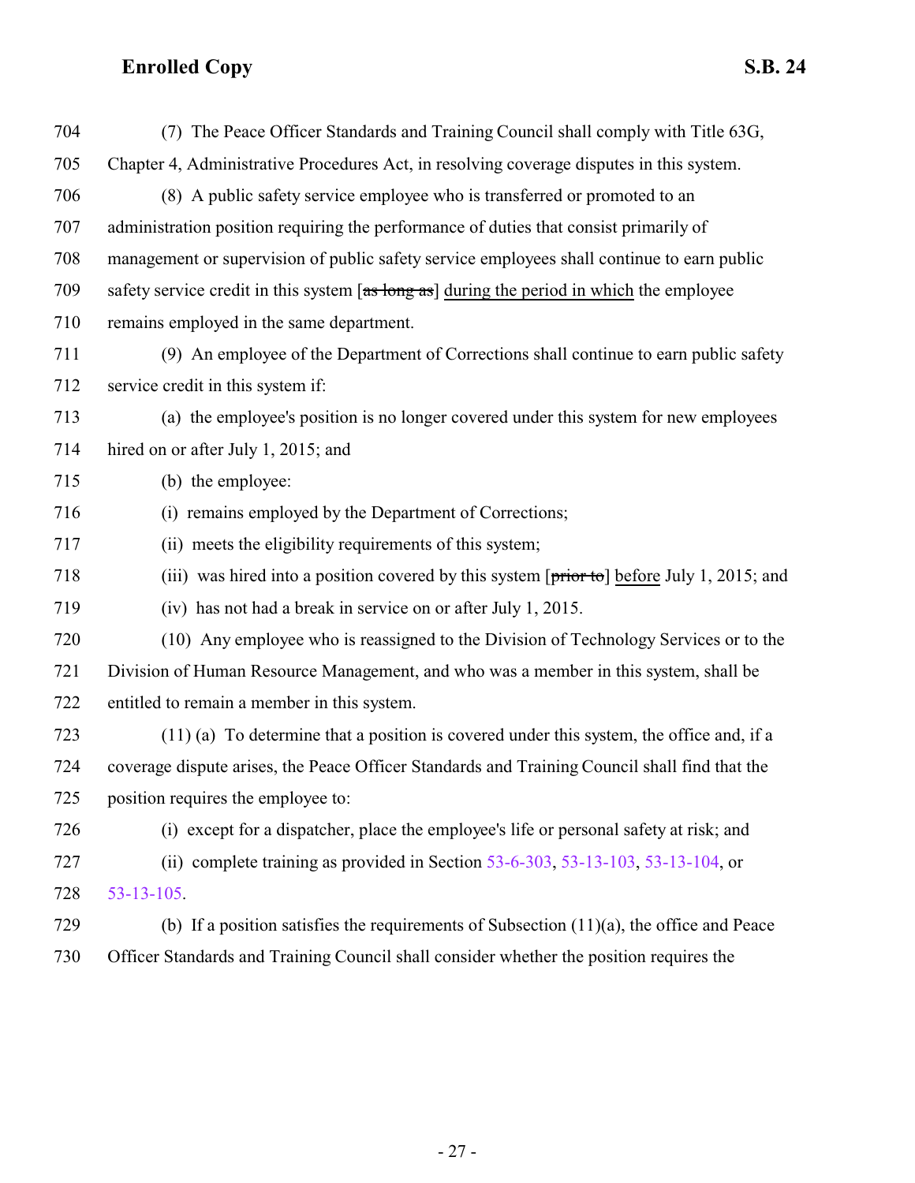704 (7) The Peace Officer Standards and Training Council shall comply with Title 63G,
705 Chapter 4, Administrative Procedures Act, in resolving coverage disputes in this system.

706 (8) A public safety service employee who is transferred or promoted to an
707 administration position requiring the performance of duties that consist primarily of
708 management or supervision of public safety service employees shall continue to earn public
709 safety service credit in this system [~~as long as~~] <u>during the period in which</u> the employee
710 remains employed in the same department.

711 (9) An employee of the Department of Corrections shall continue to earn public safety
712 service credit in this system if:

713 (a) the employee's position is no longer covered under this system for new employees
714 hired on or after July 1, 2015; and

715 (b) the employee:

716 (i) remains employed by the Department of Corrections;

717 (ii) meets the eligibility requirements of this system;

718 (iii) was hired into a position covered by this system [~~prior to~~] <u>before</u> July 1, 2015; and

719 (iv) has not had a break in service on or after July 1, 2015.

720 (10) Any employee who is reassigned to the Division of Technology Services or to the
721 Division of Human Resource Management, and who was a member in this system, shall be
722 entitled to remain a member in this system.

723 (11) (a) To determine that a position is covered under this system, the office and, if a
724 coverage dispute arises, the Peace Officer Standards and Training Council shall find that the
725 position requires the employee to:

726 (i) except for a dispatcher, place the employee's life or personal safety at risk; and

727 (ii) complete training as provided in Section 53-6-303, 53-13-103, 53-13-104, or
728 53-13-105.

729 (b) If a position satisfies the requirements of Subsection (11)(a), the office and Peace
730 Officer Standards and Training Council shall consider whether the position requires the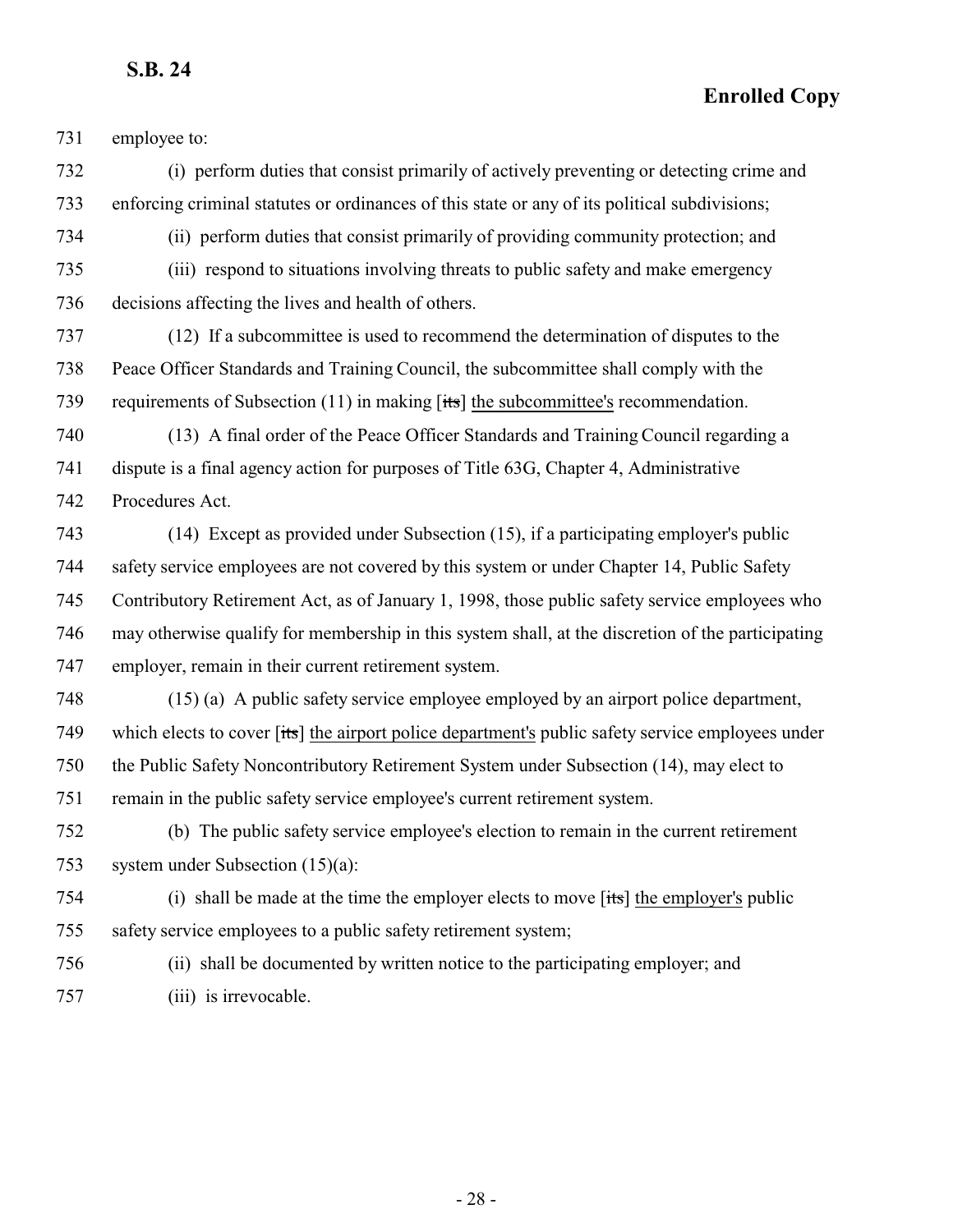employee to:

(i) perform duties that consist primarily of actively preventing or detecting crime and enforcing criminal statutes or ordinances of this state or any of its political subdivisions;

(ii) perform duties that consist primarily of providing community protection; and

(iii) respond to situations involving threats to public safety and make emergency decisions affecting the lives and health of others.

(12) If a subcommittee is used to recommend the determination of disputes to the Peace Officer Standards and Training Council, the subcommittee shall comply with the requirements of Subsection (11) in making [~~its~~] the subcommittee's recommendation.

(13) A final order of the Peace Officer Standards and Training Council regarding a dispute is a final agency action for purposes of Title 63G, Chapter 4, Administrative Procedures Act.

(14) Except as provided under Subsection (15), if a participating employer's public safety service employees are not covered by this system or under Chapter 14, Public Safety Contributory Retirement Act, as of January 1, 1998, those public safety service employees who may otherwise qualify for membership in this system shall, at the discretion of the participating employer, remain in their current retirement system.

(15) (a) A public safety service employee employed by an airport police department, which elects to cover [~~its~~] the airport police department's public safety service employees under the Public Safety Noncontributory Retirement System under Subsection (14), may elect to remain in the public safety service employee's current retirement system.

(b) The public safety service employee's election to remain in the current retirement system under Subsection (15)(a):

(i) shall be made at the time the employer elects to move [~~its~~] the employer's public safety service employees to a public safety retirement system;

(ii) shall be documented by written notice to the participating employer; and

(iii) is irrevocable.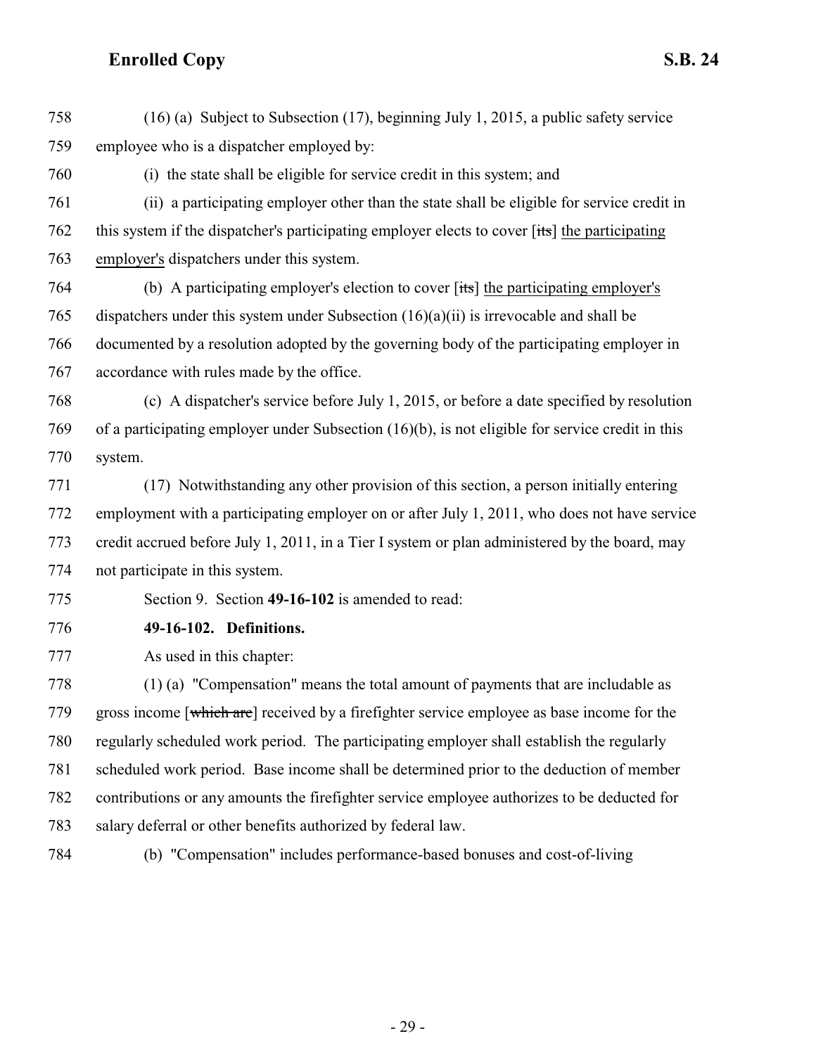758 (16) (a) Subject to Subsection (17), beginning July 1, 2015, a public safety service
759 employee who is a dispatcher employed by:

760 (i) the state shall be eligible for service credit in this system; and

761 (ii) a participating employer other than the state shall be eligible for service credit in
762 this system if the dispatcher's participating employer elects to cover [~~its~~] the participating
763 employer's dispatchers under this system.

764 (b) A participating employer's election to cover [~~its~~] the participating employer's
765 dispatchers under this system under Subsection (16)(a)(ii) is irrevocable and shall be
766 documented by a resolution adopted by the governing body of the participating employer in
767 accordance with rules made by the office.

768 (c) A dispatcher's service before July 1, 2015, or before a date specified by resolution
769 of a participating employer under Subsection (16)(b), is not eligible for service credit in this
770 system.

771 (17) Notwithstanding any other provision of this section, a person initially entering
772 employment with a participating employer on or after July 1, 2011, who does not have service
773 credit accrued before July 1, 2011, in a Tier I system or plan administered by the board, may
774 not participate in this system.

775 Section 9. Section **49-16-102** is amended to read:

776 **49-16-102. Definitions.**

777 As used in this chapter:

778 (1) (a) "Compensation" means the total amount of payments that are includable as
779 gross income [~~which are~~] received by a firefighter service employee as base income for the
780 regularly scheduled work period. The participating employer shall establish the regularly
781 scheduled work period. Base income shall be determined prior to the deduction of member
782 contributions or any amounts the firefighter service employee authorizes to be deducted for
783 salary deferral or other benefits authorized by federal law.

784 (b) "Compensation" includes performance-based bonuses and cost-of-living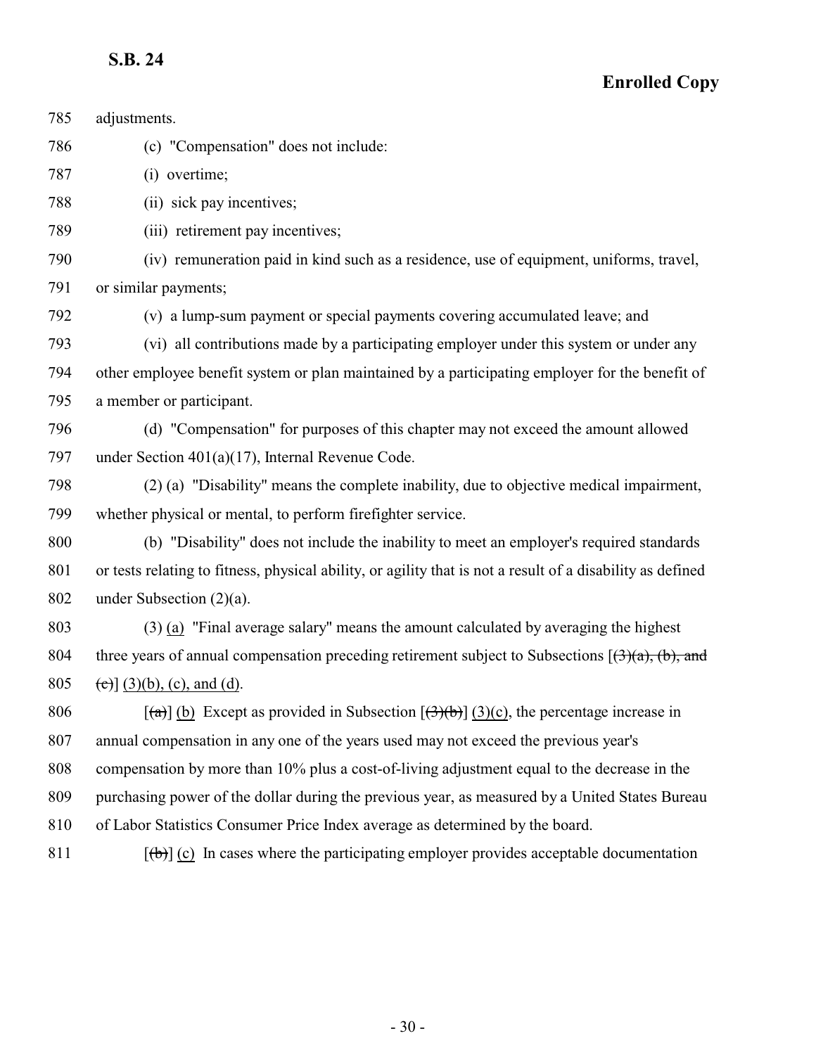adjustments.

(c) "Compensation" does not include:

(i) overtime;

(ii) sick pay incentives;

(iii) retirement pay incentives;

(iv) remuneration paid in kind such as a residence, use of equipment, uniforms, travel, or similar payments;

(v) a lump-sum payment or special payments covering accumulated leave; and

(vi) all contributions made by a participating employer under this system or under any other employee benefit system or plan maintained by a participating employer for the benefit of a member or participant.

(d) "Compensation" for purposes of this chapter may not exceed the amount allowed under Section 401(a)(17), Internal Revenue Code.

(2) (a) "Disability" means the complete inability, due to objective medical impairment, whether physical or mental, to perform firefighter service.

(b) "Disability" does not include the inability to meet an employer's required standards or tests relating to fitness, physical ability, or agility that is not a result of a disability as defined under Subsection (2)(a).

(3) (a) "Final average salary" means the amount calculated by averaging the highest three years of annual compensation preceding retirement subject to Subsections [~~(3)(a), (b), and (c)~~] (3)(b), (c), and (d).

[~~(a)~~] (b) Except as provided in Subsection [~~(3)(b)~~] (3)(c), the percentage increase in annual compensation in any one of the years used may not exceed the previous year's compensation by more than 10% plus a cost-of-living adjustment equal to the decrease in the purchasing power of the dollar during the previous year, as measured by a United States Bureau of Labor Statistics Consumer Price Index average as determined by the board.

[~~(b)~~] (c) In cases where the participating employer provides acceptable documentation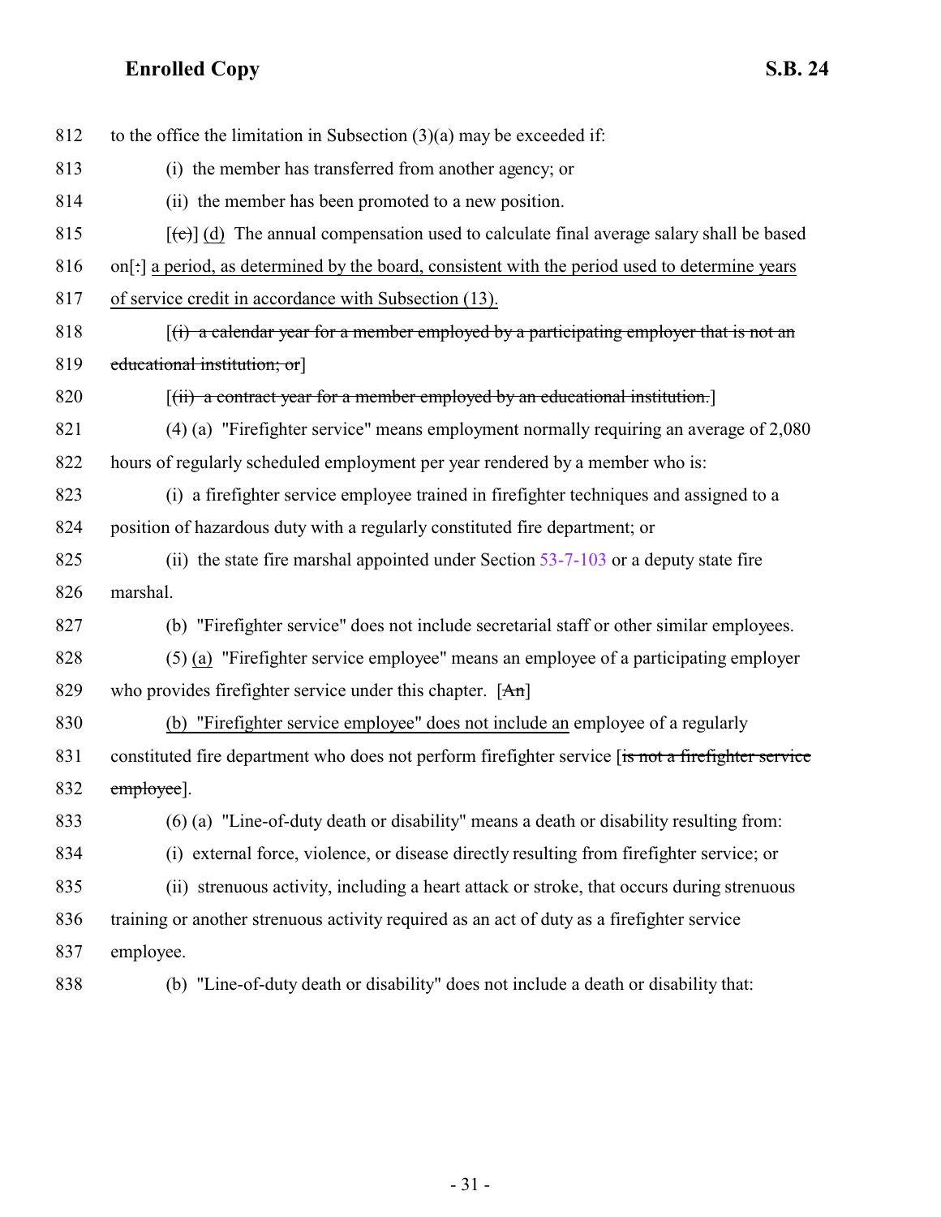812 to the office the limitation in Subsection (3)(a) may be exceeded if:

813 (i) the member has transferred from another agency; or

814 (ii) the member has been promoted to a new position.

815 [~~(c)~~] <u>(d)</u> The annual compensation used to calculate final average salary shall be based

816 on[~~:~~] <u>a period, as determined by the board, consistent with the period used to determine years</u>

817 <u>of service credit in accordance with Subsection (13).</u>

818 [~~(i) a calendar year for a member employed by a participating employer that is not an~~

819 ~~educational institution; or~~]

820 [~~(ii) a contract year for a member employed by an educational institution.~~]

821 (4) (a) "Firefighter service" means employment normally requiring an average of 2,080

822 hours of regularly scheduled employment per year rendered by a member who is:

823 (i) a firefighter service employee trained in firefighter techniques and assigned to a

824 position of hazardous duty with a regularly constituted fire department; or

825 (ii) the state fire marshal appointed under Section 53-7-103 or a deputy state fire

826 marshal.

827 (b) "Firefighter service" does not include secretarial staff or other similar employees.

828 (5) <u>(a)</u> "Firefighter service employee" means an employee of a participating employer

829 who provides firefighter service under this chapter. [~~An~~]

830 <u>(b) "Firefighter service employee" does not include an</u> employee of a regularly

831 constituted fire department who does not perform firefighter service [~~is not a firefighter service~~

832 ~~employee~~].

833 (6) (a) "Line-of-duty death or disability" means a death or disability resulting from:

834 (i) external force, violence, or disease directly resulting from firefighter service; or

835 (ii) strenuous activity, including a heart attack or stroke, that occurs during strenuous

836 training or another strenuous activity required as an act of duty as a firefighter service

837 employee.

838 (b) "Line-of-duty death or disability" does not include a death or disability that: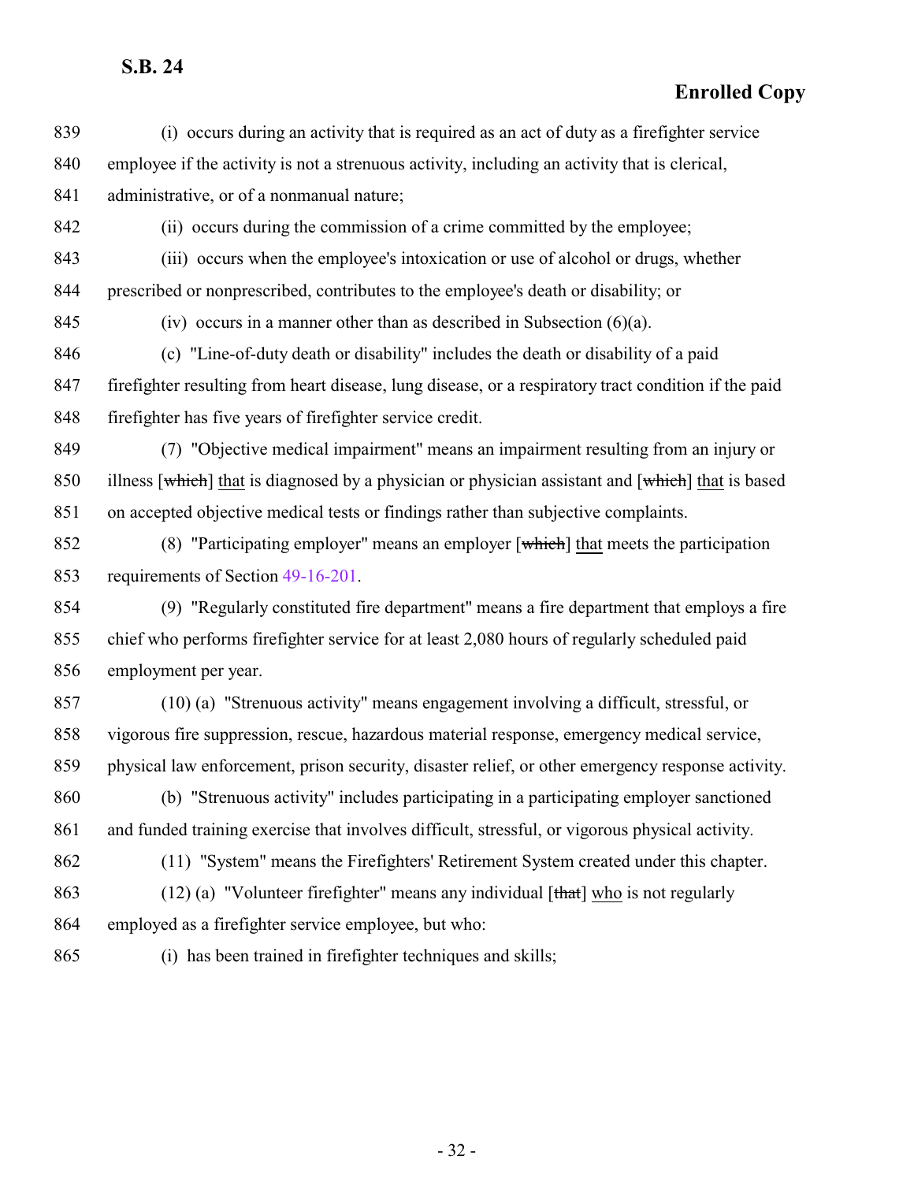(i) occurs during an activity that is required as an act of duty as a firefighter service employee if the activity is not a strenuous activity, including an activity that is clerical, administrative, or of a nonmanual nature;

(ii) occurs during the commission of a crime committed by the employee;

(iii) occurs when the employee's intoxication or use of alcohol or drugs, whether prescribed or nonprescribed, contributes to the employee's death or disability; or

(iv) occurs in a manner other than as described in Subsection (6)(a).

(c) "Line-of-duty death or disability" includes the death or disability of a paid firefighter resulting from heart disease, lung disease, or a respiratory tract condition if the paid firefighter has five years of firefighter service credit.

(7) "Objective medical impairment" means an impairment resulting from an injury or illness [~~which~~] <u>that</u> is diagnosed by a physician or physician assistant and [~~which~~] <u>that</u> is based on accepted objective medical tests or findings rather than subjective complaints.

(8) "Participating employer" means an employer [~~which~~] <u>that</u> meets the participation requirements of Section 49-16-201.

(9) "Regularly constituted fire department" means a fire department that employs a fire chief who performs firefighter service for at least 2,080 hours of regularly scheduled paid employment per year.

(10) (a) "Strenuous activity" means engagement involving a difficult, stressful, or vigorous fire suppression, rescue, hazardous material response, emergency medical service, physical law enforcement, prison security, disaster relief, or other emergency response activity.

(b) "Strenuous activity" includes participating in a participating employer sanctioned and funded training exercise that involves difficult, stressful, or vigorous physical activity.

(11) "System" means the Firefighters' Retirement System created under this chapter.

(12) (a) "Volunteer firefighter" means any individual [~~that~~] <u>who</u> is not regularly employed as a firefighter service employee, but who:

(i) has been trained in firefighter techniques and skills;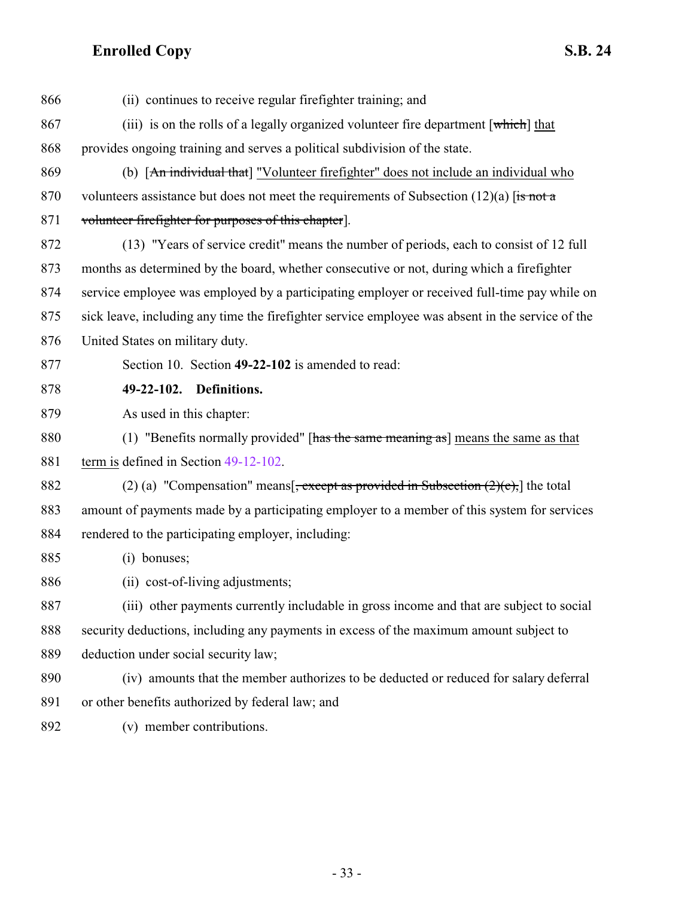866 (ii) continues to receive regular firefighter training; and

867 (iii) is on the rolls of a legally organized volunteer fire department [~~which~~] <u>that</u>

868 provides ongoing training and serves a political subdivision of the state.

869 (b) [~~An individual that~~] <u>"Volunteer firefighter" does not include an individual who</u>

870 volunteers assistance but does not meet the requirements of Subsection (12)(a) [~~is not a~~

871 ~~volunteer firefighter for purposes of this chapter~~].

872 (13) "Years of service credit" means the number of periods, each to consist of 12 full

873 months as determined by the board, whether consecutive or not, during which a firefighter

874 service employee was employed by a participating employer or received full-time pay while on

875 sick leave, including any time the firefighter service employee was absent in the service of the

876 United States on military duty.

877 Section 10. Section **49-22-102** is amended to read:

878 **49-22-102. Definitions.**

879 As used in this chapter:

880 (1) "Benefits normally provided" [~~has the same meaning as~~] <u>means the same as that</u>

881 <u>term is</u> defined in Section 49-12-102.

882 (2) (a) "Compensation" means[~~, except as provided in Subsection (2)(e),~~] the total

883 amount of payments made by a participating employer to a member of this system for services

884 rendered to the participating employer, including:

885 (i) bonuses;

886 (ii) cost-of-living adjustments;

887 (iii) other payments currently includable in gross income and that are subject to social

888 security deductions, including any payments in excess of the maximum amount subject to

889 deduction under social security law;

890 (iv) amounts that the member authorizes to be deducted or reduced for salary deferral

891 or other benefits authorized by federal law; and

892 (v) member contributions.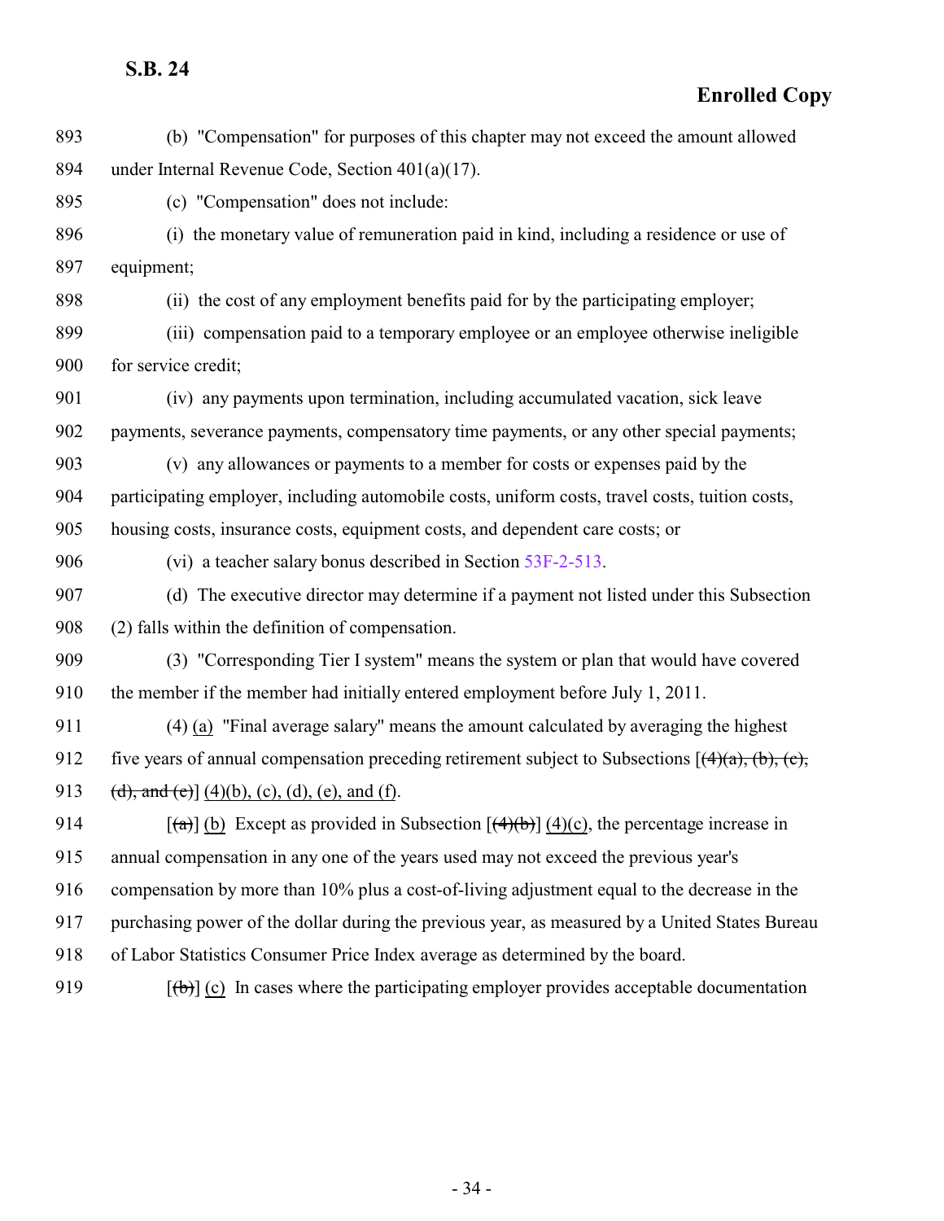893 (b) "Compensation" for purposes of this chapter may not exceed the amount allowed
894 under Internal Revenue Code, Section 401(a)(17).
895 (c) "Compensation" does not include:
896 (i) the monetary value of remuneration paid in kind, including a residence or use of
897 equipment;
898 (ii) the cost of any employment benefits paid for by the participating employer;
899 (iii) compensation paid to a temporary employee or an employee otherwise ineligible
900 for service credit;
901 (iv) any payments upon termination, including accumulated vacation, sick leave
902 payments, severance payments, compensatory time payments, or any other special payments;
903 (v) any allowances or payments to a member for costs or expenses paid by the
904 participating employer, including automobile costs, uniform costs, travel costs, tuition costs,
905 housing costs, insurance costs, equipment costs, and dependent care costs; or
906 (vi) a teacher salary bonus described in Section 53F-2-513.
907 (d) The executive director may determine if a payment not listed under this Subsection
908 (2) falls within the definition of compensation.
909 (3) "Corresponding Tier I system" means the system or plan that would have covered
910 the member if the member had initially entered employment before July 1, 2011.
911 (4) <u>(a)</u> "Final average salary" means the amount calculated by averaging the highest
912 five years of annual compensation preceding retirement subject to Subsections [~~(4)(a), (b), (c),~~
913 ~~(d), and (e)~~] <u>(4)(b), (c), (d), (e), and (f)</u>.
914 [~~(a)~~] <u>(b)</u> Except as provided in Subsection [~~(4)(b)~~] <u>(4)(c)</u>, the percentage increase in
915 annual compensation in any one of the years used may not exceed the previous year's
916 compensation by more than 10% plus a cost-of-living adjustment equal to the decrease in the
917 purchasing power of the dollar during the previous year, as measured by a United States Bureau
918 of Labor Statistics Consumer Price Index average as determined by the board.
919 [~~(b)~~] <u>(c)</u> In cases where the participating employer provides acceptable documentation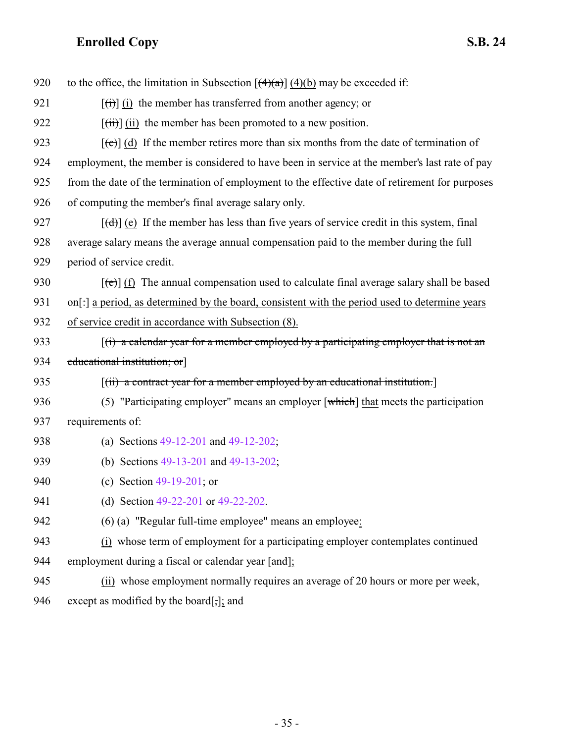920 to the office, the limitation in Subsection [~~(4)(a)~~] <u>(4)(b)</u> may be exceeded if:

921 [~~(i)~~] <u>(i)</u> the member has transferred from another agency; or

922 [~~(ii)~~] <u>(ii)</u> the member has been promoted to a new position.

923 [~~(c)~~] <u>(d)</u> If the member retires more than six months from the date of termination of

924 employment, the member is considered to have been in service at the member's last rate of pay

925 from the date of the termination of employment to the effective date of retirement for purposes

926 of computing the member's final average salary only.

927 [~~(d)~~] <u>(e)</u> If the member has less than five years of service credit in this system, final

928 average salary means the average annual compensation paid to the member during the full

929 period of service credit.

930 [~~(e)~~] <u>(f)</u> The annual compensation used to calculate final average salary shall be based

931 on[~~:~~] <u>a period, as determined by the board, consistent with the period used to determine years</u>

932 <u>of service credit in accordance with Subsection (8).</u>

933 [~~(i) a calendar year for a member employed by a participating employer that is not an~~

934 ~~educational institution; or~~]

935 [~~(ii) a contract year for a member employed by an educational institution.~~]

936 (5) "Participating employer" means an employer [~~which~~] <u>that</u> meets the participation

937 requirements of:

938 (a) Sections 49-12-201 and 49-12-202;

939 (b) Sections 49-13-201 and 49-13-202;

940 (c) Section 49-19-201; or

941 (d) Section 49-22-201 or 49-22-202.

942 (6) (a) "Regular full-time employee" means an employee<u>:</u>

943 <u>(i)</u> whose term of employment for a participating employer contemplates continued

944 employment during a fiscal or calendar year [~~and~~]<u>;</u>

945 <u>(ii)</u> whose employment normally requires an average of 20 hours or more per week,

946 except as modified by the board[~~,~~]<u>;</u> and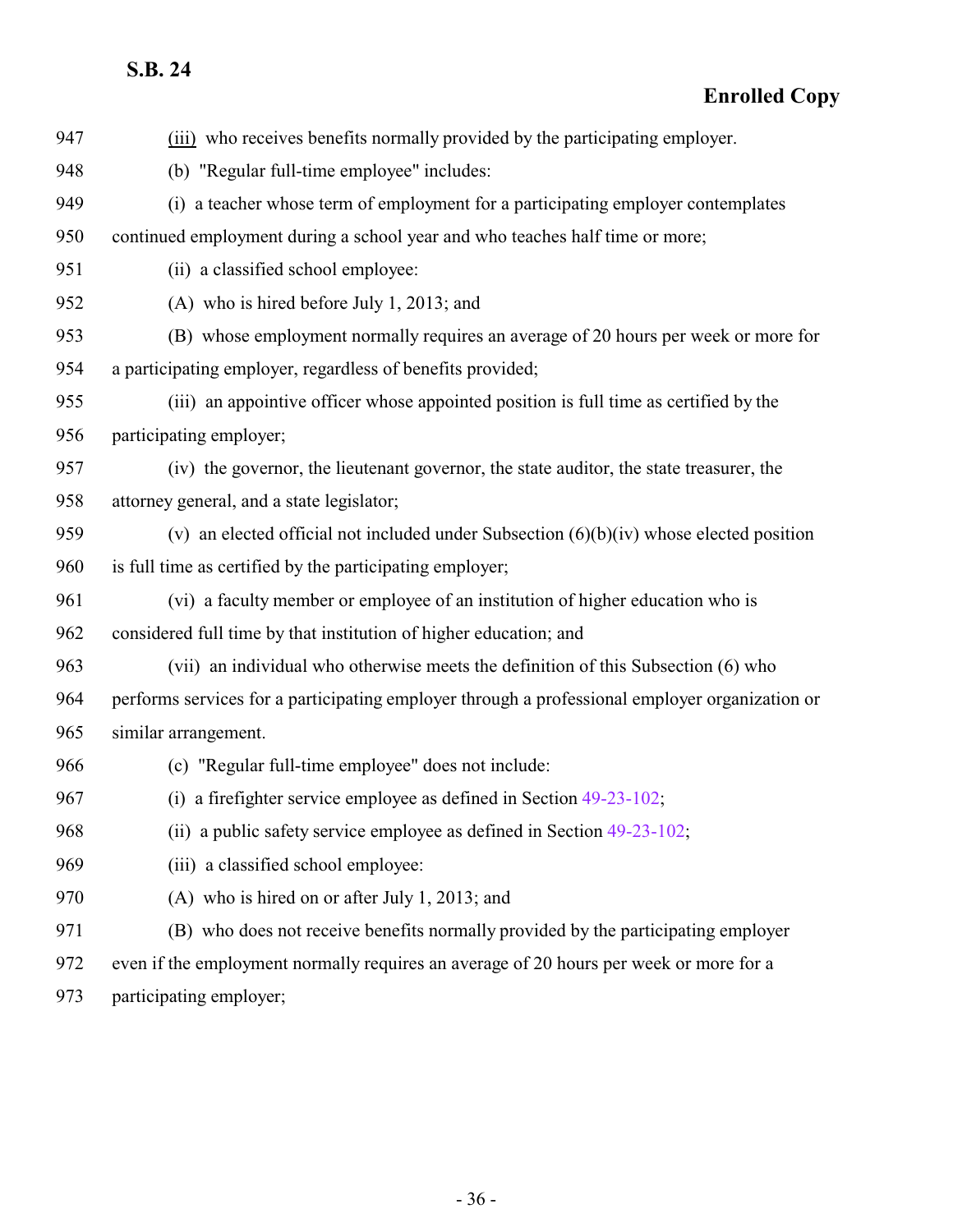947 (iii) who receives benefits normally provided by the participating employer.

948 (b) "Regular full-time employee" includes:

949 (i) a teacher whose term of employment for a participating employer contemplates

950 continued employment during a school year and who teaches half time or more;

951 (ii) a classified school employee:

952 (A) who is hired before July 1, 2013; and

953 (B) whose employment normally requires an average of 20 hours per week or more for

954 a participating employer, regardless of benefits provided;

955 (iii) an appointive officer whose appointed position is full time as certified by the

956 participating employer;

957 (iv) the governor, the lieutenant governor, the state auditor, the state treasurer, the

958 attorney general, and a state legislator;

959 (v) an elected official not included under Subsection (6)(b)(iv) whose elected position

960 is full time as certified by the participating employer;

961 (vi) a faculty member or employee of an institution of higher education who is

962 considered full time by that institution of higher education; and

963 (vii) an individual who otherwise meets the definition of this Subsection (6) who

964 performs services for a participating employer through a professional employer organization or

965 similar arrangement.

966 (c) "Regular full-time employee" does not include:

967 (i) a firefighter service employee as defined in Section 49-23-102;

968 (ii) a public safety service employee as defined in Section 49-23-102;

969 (iii) a classified school employee:

970 (A) who is hired on or after July 1, 2013; and

971 (B) who does not receive benefits normally provided by the participating employer

972 even if the employment normally requires an average of 20 hours per week or more for a

973 participating employer;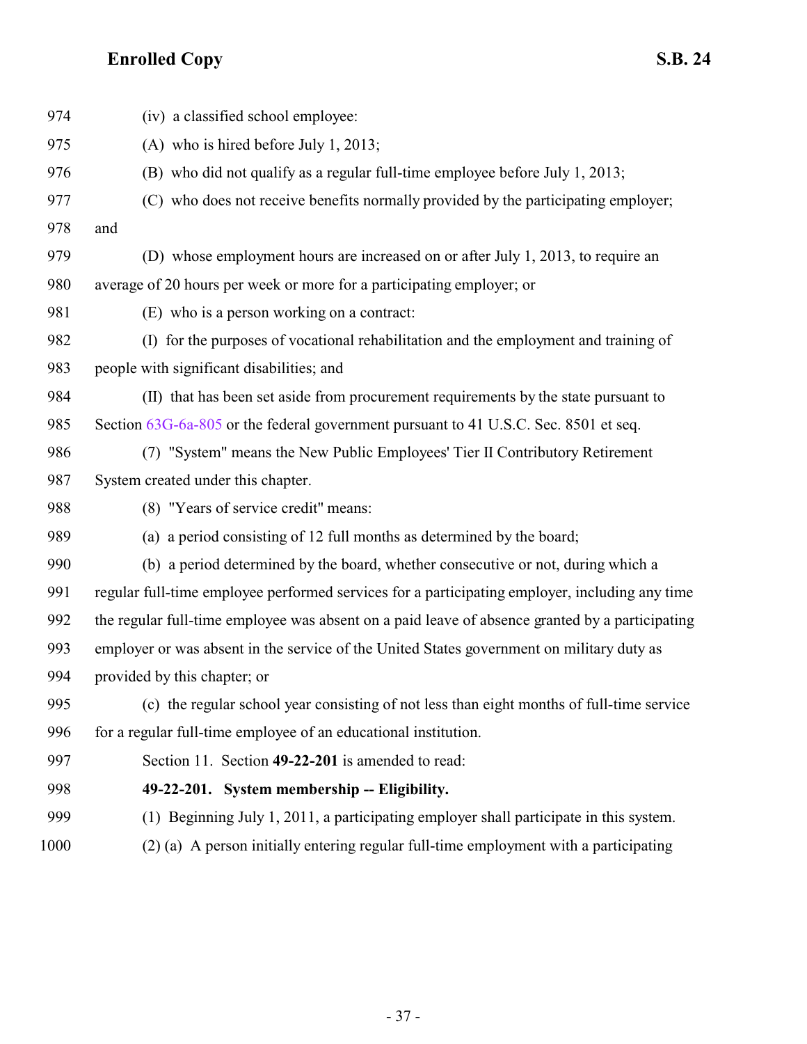(iv) a classified school employee:

(A) who is hired before July 1, 2013;

(B) who did not qualify as a regular full-time employee before July 1, 2013;

(C) who does not receive benefits normally provided by the participating employer; and

(D) whose employment hours are increased on or after July 1, 2013, to require an average of 20 hours per week or more for a participating employer; or

(E) who is a person working on a contract:

(I) for the purposes of vocational rehabilitation and the employment and training of people with significant disabilities; and

(II) that has been set aside from procurement requirements by the state pursuant to Section 63G-6a-805 or the federal government pursuant to 41 U.S.C. Sec. 8501 et seq.

(7) "System" means the New Public Employees' Tier II Contributory Retirement System created under this chapter.

(8) "Years of service credit" means:

(a) a period consisting of 12 full months as determined by the board;

(b) a period determined by the board, whether consecutive or not, during which a regular full-time employee performed services for a participating employer, including any time the regular full-time employee was absent on a paid leave of absence granted by a participating employer or was absent in the service of the United States government on military duty as provided by this chapter; or

(c) the regular school year consisting of not less than eight months of full-time service for a regular full-time employee of an educational institution.

Section 11. Section **49-22-201** is amended to read:

**49-22-201. System membership -- Eligibility.**

(1) Beginning July 1, 2011, a participating employer shall participate in this system.

(2) (a) A person initially entering regular full-time employment with a participating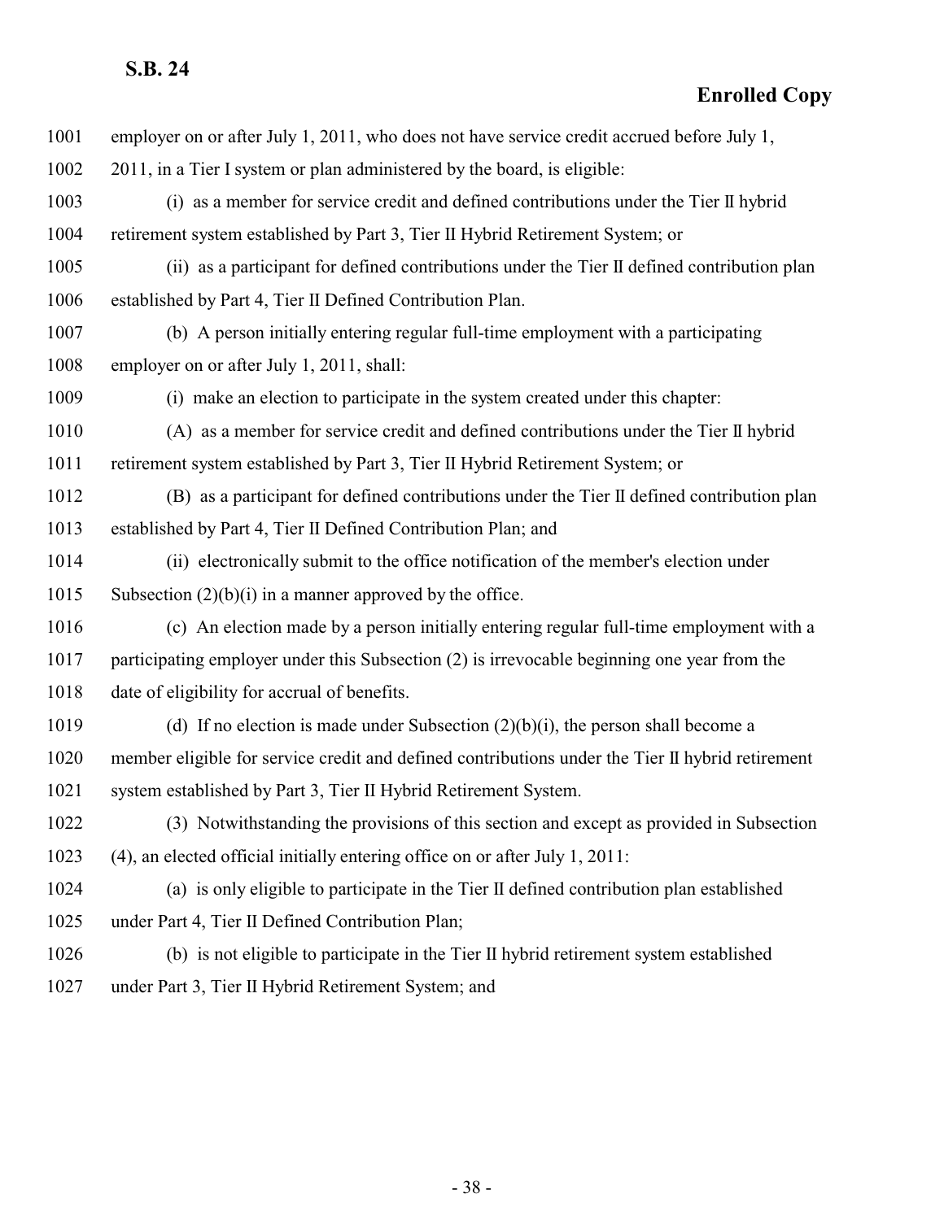employer on or after July 1, 2011, who does not have service credit accrued before July 1, 2011, in a Tier I system or plan administered by the board, is eligible:

(i) as a member for service credit and defined contributions under the Tier II hybrid retirement system established by Part 3, Tier II Hybrid Retirement System; or

(ii) as a participant for defined contributions under the Tier II defined contribution plan established by Part 4, Tier II Defined Contribution Plan.

(b) A person initially entering regular full-time employment with a participating employer on or after July 1, 2011, shall:

(i) make an election to participate in the system created under this chapter:

(A) as a member for service credit and defined contributions under the Tier II hybrid retirement system established by Part 3, Tier II Hybrid Retirement System; or

(B) as a participant for defined contributions under the Tier II defined contribution plan established by Part 4, Tier II Defined Contribution Plan; and

(ii) electronically submit to the office notification of the member's election under Subsection (2)(b)(i) in a manner approved by the office.

(c) An election made by a person initially entering regular full-time employment with a participating employer under this Subsection (2) is irrevocable beginning one year from the date of eligibility for accrual of benefits.

(d) If no election is made under Subsection (2)(b)(i), the person shall become a member eligible for service credit and defined contributions under the Tier II hybrid retirement system established by Part 3, Tier II Hybrid Retirement System.

(3) Notwithstanding the provisions of this section and except as provided in Subsection (4), an elected official initially entering office on or after July 1, 2011:

(a) is only eligible to participate in the Tier II defined contribution plan established under Part 4, Tier II Defined Contribution Plan;

(b) is not eligible to participate in the Tier II hybrid retirement system established under Part 3, Tier II Hybrid Retirement System; and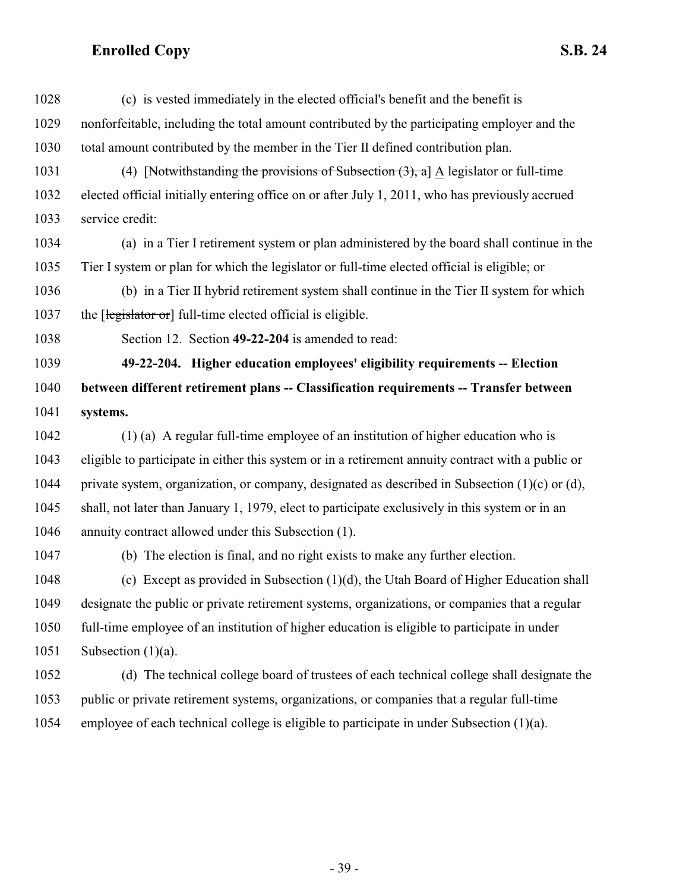1028 (c) is vested immediately in the elected official's benefit and the benefit is
1029 nonforfeitable, including the total amount contributed by the participating employer and the
1030 total amount contributed by the member in the Tier II defined contribution plan.

1031 (4) [~~Notwithstanding the provisions of Subsection (3), a~~] A legislator or full-time
1032 elected official initially entering office on or after July 1, 2011, who has previously accrued
1033 service credit:

1034 (a) in a Tier I retirement system or plan administered by the board shall continue in the
1035 Tier I system or plan for which the legislator or full-time elected official is eligible; or

1036 (b) in a Tier II hybrid retirement system shall continue in the Tier II system for which
1037 the [~~legislator or~~] full-time elected official is eligible.

1038 Section 12. Section **49-22-204** is amended to read:

1039 **49-22-204. Higher education employees' eligibility requirements -- Election**
1040 **between different retirement plans -- Classification requirements -- Transfer between**
1041 **systems.**

1042 (1) (a) A regular full-time employee of an institution of higher education who is
1043 eligible to participate in either this system or in a retirement annuity contract with a public or
1044 private system, organization, or company, designated as described in Subsection (1)(c) or (d),
1045 shall, not later than January 1, 1979, elect to participate exclusively in this system or in an
1046 annuity contract allowed under this Subsection (1).

1047 (b) The election is final, and no right exists to make any further election.

1048 (c) Except as provided in Subsection (1)(d), the Utah Board of Higher Education shall
1049 designate the public or private retirement systems, organizations, or companies that a regular
1050 full-time employee of an institution of higher education is eligible to participate in under
1051 Subsection (1)(a).

1052 (d) The technical college board of trustees of each technical college shall designate the
1053 public or private retirement systems, organizations, or companies that a regular full-time
1054 employee of each technical college is eligible to participate in under Subsection (1)(a).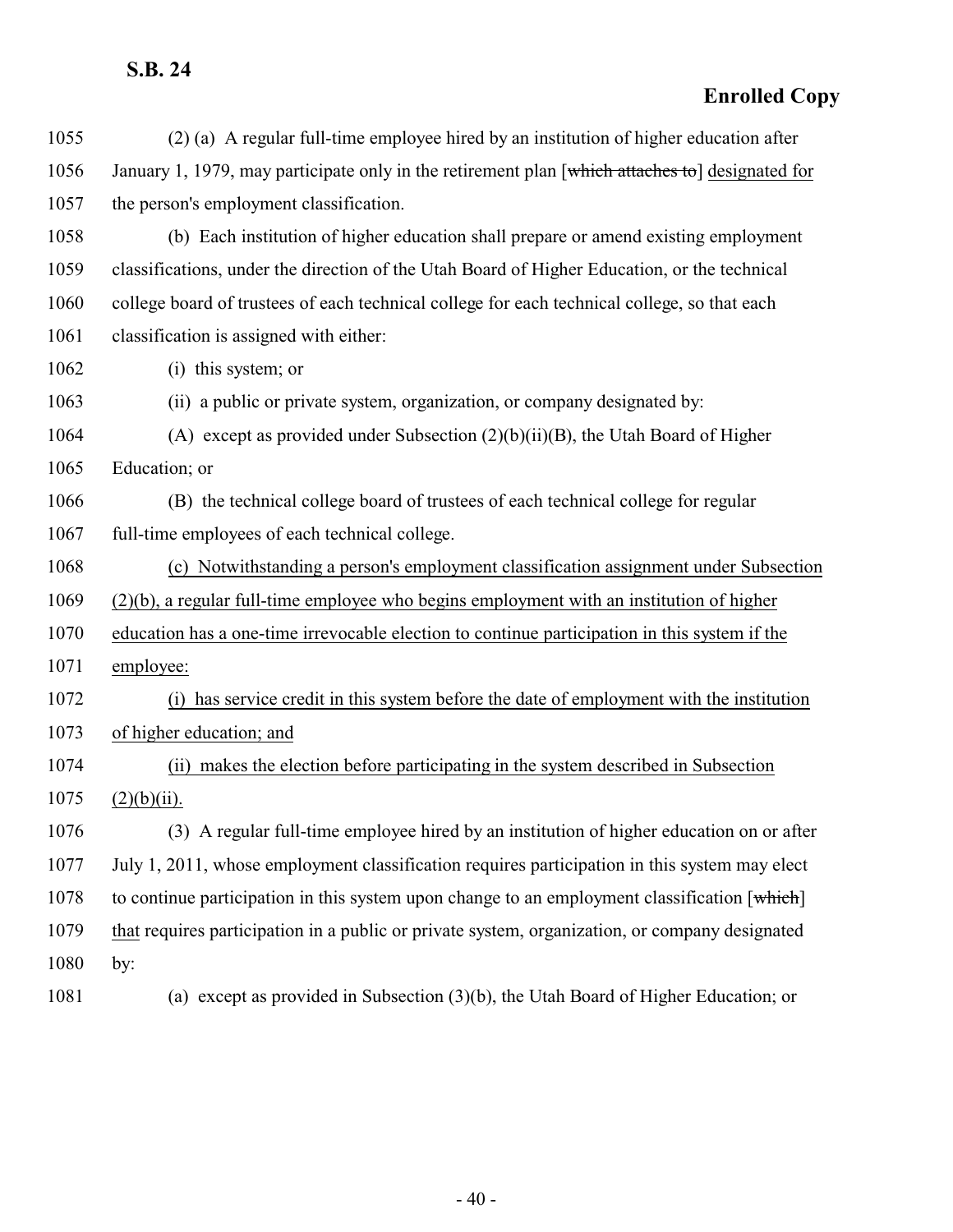(2) (a) A regular full-time employee hired by an institution of higher education after January 1, 1979, may participate only in the retirement plan [~~which attaches to~~] designated for the person's employment classification.

(b) Each institution of higher education shall prepare or amend existing employment classifications, under the direction of the Utah Board of Higher Education, or the technical college board of trustees of each technical college for each technical college, so that each classification is assigned with either:

(i) this system; or

(ii) a public or private system, organization, or company designated by:

(A) except as provided under Subsection (2)(b)(ii)(B), the Utah Board of Higher Education; or

(B) the technical college board of trustees of each technical college for regular full-time employees of each technical college.

<u>(c) Notwithstanding a person's employment classification assignment under Subsection (2)(b), a regular full-time employee who begins employment with an institution of higher education has a one-time irrevocable election to continue participation in this system if the employee:</u>

<u>(i) has service credit in this system before the date of employment with the institution of higher education; and</u>

<u>(ii) makes the election before participating in the system described in Subsection (2)(b)(ii).</u>

(3) A regular full-time employee hired by an institution of higher education on or after July 1, 2011, whose employment classification requires participation in this system may elect to continue participation in this system upon change to an employment classification [~~which~~] <u>that</u> requires participation in a public or private system, organization, or company designated by:

(a) except as provided in Subsection (3)(b), the Utah Board of Higher Education; or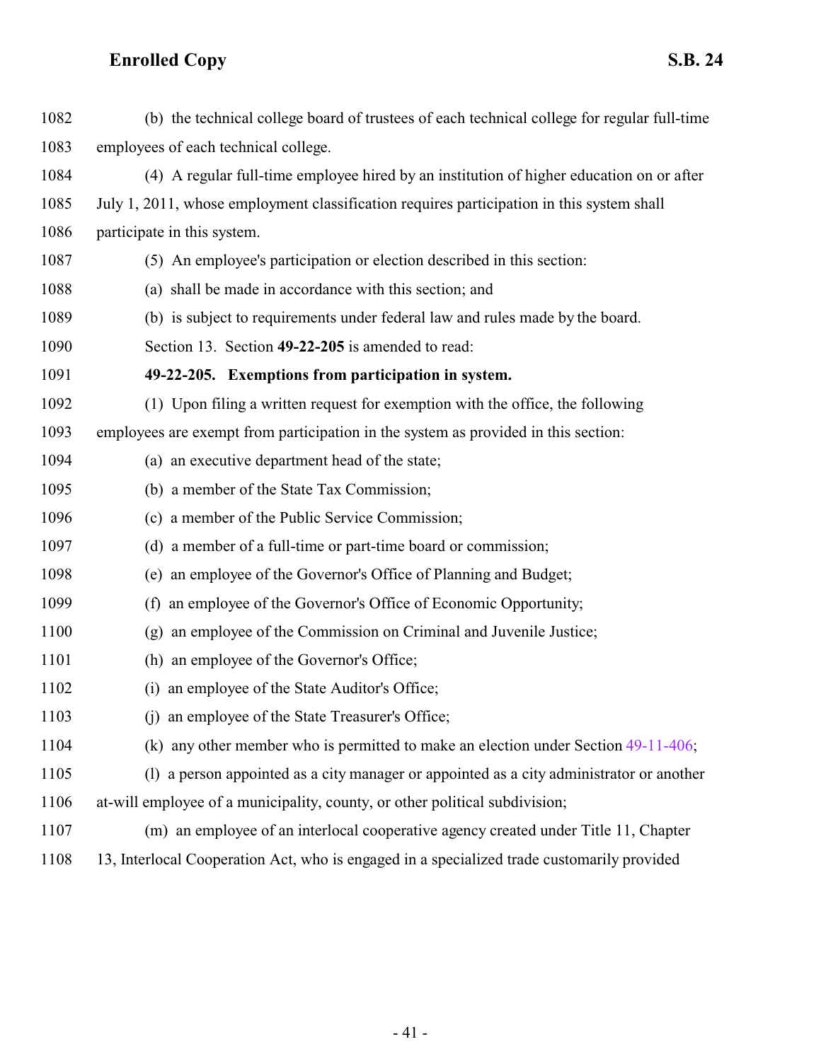(b) the technical college board of trustees of each technical college for regular full-time employees of each technical college.

(4) A regular full-time employee hired by an institution of higher education on or after July 1, 2011, whose employment classification requires participation in this system shall participate in this system.

(5) An employee's participation or election described in this section:

(a) shall be made in accordance with this section; and

(b) is subject to requirements under federal law and rules made by the board.

Section 13. Section **49-22-205** is amended to read:

**49-22-205. Exemptions from participation in system.**

(1) Upon filing a written request for exemption with the office, the following employees are exempt from participation in the system as provided in this section:

(a) an executive department head of the state;

(b) a member of the State Tax Commission;

(c) a member of the Public Service Commission;

(d) a member of a full-time or part-time board or commission;

(e) an employee of the Governor's Office of Planning and Budget;

(f) an employee of the Governor's Office of Economic Opportunity;

(g) an employee of the Commission on Criminal and Juvenile Justice;

(h) an employee of the Governor's Office;

(i) an employee of the State Auditor's Office;

(j) an employee of the State Treasurer's Office;

(k) any other member who is permitted to make an election under Section 49-11-406;

(l) a person appointed as a city manager or appointed as a city administrator or another at-will employee of a municipality, county, or other political subdivision;

(m) an employee of an interlocal cooperative agency created under Title 11, Chapter 13, Interlocal Cooperation Act, who is engaged in a specialized trade customarily provided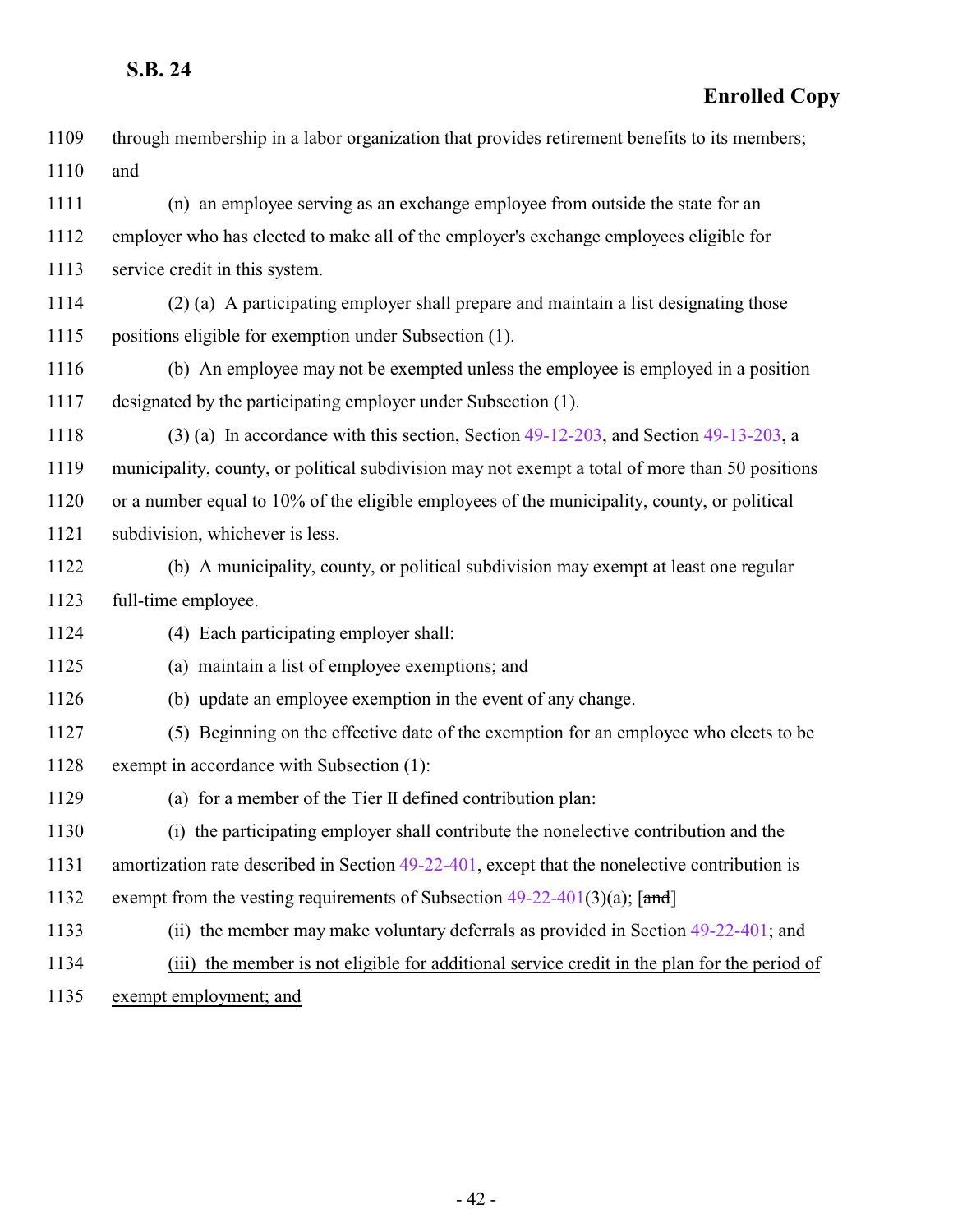through membership in a labor organization that provides retirement benefits to its members; and

(n) an employee serving as an exchange employee from outside the state for an employer who has elected to make all of the employer's exchange employees eligible for service credit in this system.

(2) (a) A participating employer shall prepare and maintain a list designating those positions eligible for exemption under Subsection (1).

(b) An employee may not be exempted unless the employee is employed in a position designated by the participating employer under Subsection (1).

(3) (a) In accordance with this section, Section 49-12-203, and Section 49-13-203, a municipality, county, or political subdivision may not exempt a total of more than 50 positions or a number equal to 10% of the eligible employees of the municipality, county, or political subdivision, whichever is less.

(b) A municipality, county, or political subdivision may exempt at least one regular full-time employee.

(4) Each participating employer shall:

(a) maintain a list of employee exemptions; and

(b) update an employee exemption in the event of any change.

(5) Beginning on the effective date of the exemption for an employee who elects to be exempt in accordance with Subsection (1):

(a) for a member of the Tier II defined contribution plan:

(i) the participating employer shall contribute the nonelective contribution and the amortization rate described in Section 49-22-401, except that the nonelective contribution is exempt from the vesting requirements of Subsection 49-22-401(3)(a); [~~and~~]

(ii) the member may make voluntary deferrals as provided in Section 49-22-401; and

<u>(iii) the member is not eligible for additional service credit in the plan for the period of exempt employment; and</u>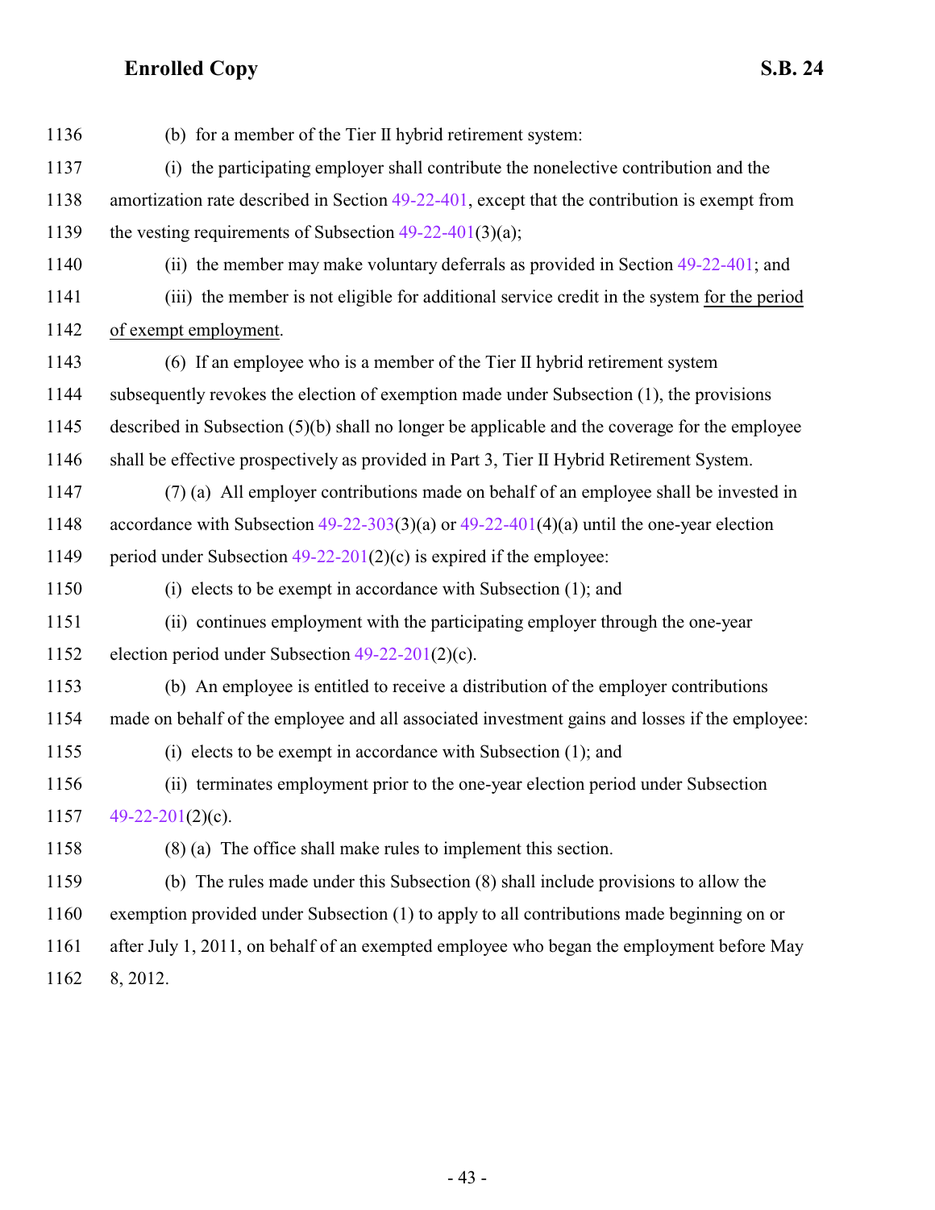1136 (b) for a member of the Tier II hybrid retirement system:

1137 (i) the participating employer shall contribute the nonelective contribution and the

1138 amortization rate described in Section 49-22-401, except that the contribution is exempt from

1139 the vesting requirements of Subsection 49-22-401(3)(a);

1140 (ii) the member may make voluntary deferrals as provided in Section 49-22-401; and

1141 (iii) the member is not eligible for additional service credit in the system for the period

1142 of exempt employment.

1143 (6) If an employee who is a member of the Tier II hybrid retirement system

1144 subsequently revokes the election of exemption made under Subsection (1), the provisions

1145 described in Subsection (5)(b) shall no longer be applicable and the coverage for the employee

1146 shall be effective prospectively as provided in Part 3, Tier II Hybrid Retirement System.

1147 (7) (a) All employer contributions made on behalf of an employee shall be invested in

1148 accordance with Subsection 49-22-303(3)(a) or 49-22-401(4)(a) until the one-year election

1149 period under Subsection 49-22-201(2)(c) is expired if the employee:

1150 (i) elects to be exempt in accordance with Subsection (1); and

1151 (ii) continues employment with the participating employer through the one-year

1152 election period under Subsection 49-22-201(2)(c).

1153 (b) An employee is entitled to receive a distribution of the employer contributions

1154 made on behalf of the employee and all associated investment gains and losses if the employee:

1155 (i) elects to be exempt in accordance with Subsection (1); and

1156 (ii) terminates employment prior to the one-year election period under Subsection

1157 49-22-201(2)(c).

1158 (8) (a) The office shall make rules to implement this section.

1159 (b) The rules made under this Subsection (8) shall include provisions to allow the

1160 exemption provided under Subsection (1) to apply to all contributions made beginning on or

1161 after July 1, 2011, on behalf of an exempted employee who began the employment before May

1162 8, 2012.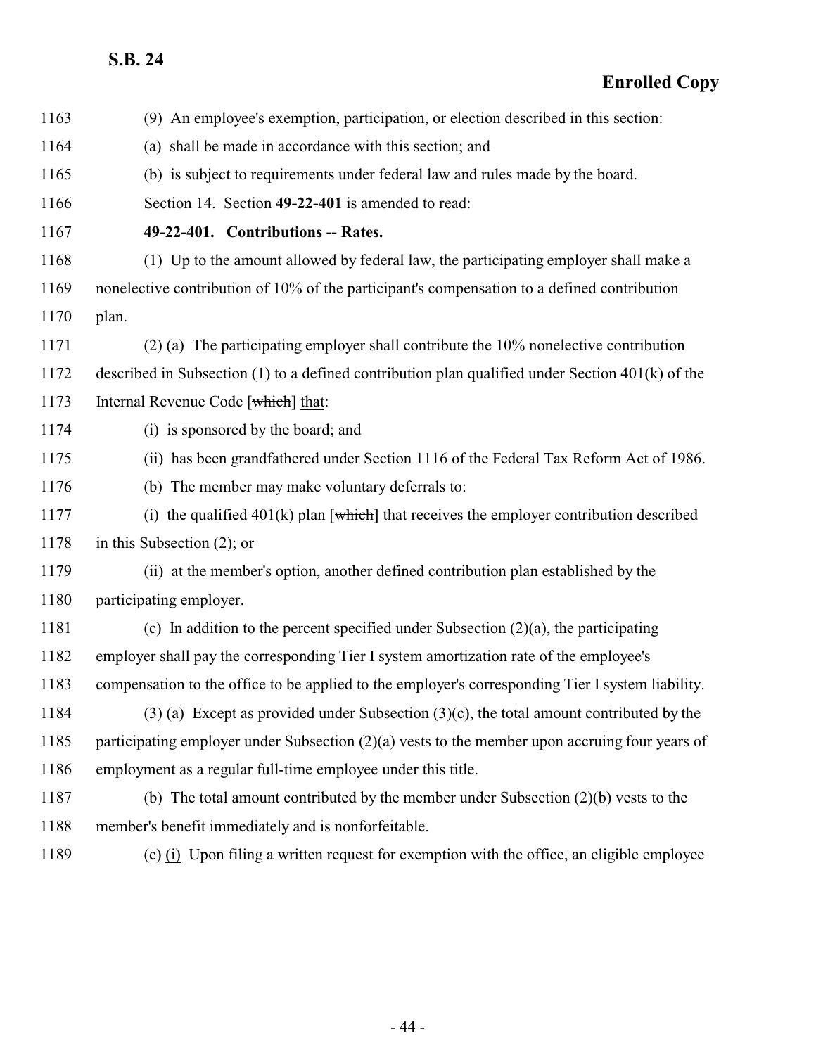(9) An employee's exemption, participation, or election described in this section:

(a) shall be made in accordance with this section; and

(b) is subject to requirements under federal law and rules made by the board.

Section 14. Section **49-22-401** is amended to read:

**49-22-401. Contributions -- Rates.**

(1) Up to the amount allowed by federal law, the participating employer shall make a nonelective contribution of 10% of the participant's compensation to a defined contribution plan.

(2) (a) The participating employer shall contribute the 10% nonelective contribution described in Subsection (1) to a defined contribution plan qualified under Section 401(k) of the Internal Revenue Code [~~which~~] that:

(i) is sponsored by the board; and

(ii) has been grandfathered under Section 1116 of the Federal Tax Reform Act of 1986.

(b) The member may make voluntary deferrals to:

(i) the qualified 401(k) plan [~~which~~] that receives the employer contribution described in this Subsection (2); or

(ii) at the member's option, another defined contribution plan established by the participating employer.

(c) In addition to the percent specified under Subsection (2)(a), the participating employer shall pay the corresponding Tier I system amortization rate of the employee's compensation to the office to be applied to the employer's corresponding Tier I system liability.

(3) (a) Except as provided under Subsection (3)(c), the total amount contributed by the participating employer under Subsection (2)(a) vests to the member upon accruing four years of employment as a regular full-time employee under this title.

(b) The total amount contributed by the member under Subsection (2)(b) vests to the member's benefit immediately and is nonforfeitable.

(c) (i) Upon filing a written request for exemption with the office, an eligible employee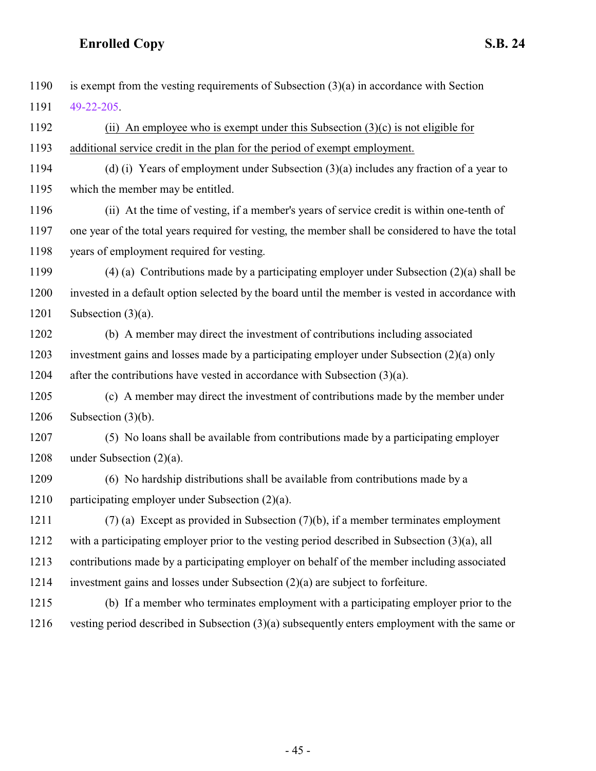1190 is exempt from the vesting requirements of Subsection (3)(a) in accordance with Section
1191 49-22-205.

1192 (ii) An employee who is exempt under this Subsection (3)(c) is not eligible for
1193 additional service credit in the plan for the period of exempt employment.

1194 (d) (i) Years of employment under Subsection (3)(a) includes any fraction of a year to
1195 which the member may be entitled.

1196 (ii) At the time of vesting, if a member's years of service credit is within one-tenth of
1197 one year of the total years required for vesting, the member shall be considered to have the total
1198 years of employment required for vesting.

1199 (4) (a) Contributions made by a participating employer under Subsection (2)(a) shall be
1200 invested in a default option selected by the board until the member is vested in accordance with
1201 Subsection (3)(a).

1202 (b) A member may direct the investment of contributions including associated
1203 investment gains and losses made by a participating employer under Subsection (2)(a) only
1204 after the contributions have vested in accordance with Subsection (3)(a).

1205 (c) A member may direct the investment of contributions made by the member under
1206 Subsection (3)(b).

1207 (5) No loans shall be available from contributions made by a participating employer
1208 under Subsection (2)(a).

1209 (6) No hardship distributions shall be available from contributions made by a
1210 participating employer under Subsection (2)(a).

1211 (7) (a) Except as provided in Subsection (7)(b), if a member terminates employment
1212 with a participating employer prior to the vesting period described in Subsection (3)(a), all
1213 contributions made by a participating employer on behalf of the member including associated
1214 investment gains and losses under Subsection (2)(a) are subject to forfeiture.

1215 (b) If a member who terminates employment with a participating employer prior to the
1216 vesting period described in Subsection (3)(a) subsequently enters employment with the same or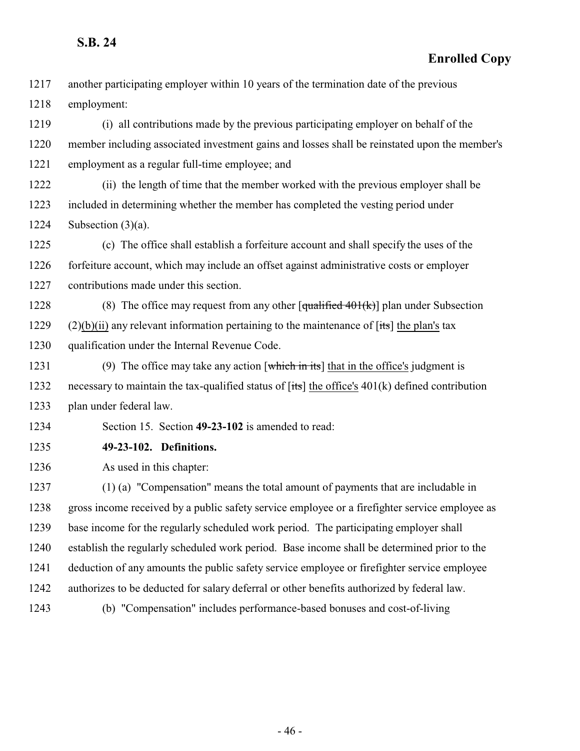another participating employer within 10 years of the termination date of the previous employment:

(i) all contributions made by the previous participating employer on behalf of the member including associated investment gains and losses shall be reinstated upon the member's employment as a regular full-time employee; and

(ii) the length of time that the member worked with the previous employer shall be included in determining whether the member has completed the vesting period under Subsection (3)(a).

(c) The office shall establish a forfeiture account and shall specify the uses of the forfeiture account, which may include an offset against administrative costs or employer contributions made under this section.

(8) The office may request from any other [~~qualified 401(k)~~] plan under Subsection (2)<u>(b)(ii)</u> any relevant information pertaining to the maintenance of [~~its~~] <u>the plan's</u> tax qualification under the Internal Revenue Code.

(9) The office may take any action [~~which in its~~] <u>that in the office's</u> judgment is necessary to maintain the tax-qualified status of [~~its~~] <u>the office's</u> 401(k) defined contribution plan under federal law.

Section 15. Section **49-23-102** is amended to read:

**49-23-102. Definitions.**

As used in this chapter:

(1) (a) "Compensation" means the total amount of payments that are includable in gross income received by a public safety service employee or a firefighter service employee as base income for the regularly scheduled work period. The participating employer shall establish the regularly scheduled work period. Base income shall be determined prior to the deduction of any amounts the public safety service employee or firefighter service employee authorizes to be deducted for salary deferral or other benefits authorized by federal law.

(b) "Compensation" includes performance-based bonuses and cost-of-living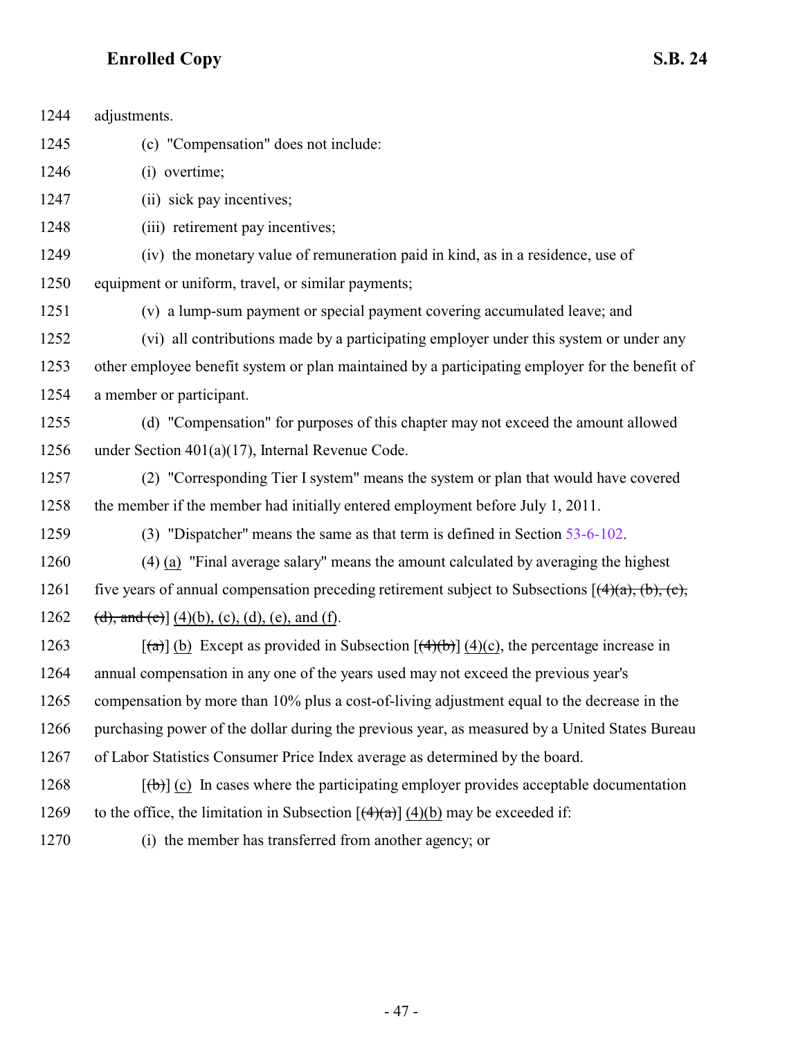1244 adjustments.

1245 (c) "Compensation" does not include:

1246 (i) overtime;

1247 (ii) sick pay incentives;

1248 (iii) retirement pay incentives;

1249 (iv) the monetary value of remuneration paid in kind, as in a residence, use of

1250 equipment or uniform, travel, or similar payments;

1251 (v) a lump-sum payment or special payment covering accumulated leave; and

1252 (vi) all contributions made by a participating employer under this system or under any

1253 other employee benefit system or plan maintained by a participating employer for the benefit of

1254 a member or participant.

1255 (d) "Compensation" for purposes of this chapter may not exceed the amount allowed

1256 under Section 401(a)(17), Internal Revenue Code.

1257 (2) "Corresponding Tier I system" means the system or plan that would have covered

1258 the member if the member had initially entered employment before July 1, 2011.

1259 (3) "Dispatcher" means the same as that term is defined in Section 53-6-102.

1260 (4) <u>(a)</u> "Final average salary" means the amount calculated by averaging the highest

1261 five years of annual compensation preceding retirement subject to Subsections [~~(4)(a), (b), (c),~~

1262 ~~(d), and (e)~~] <u>(4)(b), (c), (d), (e), and (f)</u>.

1263 [~~(a)~~] <u>(b)</u> Except as provided in Subsection [~~(4)(b)~~] <u>(4)(c)</u>, the percentage increase in

1264 annual compensation in any one of the years used may not exceed the previous year's

1265 compensation by more than 10% plus a cost-of-living adjustment equal to the decrease in the

1266 purchasing power of the dollar during the previous year, as measured by a United States Bureau

1267 of Labor Statistics Consumer Price Index average as determined by the board.

1268 [~~(b)~~] <u>(c)</u> In cases where the participating employer provides acceptable documentation

1269 to the office, the limitation in Subsection [~~(4)(a)~~] <u>(4)(b)</u> may be exceeded if:

1270 (i) the member has transferred from another agency; or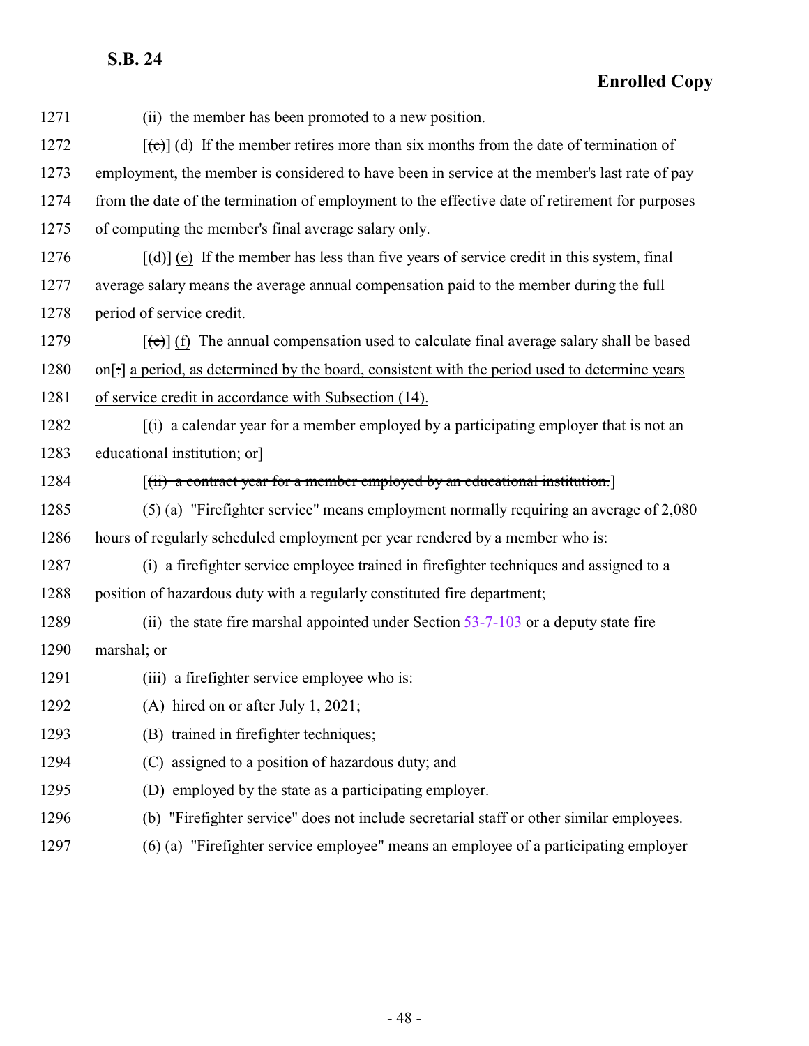1271 (ii) the member has been promoted to a new position.

1272 [~~(c)~~] <u>(d)</u> If the member retires more than six months from the date of termination of
1273 employment, the member is considered to have been in service at the member's last rate of pay
1274 from the date of the termination of employment to the effective date of retirement for purposes
1275 of computing the member's final average salary only.

1276 [~~(d)~~] <u>(e)</u> If the member has less than five years of service credit in this system, final
1277 average salary means the average annual compensation paid to the member during the full
1278 period of service credit.

1279 [~~(e)~~] <u>(f)</u> The annual compensation used to calculate final average salary shall be based
1280 on[~~:~~] <u>a period, as determined by the board, consistent with the period used to determine years</u>
1281 <u>of service credit in accordance with Subsection (14).</u>

1282 [~~(i) a calendar year for a member employed by a participating employer that is not an~~
1283 ~~educational institution; or~~]

1284 [~~(ii) a contract year for a member employed by an educational institution.~~]

1285 (5) (a) "Firefighter service" means employment normally requiring an average of 2,080
1286 hours of regularly scheduled employment per year rendered by a member who is:

1287 (i) a firefighter service employee trained in firefighter techniques and assigned to a
1288 position of hazardous duty with a regularly constituted fire department;

1289 (ii) the state fire marshal appointed under Section 53-7-103 or a deputy state fire
1290 marshal; or

1291 (iii) a firefighter service employee who is:

1292 (A) hired on or after July 1, 2021;

1293 (B) trained in firefighter techniques;

1294 (C) assigned to a position of hazardous duty; and

1295 (D) employed by the state as a participating employer.

1296 (b) "Firefighter service" does not include secretarial staff or other similar employees.

1297 (6) (a) "Firefighter service employee" means an employee of a participating employer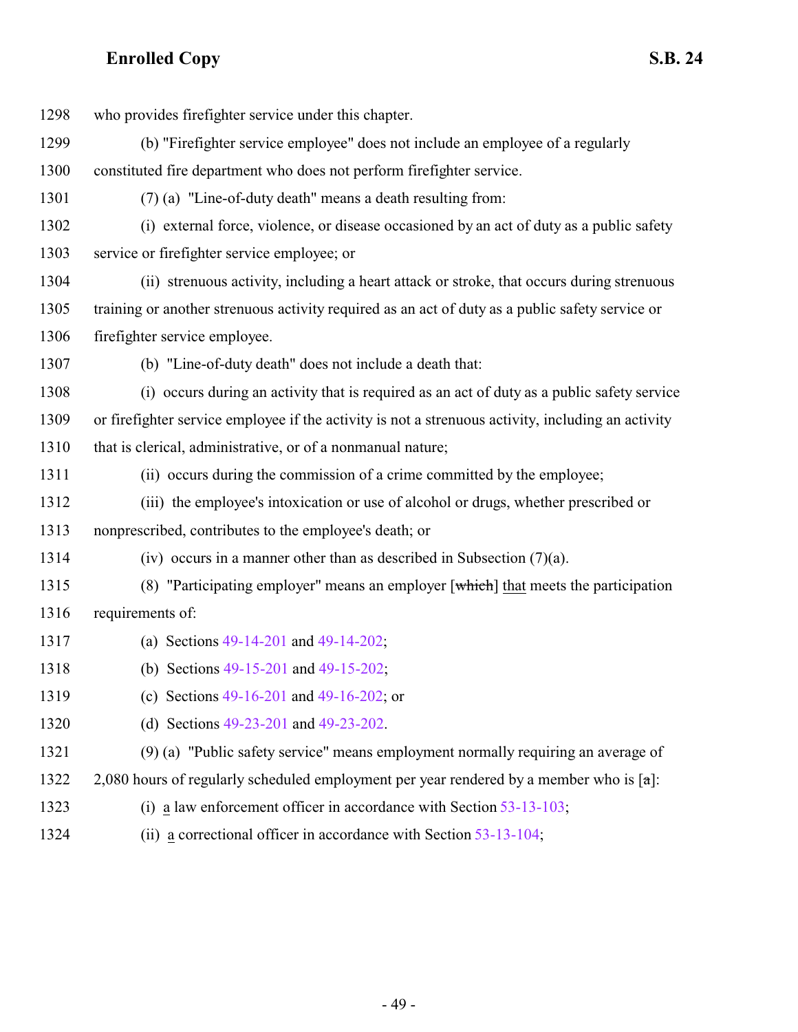who provides firefighter service under this chapter.

(b) "Firefighter service employee" does not include an employee of a regularly constituted fire department who does not perform firefighter service.

(7) (a) "Line-of-duty death" means a death resulting from:

(i) external force, violence, or disease occasioned by an act of duty as a public safety service or firefighter service employee; or

(ii) strenuous activity, including a heart attack or stroke, that occurs during strenuous training or another strenuous activity required as an act of duty as a public safety service or firefighter service employee.

(b) "Line-of-duty death" does not include a death that:

(i) occurs during an activity that is required as an act of duty as a public safety service or firefighter service employee if the activity is not a strenuous activity, including an activity that is clerical, administrative, or of a nonmanual nature;

(ii) occurs during the commission of a crime committed by the employee;

(iii) the employee's intoxication or use of alcohol or drugs, whether prescribed or nonprescribed, contributes to the employee's death; or

(iv) occurs in a manner other than as described in Subsection (7)(a).

(8) "Participating employer" means an employer [~~which~~] that meets the participation requirements of:

(a) Sections 49-14-201 and 49-14-202;

(b) Sections 49-15-201 and 49-15-202;

(c) Sections 49-16-201 and 49-16-202; or

(d) Sections 49-23-201 and 49-23-202.

(9) (a) "Public safety service" means employment normally requiring an average of 2,080 hours of regularly scheduled employment per year rendered by a member who is [~~a~~]:

(i) a law enforcement officer in accordance with Section 53-13-103;

(ii) a correctional officer in accordance with Section 53-13-104;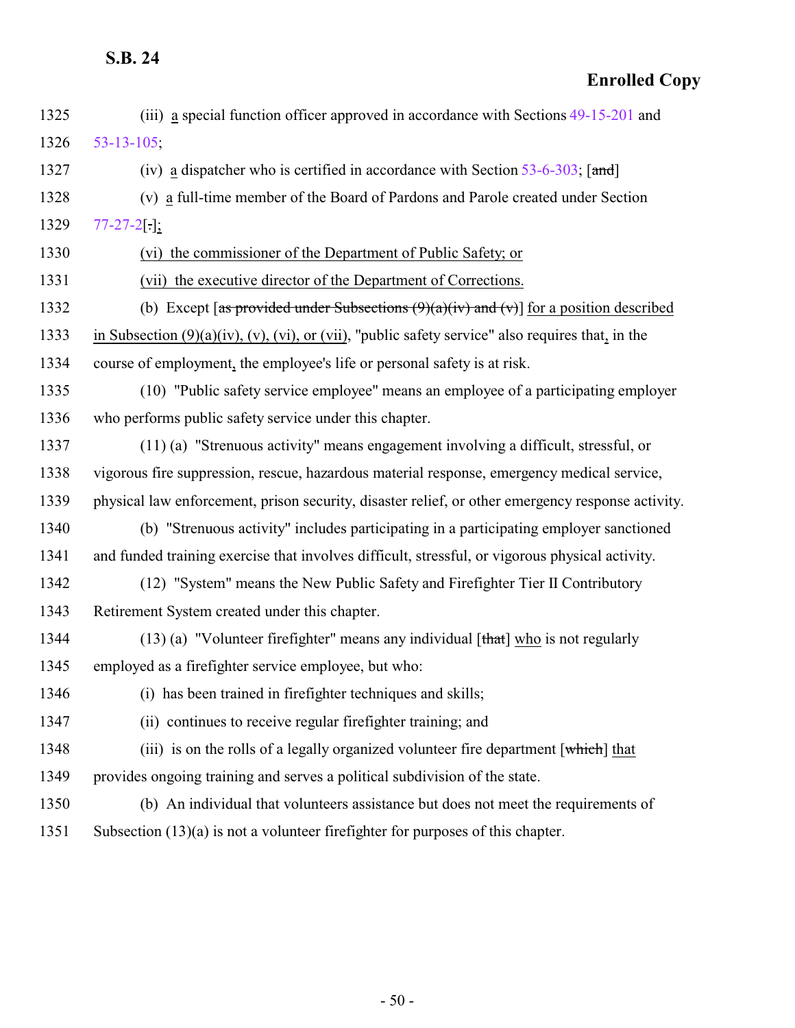1325 (iii) a special function officer approved in accordance with Sections 49-15-201 and
1326 53-13-105;

1327 (iv) a dispatcher who is certified in accordance with Section 53-6-303; [~~and~~]

1328 (v) a full-time member of the Board of Pardons and Parole created under Section
1329 77-27-2[~~.~~];

1330 (vi) the commissioner of the Department of Public Safety; or

1331 (vii) the executive director of the Department of Corrections.

1332 (b) Except [~~as provided under Subsections (9)(a)(iv) and (v)~~] for a position described
1333 in Subsection (9)(a)(iv), (v), (vi), or (vii), "public safety service" also requires that, in the
1334 course of employment, the employee's life or personal safety is at risk.

1335 (10) "Public safety service employee" means an employee of a participating employer
1336 who performs public safety service under this chapter.

1337 (11) (a) "Strenuous activity" means engagement involving a difficult, stressful, or
1338 vigorous fire suppression, rescue, hazardous material response, emergency medical service,
1339 physical law enforcement, prison security, disaster relief, or other emergency response activity.

1340 (b) "Strenuous activity" includes participating in a participating employer sanctioned
1341 and funded training exercise that involves difficult, stressful, or vigorous physical activity.

1342 (12) "System" means the New Public Safety and Firefighter Tier II Contributory
1343 Retirement System created under this chapter.

1344 (13) (a) "Volunteer firefighter" means any individual [~~that~~] who is not regularly
1345 employed as a firefighter service employee, but who:

1346 (i) has been trained in firefighter techniques and skills;

1347 (ii) continues to receive regular firefighter training; and

1348 (iii) is on the rolls of a legally organized volunteer fire department [~~which~~] that
1349 provides ongoing training and serves a political subdivision of the state.

1350 (b) An individual that volunteers assistance but does not meet the requirements of
1351 Subsection (13)(a) is not a volunteer firefighter for purposes of this chapter.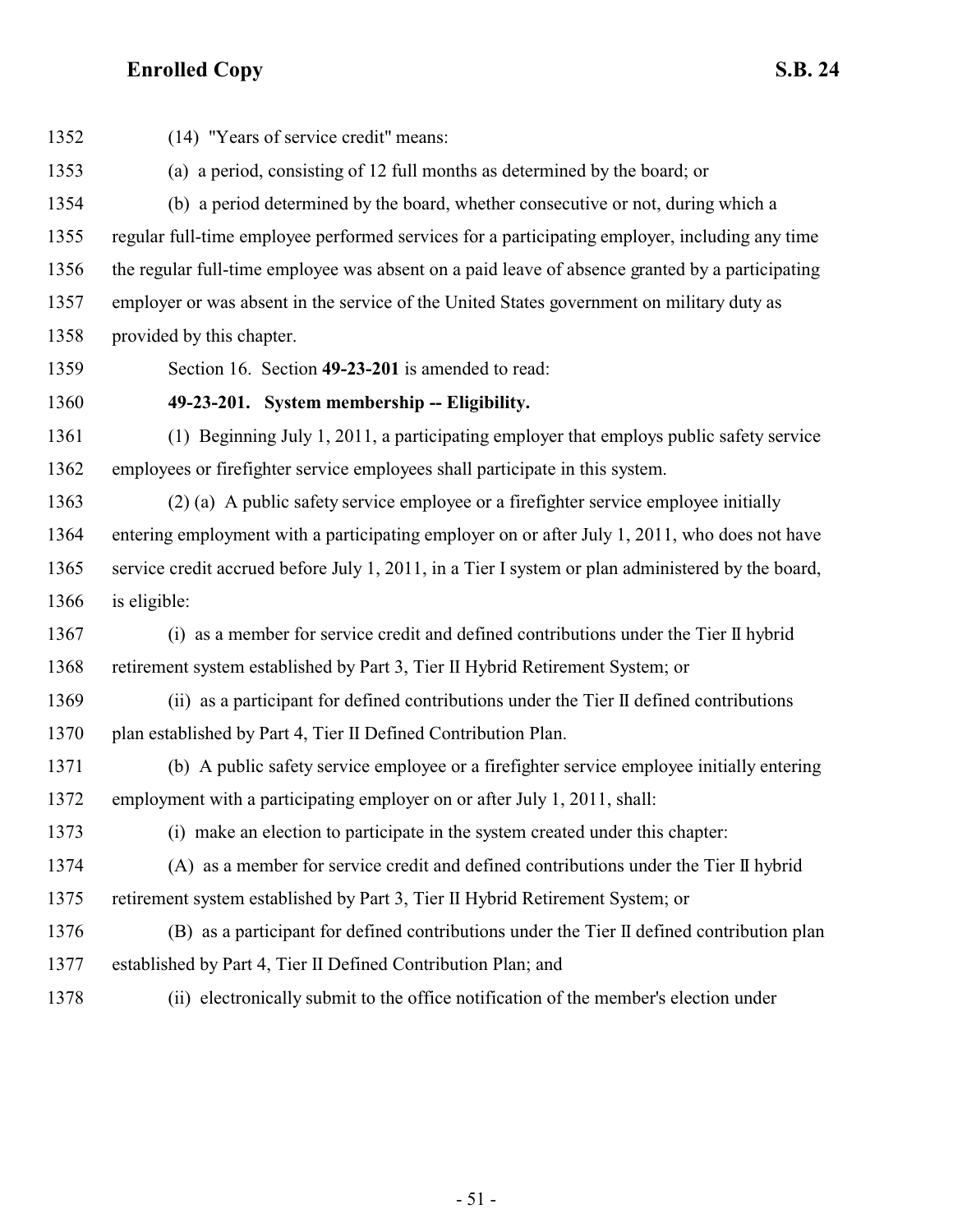(14) "Years of service credit" means:

(a) a period, consisting of 12 full months as determined by the board; or

(b) a period determined by the board, whether consecutive or not, during which a regular full-time employee performed services for a participating employer, including any time the regular full-time employee was absent on a paid leave of absence granted by a participating employer or was absent in the service of the United States government on military duty as provided by this chapter.

Section 16. Section **49-23-201** is amended to read:

**49-23-201. System membership -- Eligibility.**

(1) Beginning July 1, 2011, a participating employer that employs public safety service employees or firefighter service employees shall participate in this system.

(2) (a) A public safety service employee or a firefighter service employee initially entering employment with a participating employer on or after July 1, 2011, who does not have service credit accrued before July 1, 2011, in a Tier I system or plan administered by the board, is eligible:

(i) as a member for service credit and defined contributions under the Tier II hybrid retirement system established by Part 3, Tier II Hybrid Retirement System; or

(ii) as a participant for defined contributions under the Tier II defined contributions plan established by Part 4, Tier II Defined Contribution Plan.

(b) A public safety service employee or a firefighter service employee initially entering employment with a participating employer on or after July 1, 2011, shall:

(i) make an election to participate in the system created under this chapter:

(A) as a member for service credit and defined contributions under the Tier II hybrid retirement system established by Part 3, Tier II Hybrid Retirement System; or

(B) as a participant for defined contributions under the Tier II defined contribution plan established by Part 4, Tier II Defined Contribution Plan; and

(ii) electronically submit to the office notification of the member's election under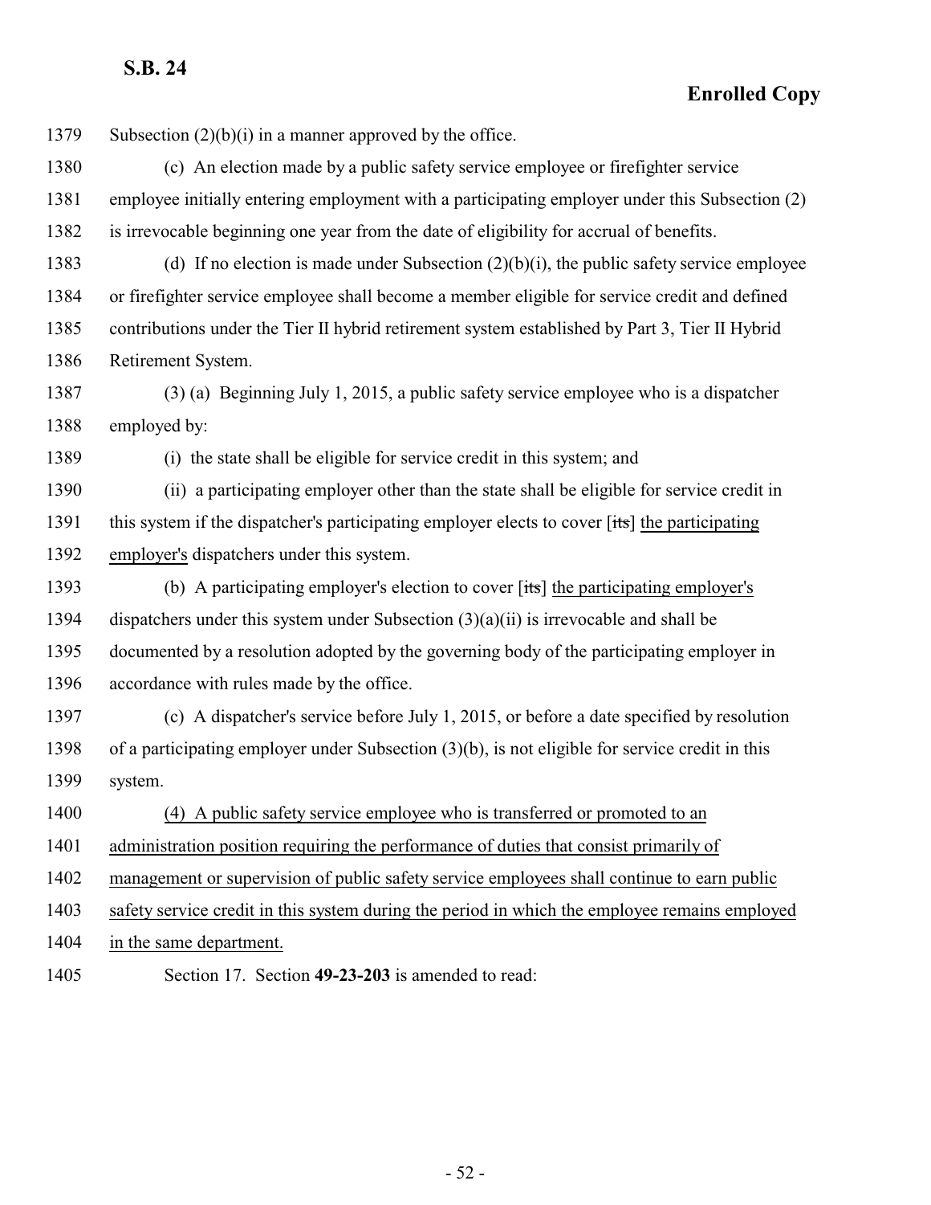1379 Subsection (2)(b)(i) in a manner approved by the office.

1380 (c) An election made by a public safety service employee or firefighter service
1381 employee initially entering employment with a participating employer under this Subsection (2)
1382 is irrevocable beginning one year from the date of eligibility for accrual of benefits.

1383 (d) If no election is made under Subsection (2)(b)(i), the public safety service employee
1384 or firefighter service employee shall become a member eligible for service credit and defined
1385 contributions under the Tier II hybrid retirement system established by Part 3, Tier II Hybrid
1386 Retirement System.

1387 (3) (a) Beginning July 1, 2015, a public safety service employee who is a dispatcher
1388 employed by:

1389 (i) the state shall be eligible for service credit in this system; and

1390 (ii) a participating employer other than the state shall be eligible for service credit in
1391 this system if the dispatcher's participating employer elects to cover [~~its~~] <u>the participating</u>
1392 <u>employer's</u> dispatchers under this system.

1393 (b) A participating employer's election to cover [~~its~~] <u>the participating employer's</u>
1394 dispatchers under this system under Subsection (3)(a)(ii) is irrevocable and shall be
1395 documented by a resolution adopted by the governing body of the participating employer in
1396 accordance with rules made by the office.

1397 (c) A dispatcher's service before July 1, 2015, or before a date specified by resolution
1398 of a participating employer under Subsection (3)(b), is not eligible for service credit in this
1399 system.

1400 <u>(4) A public safety service employee who is transferred or promoted to an</u>
1401 <u>administration position requiring the performance of duties that consist primarily of</u>
1402 <u>management or supervision of public safety service employees shall continue to earn public</u>
1403 <u>safety service credit in this system during the period in which the employee remains employed</u>
1404 <u>in the same department.</u>

1405 Section 17. Section **49-23-203** is amended to read: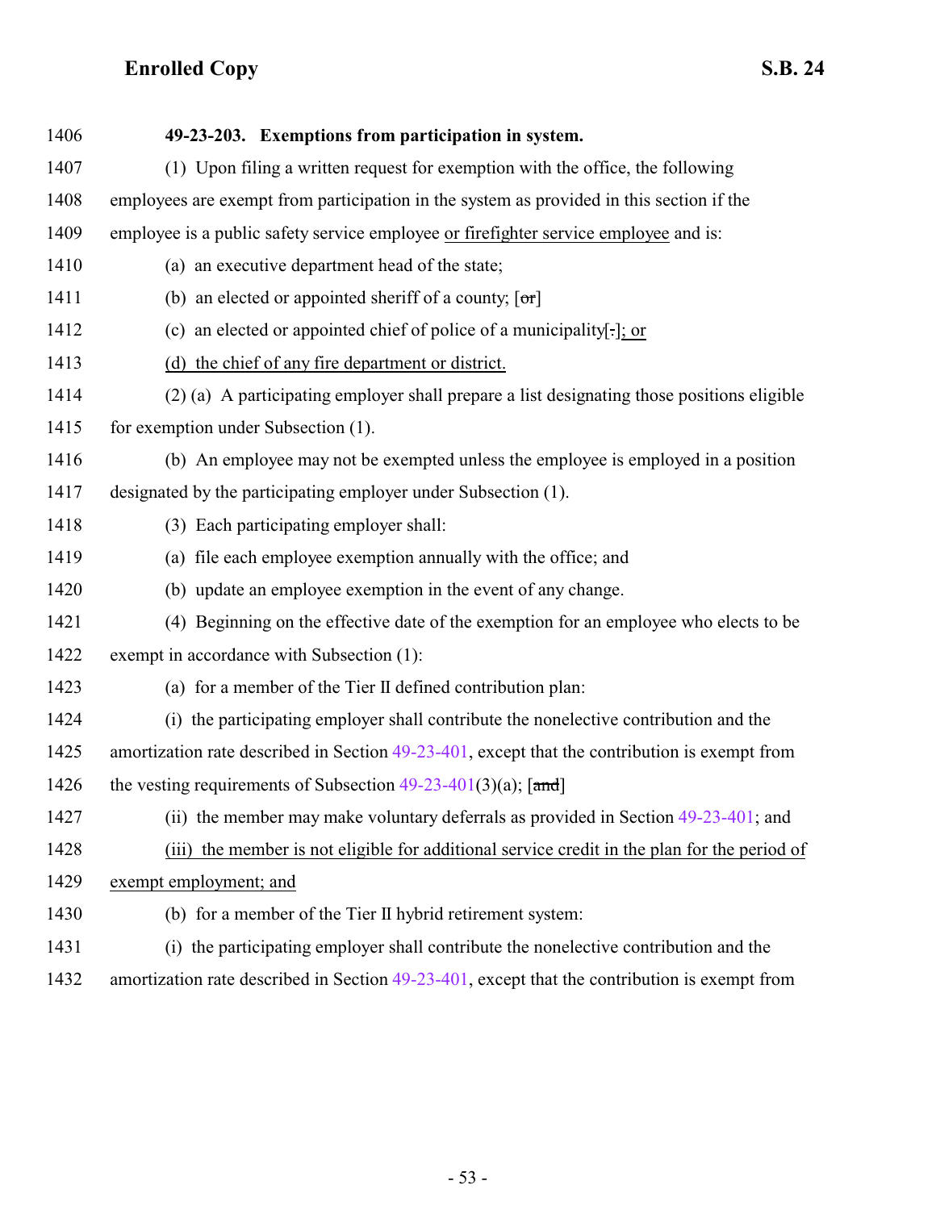**49-23-203. Exemptions from participation in system.**

(1) Upon filing a written request for exemption with the office, the following employees are exempt from participation in the system as provided in this section if the employee is a public safety service employee or firefighter service employee and is:

(a) an executive department head of the state;

(b) an elected or appointed sheriff of a county; [or]

(c) an elected or appointed chief of police of a municipality[.]; or

(d) the chief of any fire department or district.

(2) (a) A participating employer shall prepare a list designating those positions eligible for exemption under Subsection (1).

(b) An employee may not be exempted unless the employee is employed in a position designated by the participating employer under Subsection (1).

(3) Each participating employer shall:

(a) file each employee exemption annually with the office; and

(b) update an employee exemption in the event of any change.

(4) Beginning on the effective date of the exemption for an employee who elects to be exempt in accordance with Subsection (1):

(a) for a member of the Tier II defined contribution plan:

(i) the participating employer shall contribute the nonelective contribution and the amortization rate described in Section 49-23-401, except that the contribution is exempt from the vesting requirements of Subsection 49-23-401(3)(a); [and]

(ii) the member may make voluntary deferrals as provided in Section 49-23-401; and

(iii) the member is not eligible for additional service credit in the plan for the period of exempt employment; and

(b) for a member of the Tier II hybrid retirement system:

(i) the participating employer shall contribute the nonelective contribution and the amortization rate described in Section 49-23-401, except that the contribution is exempt from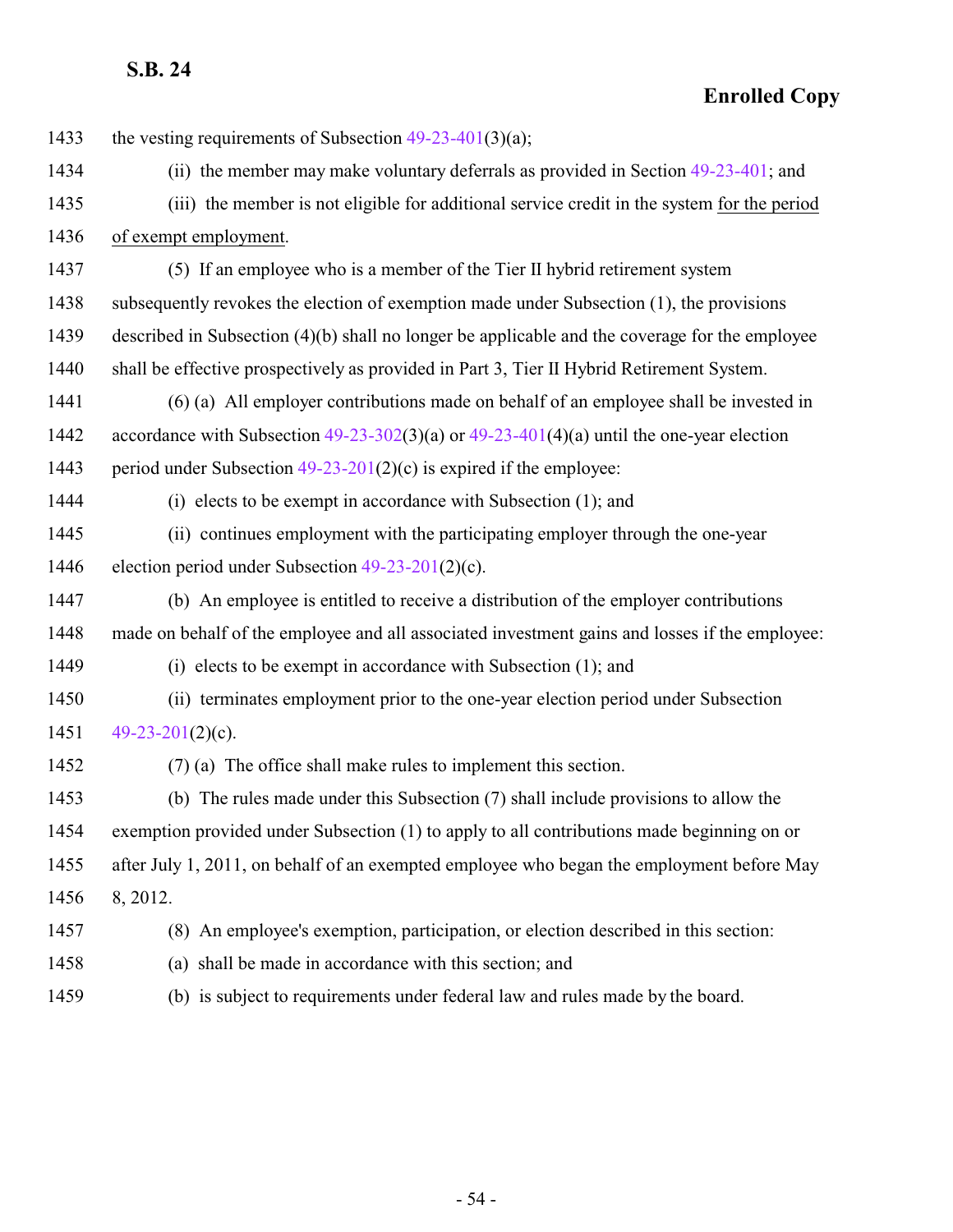the vesting requirements of Subsection 49-23-401(3)(a);

(ii) the member may make voluntary deferrals as provided in Section 49-23-401; and

(iii) the member is not eligible for additional service credit in the system for the period of exempt employment.

(5) If an employee who is a member of the Tier II hybrid retirement system subsequently revokes the election of exemption made under Subsection (1), the provisions described in Subsection (4)(b) shall no longer be applicable and the coverage for the employee shall be effective prospectively as provided in Part 3, Tier II Hybrid Retirement System.

(6) (a) All employer contributions made on behalf of an employee shall be invested in accordance with Subsection 49-23-302(3)(a) or 49-23-401(4)(a) until the one-year election period under Subsection 49-23-201(2)(c) is expired if the employee:

(i) elects to be exempt in accordance with Subsection (1); and

(ii) continues employment with the participating employer through the one-year election period under Subsection 49-23-201(2)(c).

(b) An employee is entitled to receive a distribution of the employer contributions made on behalf of the employee and all associated investment gains and losses if the employee:

(i) elects to be exempt in accordance with Subsection (1); and

(ii) terminates employment prior to the one-year election period under Subsection 49-23-201(2)(c).

(7) (a) The office shall make rules to implement this section.

(b) The rules made under this Subsection (7) shall include provisions to allow the exemption provided under Subsection (1) to apply to all contributions made beginning on or after July 1, 2011, on behalf of an exempted employee who began the employment before May 8, 2012.

(8) An employee's exemption, participation, or election described in this section:

(a) shall be made in accordance with this section; and

(b) is subject to requirements under federal law and rules made by the board.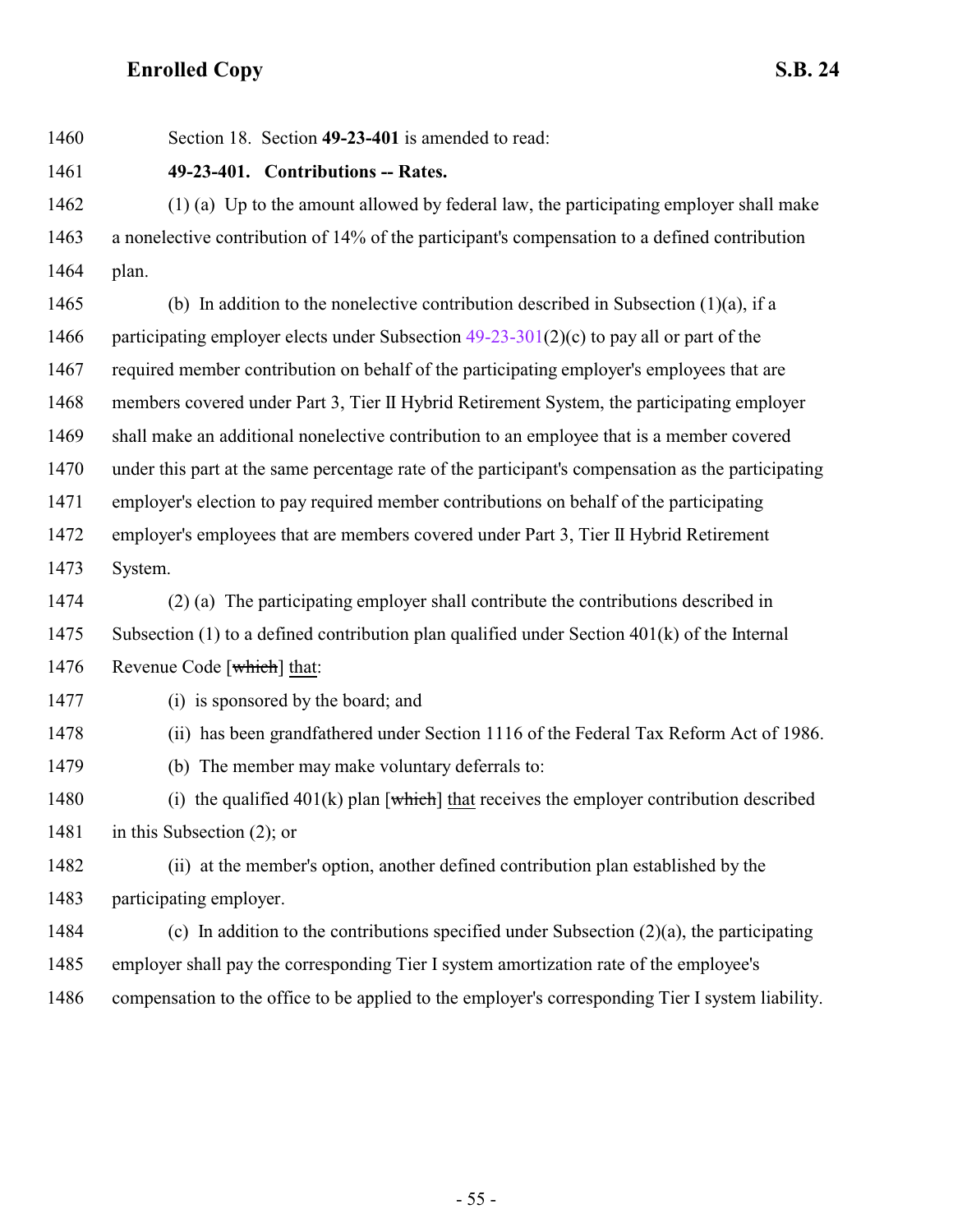1460 Section 18. Section **49-23-401** is amended to read:

1461 **49-23-401. Contributions -- Rates.**

1462 (1) (a) Up to the amount allowed by federal law, the participating employer shall make
1463 a nonelective contribution of 14% of the participant's compensation to a defined contribution
1464 plan.

1465 (b) In addition to the nonelective contribution described in Subsection (1)(a), if a
1466 participating employer elects under Subsection 49-23-301(2)(c) to pay all or part of the
1467 required member contribution on behalf of the participating employer's employees that are
1468 members covered under Part 3, Tier II Hybrid Retirement System, the participating employer
1469 shall make an additional nonelective contribution to an employee that is a member covered
1470 under this part at the same percentage rate of the participant's compensation as the participating
1471 employer's election to pay required member contributions on behalf of the participating
1472 employer's employees that are members covered under Part 3, Tier II Hybrid Retirement
1473 System.

1474 (2) (a) The participating employer shall contribute the contributions described in
1475 Subsection (1) to a defined contribution plan qualified under Section 401(k) of the Internal
1476 Revenue Code [~~which~~] that:

1477 (i) is sponsored by the board; and

1478 (ii) has been grandfathered under Section 1116 of the Federal Tax Reform Act of 1986.

1479 (b) The member may make voluntary deferrals to:

1480 (i) the qualified 401(k) plan [~~which~~] that receives the employer contribution described
1481 in this Subsection (2); or

1482 (ii) at the member's option, another defined contribution plan established by the
1483 participating employer.

1484 (c) In addition to the contributions specified under Subsection (2)(a), the participating
1485 employer shall pay the corresponding Tier I system amortization rate of the employee's
1486 compensation to the office to be applied to the employer's corresponding Tier I system liability.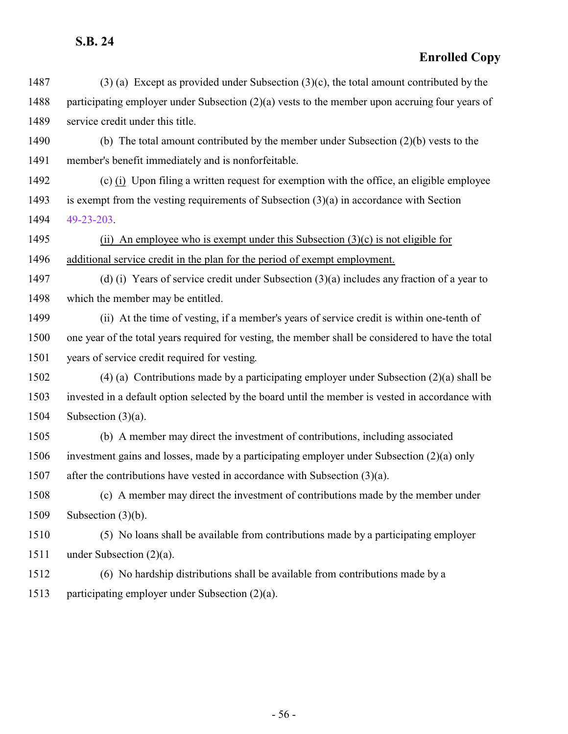(3) (a) Except as provided under Subsection (3)(c), the total amount contributed by the participating employer under Subsection (2)(a) vests to the member upon accruing four years of service credit under this title.

(b) The total amount contributed by the member under Subsection (2)(b) vests to the member's benefit immediately and is nonforfeitable.

(c) <u>(i)</u> Upon filing a written request for exemption with the office, an eligible employee is exempt from the vesting requirements of Subsection (3)(a) in accordance with Section 49-23-203.

<u>(ii) An employee who is exempt under this Subsection (3)(c) is not eligible for additional service credit in the plan for the period of exempt employment.</u>

(d) (i) Years of service credit under Subsection (3)(a) includes any fraction of a year to which the member may be entitled.

(ii) At the time of vesting, if a member's years of service credit is within one-tenth of one year of the total years required for vesting, the member shall be considered to have the total years of service credit required for vesting.

(4) (a) Contributions made by a participating employer under Subsection (2)(a) shall be invested in a default option selected by the board until the member is vested in accordance with Subsection (3)(a).

(b) A member may direct the investment of contributions, including associated investment gains and losses, made by a participating employer under Subsection (2)(a) only after the contributions have vested in accordance with Subsection (3)(a).

(c) A member may direct the investment of contributions made by the member under Subsection (3)(b).

(5) No loans shall be available from contributions made by a participating employer under Subsection (2)(a).

(6) No hardship distributions shall be available from contributions made by a participating employer under Subsection (2)(a).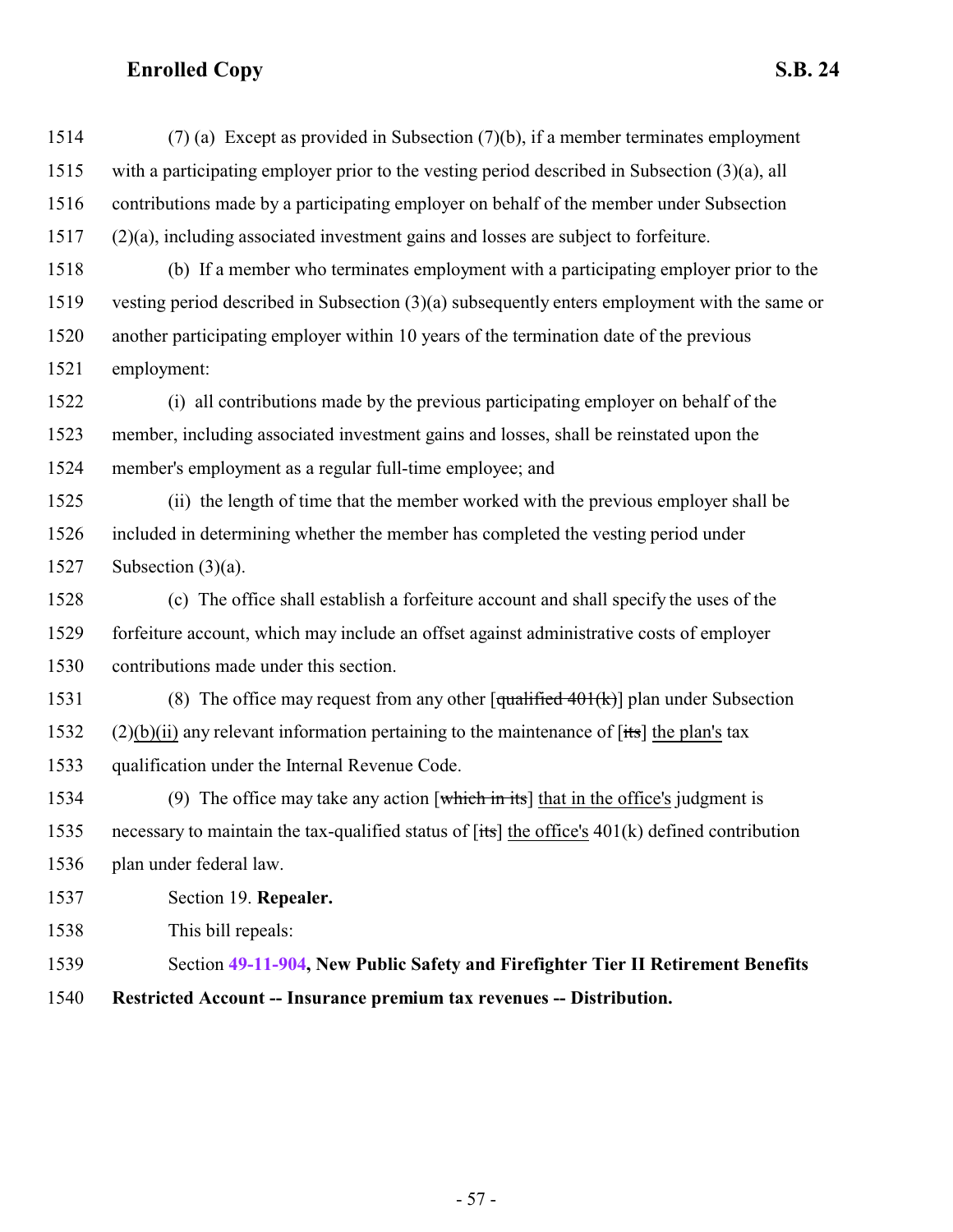(7) (a) Except as provided in Subsection (7)(b), if a member terminates employment with a participating employer prior to the vesting period described in Subsection (3)(a), all contributions made by a participating employer on behalf of the member under Subsection (2)(a), including associated investment gains and losses are subject to forfeiture.

(b) If a member who terminates employment with a participating employer prior to the vesting period described in Subsection (3)(a) subsequently enters employment with the same or another participating employer within 10 years of the termination date of the previous employment:

(i) all contributions made by the previous participating employer on behalf of the member, including associated investment gains and losses, shall be reinstated upon the member's employment as a regular full-time employee; and

(ii) the length of time that the member worked with the previous employer shall be included in determining whether the member has completed the vesting period under Subsection (3)(a).

(c) The office shall establish a forfeiture account and shall specify the uses of the forfeiture account, which may include an offset against administrative costs of employer contributions made under this section.

(8) The office may request from any other [~~qualified 401(k)~~] plan under Subsection (2)<u>(b)(ii)</u> any relevant information pertaining to the maintenance of [~~its~~] <u>the plan's</u> tax qualification under the Internal Revenue Code.

(9) The office may take any action [~~which in its~~] <u>that in the office's</u> judgment is necessary to maintain the tax-qualified status of [~~its~~] <u>the office's</u> 401(k) defined contribution plan under federal law.

Section 19. **Repealer.**

This bill repeals:

Section **49-11-904, New Public Safety and Firefighter Tier II Retirement Benefits Restricted Account -- Insurance premium tax revenues -- Distribution.**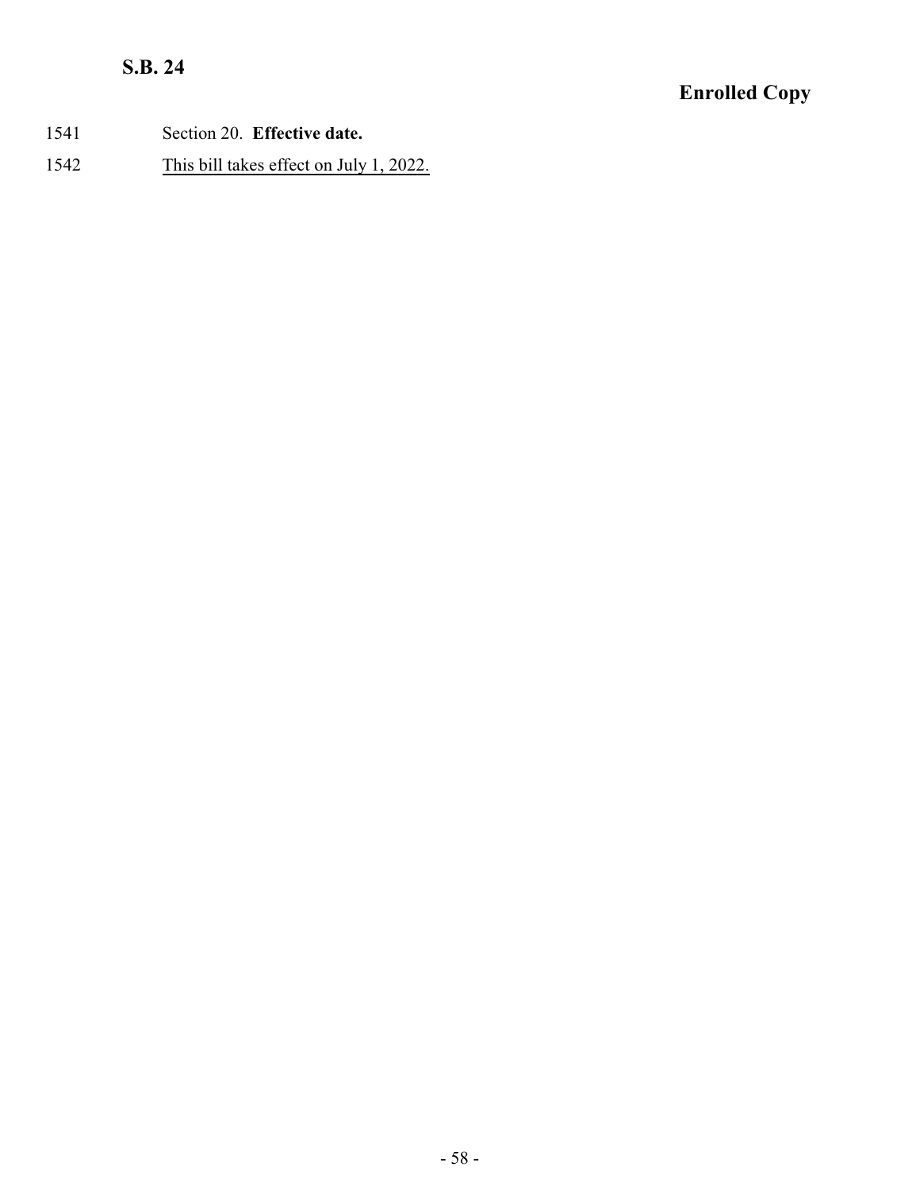1541 Section 20. **Effective date.**

1542 This bill takes effect on July 1, 2022.